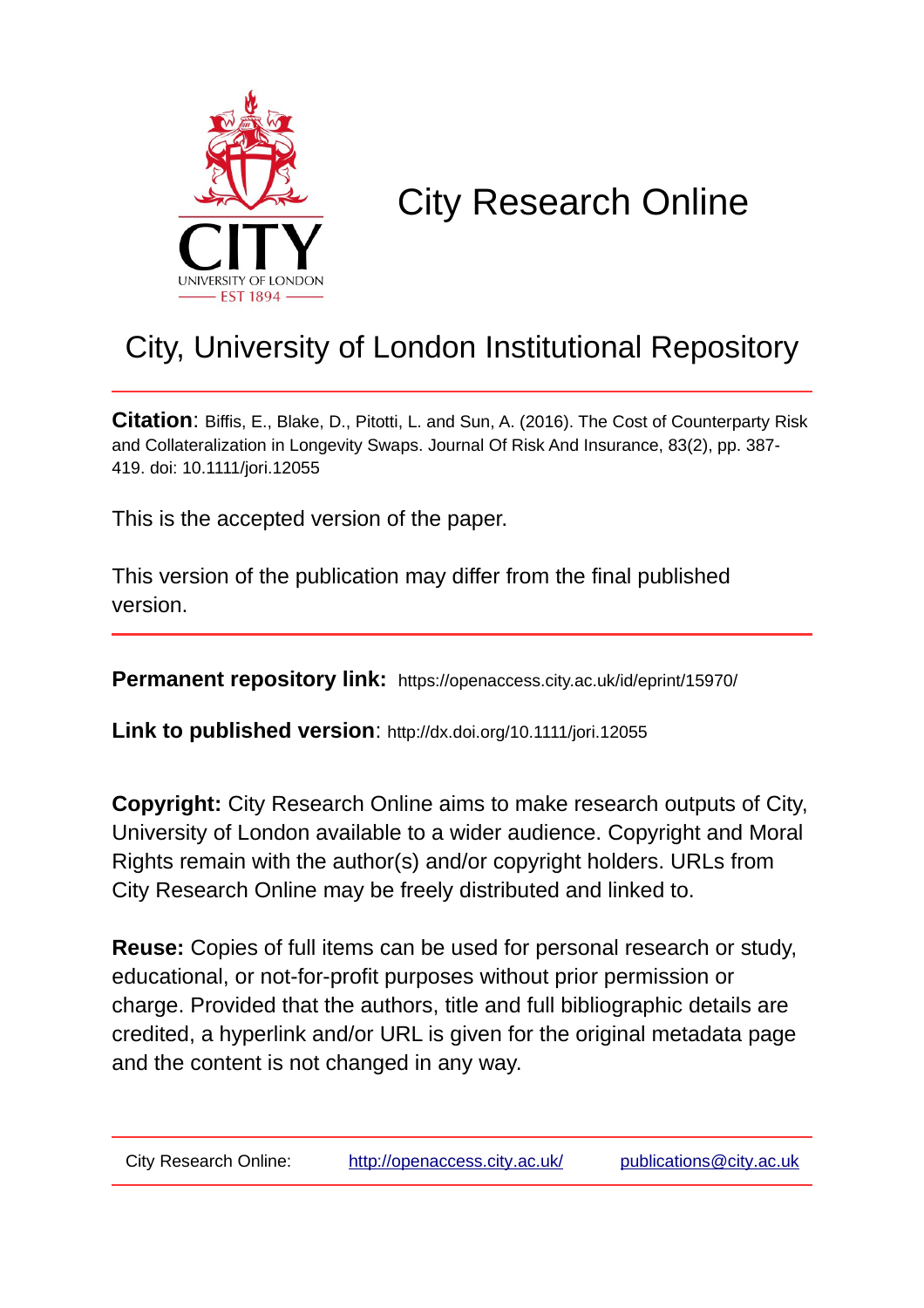# City Research Online

## City, University of London Institutional Repository

**Citation**: Biffis, E., Blake, D., Pitotti, L. and Sun, A. (2016). The Cost of Counterparty Risk and Collateralization in Longevity Swaps. Journal Of Risk And Insurance, 83(2), pp. 387-419. doi: 10.1111/jori.12055

This is the accepted version of the paper.

This version of the publication may differ from the final published version.

**Permanent repository link:** https://openaccess.city.ac.uk/id/eprint/15970/

**Link to published version**: http://dx.doi.org/10.1111/jori.12055

**Copyright:** City Research Online aims to make research outputs of City, University of London available to a wider audience. Copyright and Moral Rights remain with the author(s) and/or copyright holders. URLs from City Research Online may be freely distributed and linked to.

**Reuse:** Copies of full items can be used for personal research or study, educational, or not-for-profit purposes without prior permission or charge. Provided that the authors, title and full bibliographic details are credited, a hyperlink and/or URL is given for the original metadata page and the content is not changed in any way.

City Research Online: http://openaccess.city.ac.uk/ publications@city.ac.uk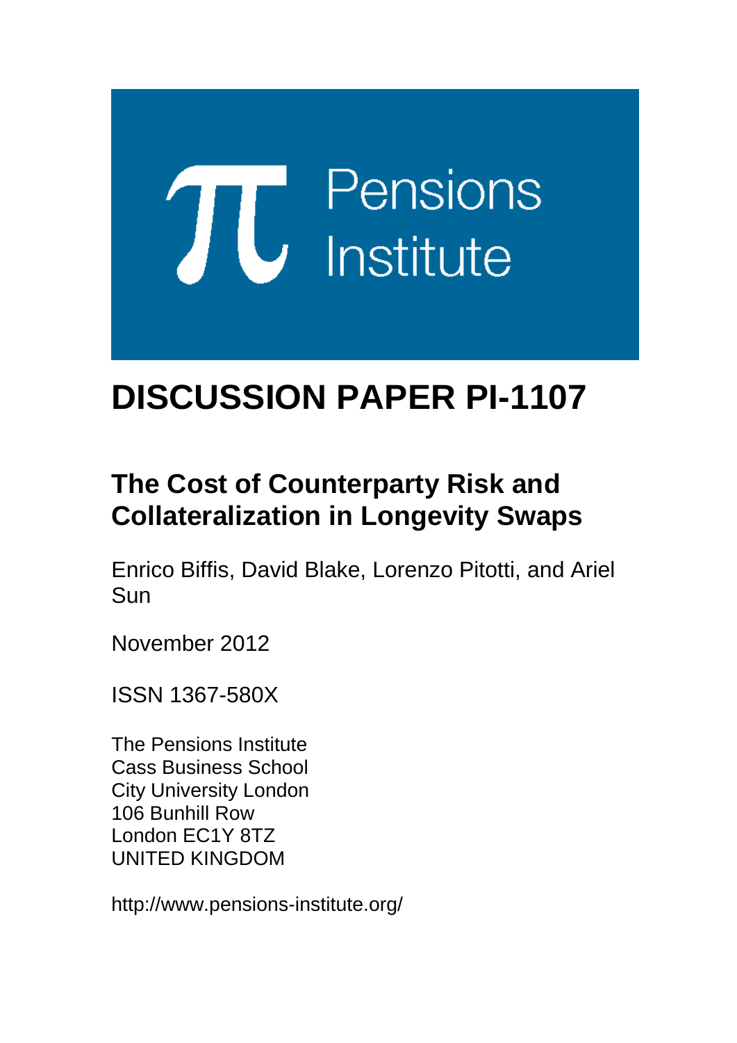Pensions Institute

# DISCUSSION PAPER PI-1107

## The Cost of Counterparty Risk and Collateralization in Longevity Swaps

Enrico Biffis, David Blake, Lorenzo Pitotti, and Ariel Sun

November 2012

ISSN 1367-580X

The Pensions Institute
Cass Business School
City University London
106 Bunhill Row
London EC1Y 8TZ
UNITED KINGDOM

http://www.pensions-institute.org/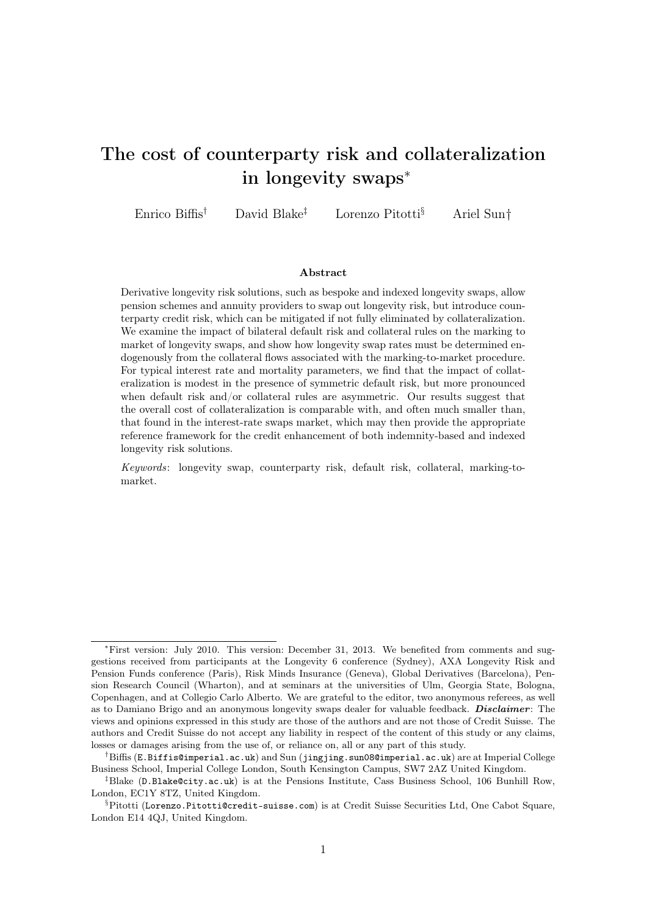# The cost of counterparty risk and collateralization in longevity swaps*

Enrico Biffis[†] David Blake[‡] Lorenzo Pitotti[§] Ariel Sun[†]

### Abstract

Derivative longevity risk solutions, such as bespoke and indexed longevity swaps, allow pension schemes and annuity providers to swap out longevity risk, but introduce counterparty credit risk, which can be mitigated if not fully eliminated by collateralization. We examine the impact of bilateral default risk and collateral rules on the marking to market of longevity swaps, and show how longevity swap rates must be determined endogenously from the collateral flows associated with the marking-to-market procedure. For typical interest rate and mortality parameters, we find that the impact of collateralization is modest in the presence of symmetric default risk, but more pronounced when default risk and/or collateral rules are asymmetric. Our results suggest that the overall cost of collateralization is comparable with, and often much smaller than, that found in the interest-rate swaps market, which may then provide the appropriate reference framework for the credit enhancement of both indemnity-based and indexed longevity risk solutions.

*Keywords*: longevity swap, counterparty risk, default risk, collateral, marking-to-market.

---

*First version: July 2010. This version: December 31, 2013. We benefited from comments and suggestions received from participants at the Longevity 6 conference (Sydney), AXA Longevity Risk and Pension Funds conference (Paris), Risk Minds Insurance (Geneva), Global Derivatives (Barcelona), Pension Research Council (Wharton), and at seminars at the universities of Ulm, Georgia State, Bologna, Copenhagen, and at Collegio Carlo Alberto. We are grateful to the editor, two anonymous referees, as well as to Damiano Brigo and an anonymous longevity swaps dealer for valuable feedback. ***Disclaimer***: The views and opinions expressed in this study are those of the authors and are not those of Credit Suisse. The authors and Credit Suisse do not accept any liability in respect of the content of this study or any claims, losses or damages arising from the use of, or reliance on, all or any part of this study.

[†]Biffis (E.Biffis@imperial.ac.uk) and Sun (jingjing.sun08@imperial.ac.uk) are at Imperial College Business School, Imperial College London, South Kensington Campus, SW7 2AZ United Kingdom.

[‡]Blake (D.Blake@city.ac.uk) is at the Pensions Institute, Cass Business School, 106 Bunhill Row, London, EC1Y 8TZ, United Kingdom.

[§]Pitotti (Lorenzo.Pitotti@credit-suisse.com) is at Credit Suisse Securities Ltd, One Cabot Square, London E14 4QJ, United Kingdom.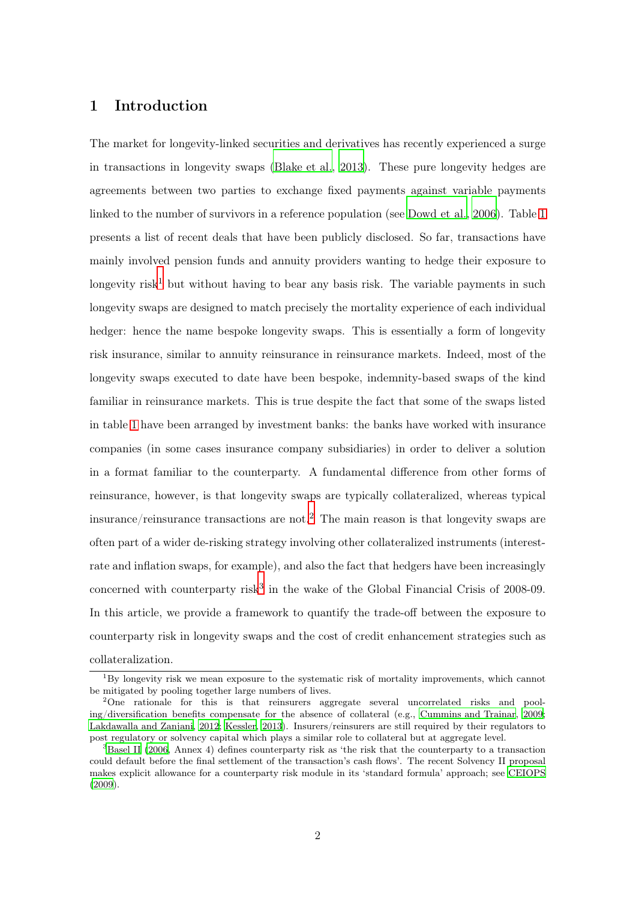# 1 Introduction

The market for longevity-linked securities and derivatives has recently experienced a surge in transactions in longevity swaps (Blake et al., 2013). These pure longevity hedges are agreements between two parties to exchange fixed payments against variable payments linked to the number of survivors in a reference population (see Dowd et al., 2006). Table 1 presents a list of recent deals that have been publicly disclosed. So far, transactions have mainly involved pension funds and annuity providers wanting to hedge their exposure to longevity risk[1] but without having to bear any basis risk. The variable payments in such longevity swaps are designed to match precisely the mortality experience of each individual hedger: hence the name bespoke longevity swaps. This is essentially a form of longevity risk insurance, similar to annuity reinsurance in reinsurance markets. Indeed, most of the longevity swaps executed to date have been bespoke, indemnity-based swaps of the kind familiar in reinsurance markets. This is true despite the fact that some of the swaps listed in table 1 have been arranged by investment banks: the banks have worked with insurance companies (in some cases insurance company subsidiaries) in order to deliver a solution in a format familiar to the counterparty. A fundamental difference from other forms of reinsurance, however, is that longevity swaps are typically collateralized, whereas typical insurance/reinsurance transactions are not.[2] The main reason is that longevity swaps are often part of a wider de-risking strategy involving other collateralized instruments (interest-rate and inflation swaps, for example), and also the fact that hedgers have been increasingly concerned with counterparty risk[3] in the wake of the Global Financial Crisis of 2008-09. In this article, we provide a framework to quantify the trade-off between the exposure to counterparty risk in longevity swaps and the cost of credit enhancement strategies such as collateralization.

---

[1] By longevity risk we mean exposure to the systematic risk of mortality improvements, which cannot be mitigated by pooling together large numbers of lives.

[2] One rationale for this is that reinsurers aggregate several uncorrelated risks and pooling/diversification benefits compensate for the absence of collateral (e.g., Cummins and Trainar, 2009; Lakdawalla and Zanjani, 2012; Kessler, 2013). Insurers/reinsurers are still required by their regulators to post regulatory or solvency capital which plays a similar role to collateral but at aggregate level.

[3] Basel II (2006, Annex 4) defines counterparty risk as 'the risk that the counterparty to a transaction could default before the final settlement of the transaction's cash flows'. The recent Solvency II proposal makes explicit allowance for a counterparty risk module in its 'standard formula' approach; see CEIOPS (2009).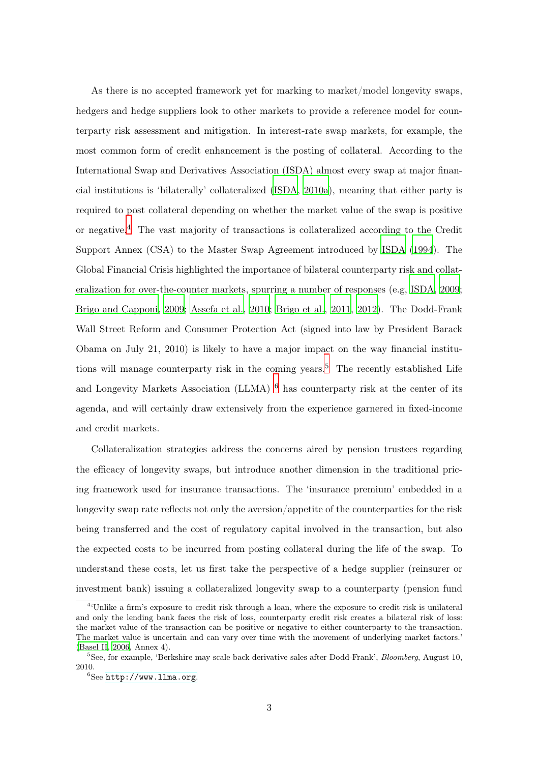As there is no accepted framework yet for marking to market/model longevity swaps, hedgers and hedge suppliers look to other markets to provide a reference model for counterparty risk assessment and mitigation. In interest-rate swap markets, for example, the most common form of credit enhancement is the posting of collateral. According to the International Swap and Derivatives Association (ISDA) almost every swap at major financial institutions is 'bilaterally' collateralized (ISDA, 2010a), meaning that either party is required to post collateral depending on whether the market value of the swap is positive or negative.[4] The vast majority of transactions is collateralized according to the Credit Support Annex (CSA) to the Master Swap Agreement introduced by ISDA (1994). The Global Financial Crisis highlighted the importance of bilateral counterparty risk and collateralization for over-the-counter markets, spurring a number of responses (e.g, ISDA, 2009; Brigo and Capponi, 2009; Assefa et al., 2010; Brigo et al., 2011, 2012). The Dodd-Frank Wall Street Reform and Consumer Protection Act (signed into law by President Barack Obama on July 21, 2010) is likely to have a major impact on the way financial institutions will manage counterparty risk in the coming years.[5] The recently established Life and Longevity Markets Association (LLMA) [6] has counterparty risk at the center of its agenda, and will certainly draw extensively from the experience garnered in fixed-income and credit markets.

Collateralization strategies address the concerns aired by pension trustees regarding the efficacy of longevity swaps, but introduce another dimension in the traditional pricing framework used for insurance transactions. The 'insurance premium' embedded in a longevity swap rate reflects not only the aversion/appetite of the counterparties for the risk being transferred and the cost of regulatory capital involved in the transaction, but also the expected costs to be incurred from posting collateral during the life of the swap. To understand these costs, let us first take the perspective of a hedge supplier (reinsurer or investment bank) issuing a collateralized longevity swap to a counterparty (pension fund

[4]'Unlike a firm's exposure to credit risk through a loan, where the exposure to credit risk is unilateral and only the lending bank faces the risk of loss, counterparty credit risk creates a bilateral risk of loss: the market value of the transaction can be positive or negative to either counterparty to the transaction. The market value is uncertain and can vary over time with the movement of underlying market factors.' (Basel II, 2006, Annex 4).

[5]See, for example, 'Berkshire may scale back derivative sales after Dodd-Frank', *Bloomberg*, August 10, 2010.

[6]See `http://www.llma.org`.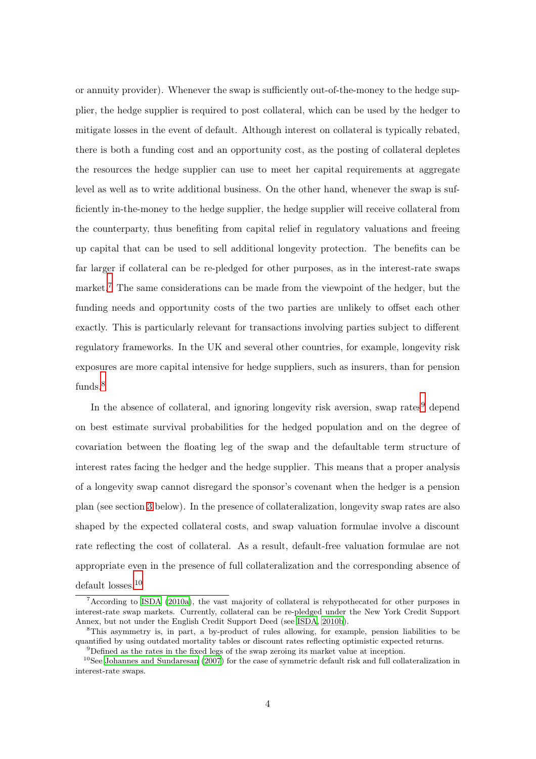or annuity provider). Whenever the swap is sufficiently out-of-the-money to the hedge supplier, the hedge supplier is required to post collateral, which can be used by the hedger to mitigate losses in the event of default. Although interest on collateral is typically rebated, there is both a funding cost and an opportunity cost, as the posting of collateral depletes the resources the hedge supplier can use to meet her capital requirements at aggregate level as well as to write additional business. On the other hand, whenever the swap is sufficiently in-the-money to the hedge supplier, the hedge supplier will receive collateral from the counterparty, thus benefiting from capital relief in regulatory valuations and freeing up capital that can be used to sell additional longevity protection. The benefits can be far larger if collateral can be re-pledged for other purposes, as in the interest-rate swaps market.[7] The same considerations can be made from the viewpoint of the hedger, but the funding needs and opportunity costs of the two parties are unlikely to offset each other exactly. This is particularly relevant for transactions involving parties subject to different regulatory frameworks. In the UK and several other countries, for example, longevity risk exposures are more capital intensive for hedge suppliers, such as insurers, than for pension funds.[8]

In the absence of collateral, and ignoring longevity risk aversion, swap rates[9] depend on best estimate survival probabilities for the hedged population and on the degree of covariation between the floating leg of the swap and the defaultable term structure of interest rates facing the hedger and the hedge supplier. This means that a proper analysis of a longevity swap cannot disregard the sponsor's covenant when the hedger is a pension plan (see section 3 below). In the presence of collateralization, longevity swap rates are also shaped by the expected collateral costs, and swap valuation formulae involve a discount rate reflecting the cost of collateral. As a result, default-free valuation formulae are not appropriate even in the presence of full collateralization and the corresponding absence of default losses.[10]

---

[7] According to ISDA (2010a), the vast majority of collateral is rehypothecated for other purposes in interest-rate swap markets. Currently, collateral can be re-pledged under the New York Credit Support Annex, but not under the English Credit Support Deed (see ISDA, 2010b).

[8] This asymmetry is, in part, a by-product of rules allowing, for example, pension liabilities to be quantified by using outdated mortality tables or discount rates reflecting optimistic expected returns.

[9] Defined as the rates in the fixed legs of the swap zeroing its market value at inception.

[10] See Johannes and Sundaresan (2007) for the case of symmetric default risk and full collateralization in interest-rate swaps.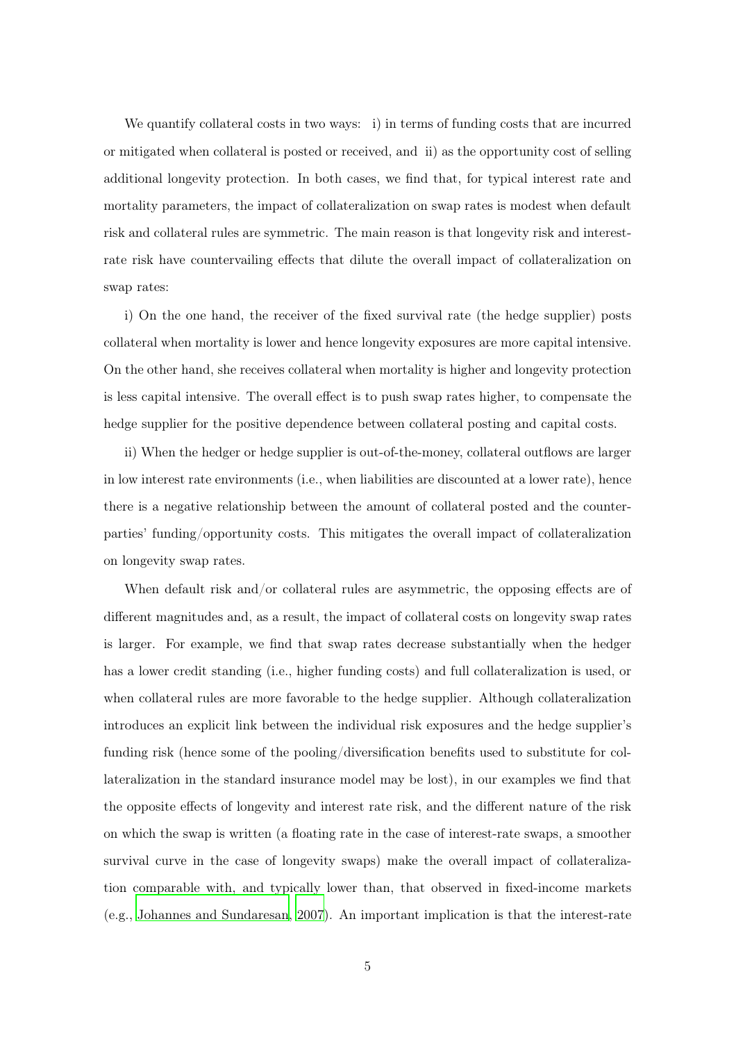We quantify collateral costs in two ways: i) in terms of funding costs that are incurred or mitigated when collateral is posted or received, and ii) as the opportunity cost of selling additional longevity protection. In both cases, we find that, for typical interest rate and mortality parameters, the impact of collateralization on swap rates is modest when default risk and collateral rules are symmetric. The main reason is that longevity risk and interest-rate risk have countervailing effects that dilute the overall impact of collateralization on swap rates:

i) On the one hand, the receiver of the fixed survival rate (the hedge supplier) posts collateral when mortality is lower and hence longevity exposures are more capital intensive. On the other hand, she receives collateral when mortality is higher and longevity protection is less capital intensive. The overall effect is to push swap rates higher, to compensate the hedge supplier for the positive dependence between collateral posting and capital costs.

ii) When the hedger or hedge supplier is out-of-the-money, collateral outflows are larger in low interest rate environments (i.e., when liabilities are discounted at a lower rate), hence there is a negative relationship between the amount of collateral posted and the counterparties' funding/opportunity costs. This mitigates the overall impact of collateralization on longevity swap rates.

When default risk and/or collateral rules are asymmetric, the opposing effects are of different magnitudes and, as a result, the impact of collateral costs on longevity swap rates is larger. For example, we find that swap rates decrease substantially when the hedger has a lower credit standing (i.e., higher funding costs) and full collateralization is used, or when collateral rules are more favorable to the hedge supplier. Although collateralization introduces an explicit link between the individual risk exposures and the hedge supplier's funding risk (hence some of the pooling/diversification benefits used to substitute for collateralization in the standard insurance model may be lost), in our examples we find that the opposite effects of longevity and interest rate risk, and the different nature of the risk on which the swap is written (a floating rate in the case of interest-rate swaps, a smoother survival curve in the case of longevity swaps) make the overall impact of collateralization comparable with, and typically lower than, that observed in fixed-income markets (e.g., Johannes and Sundaresan, 2007). An important implication is that the interest-rate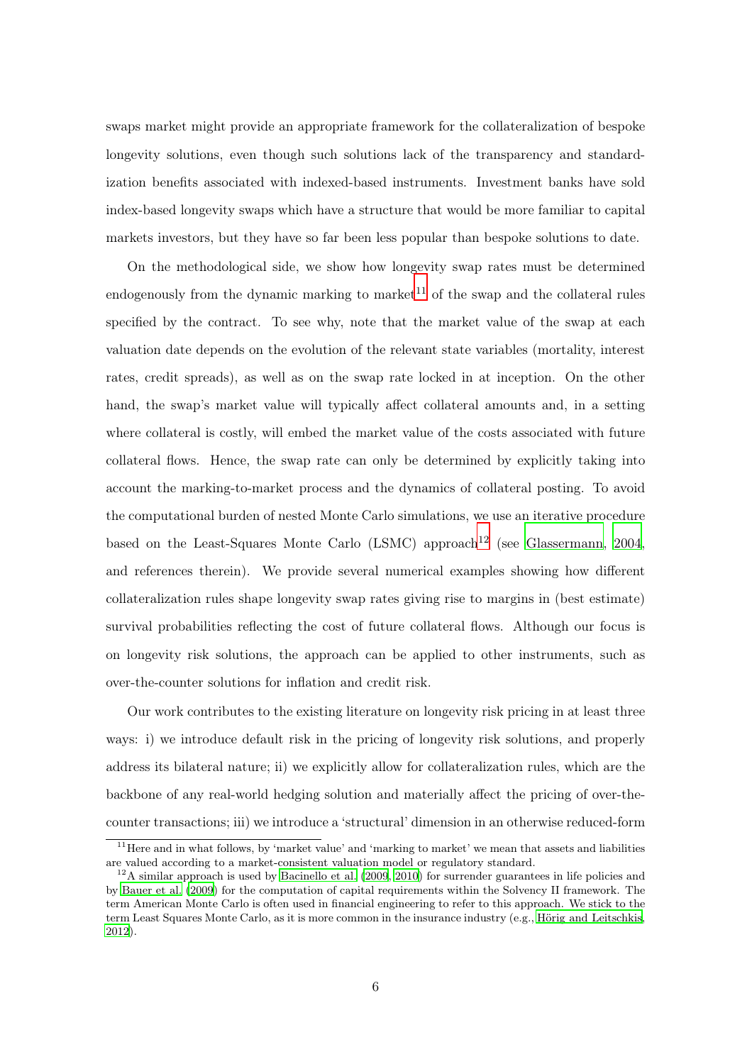swaps market might provide an appropriate framework for the collateralization of bespoke longevity solutions, even though such solutions lack of the transparency and standardization benefits associated with indexed-based instruments. Investment banks have sold index-based longevity swaps which have a structure that would be more familiar to capital markets investors, but they have so far been less popular than bespoke solutions to date.

On the methodological side, we show how longevity swap rates must be determined endogenously from the dynamic marking to market[11] of the swap and the collateral rules specified by the contract. To see why, note that the market value of the swap at each valuation date depends on the evolution of the relevant state variables (mortality, interest rates, credit spreads), as well as on the swap rate locked in at inception. On the other hand, the swap's market value will typically affect collateral amounts and, in a setting where collateral is costly, will embed the market value of the costs associated with future collateral flows. Hence, the swap rate can only be determined by explicitly taking into account the marking-to-market process and the dynamics of collateral posting. To avoid the computational burden of nested Monte Carlo simulations, we use an iterative procedure based on the Least-Squares Monte Carlo (LSMC) approach[12] (see Glassermann, 2004, and references therein). We provide several numerical examples showing how different collateralization rules shape longevity swap rates giving rise to margins in (best estimate) survival probabilities reflecting the cost of future collateral flows. Although our focus is on longevity risk solutions, the approach can be applied to other instruments, such as over-the-counter solutions for inflation and credit risk.

Our work contributes to the existing literature on longevity risk pricing in at least three ways: i) we introduce default risk in the pricing of longevity risk solutions, and properly address its bilateral nature; ii) we explicitly allow for collateralization rules, which are the backbone of any real-world hedging solution and materially affect the pricing of over-the-counter transactions; iii) we introduce a 'structural' dimension in an otherwise reduced-form

[11] Here and in what follows, by 'market value' and 'marking to market' we mean that assets and liabilities are valued according to a market-consistent valuation model or regulatory standard.

[12] A similar approach is used by Bacinello et al. (2009, 2010) for surrender guarantees in life policies and by Bauer et al. (2009) for the computation of capital requirements within the Solvency II framework. The term American Monte Carlo is often used in financial engineering to refer to this approach. We stick to the term Least Squares Monte Carlo, as it is more common in the insurance industry (e.g., Hörig and Leitschkis, 2012).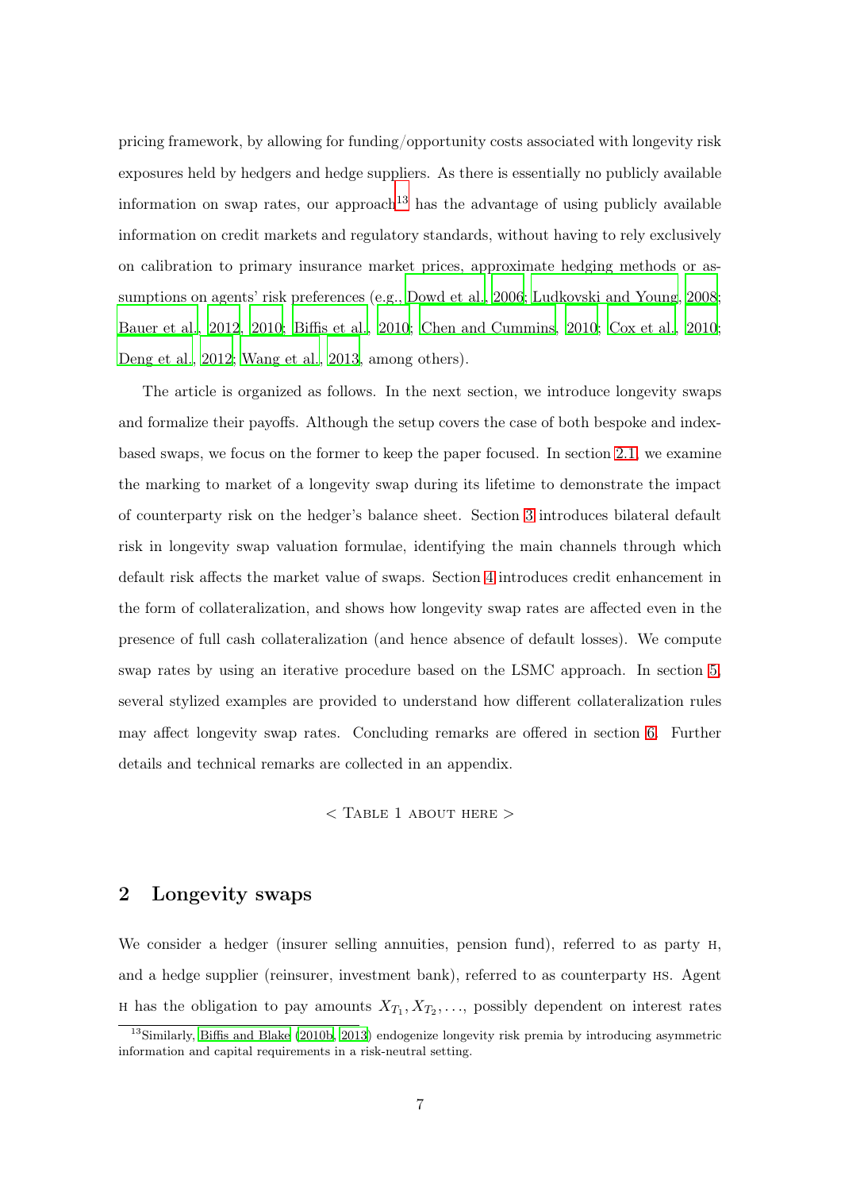pricing framework, by allowing for funding/opportunity costs associated with longevity risk exposures held by hedgers and hedge suppliers. As there is essentially no publicly available information on swap rates, our approach[13] has the advantage of using publicly available information on credit markets and regulatory standards, without having to rely exclusively on calibration to primary insurance market prices, approximate hedging methods or assumptions on agents' risk preferences (e.g., Dowd et al., 2006; Ludkovski and Young, 2008; Bauer et al., 2012, 2010; Biffis et al., 2010; Chen and Cummins, 2010; Cox et al., 2010; Deng et al., 2012; Wang et al., 2013, among others).

The article is organized as follows. In the next section, we introduce longevity swaps and formalize their payoffs. Although the setup covers the case of both bespoke and index-based swaps, we focus on the former to keep the paper focused. In section 2.1, we examine the marking to market of a longevity swap during its lifetime to demonstrate the impact of counterparty risk on the hedger's balance sheet. Section 3 introduces bilateral default risk in longevity swap valuation formulae, identifying the main channels through which default risk affects the market value of swaps. Section 4 introduces credit enhancement in the form of collateralization, and shows how longevity swap rates are affected even in the presence of full cash collateralization (and hence absence of default losses). We compute swap rates by using an iterative procedure based on the LSMC approach. In section 5, several stylized examples are provided to understand how different collateralization rules may affect longevity swap rates. Concluding remarks are offered in section 6. Further details and technical remarks are collected in an appendix.

< Table 1 about here >

## 2 Longevity swaps

We consider a hedger (insurer selling annuities, pension fund), referred to as party H, and a hedge supplier (reinsurer, investment bank), referred to as counterparty HS. Agent H has the obligation to pay amounts $X_{T_1}, X_{T_2}, \ldots$, possibly dependent on interest rates

[13] Similarly, Biffis and Blake (2010b, 2013) endogenize longevity risk premia by introducing asymmetric information and capital requirements in a risk-neutral setting.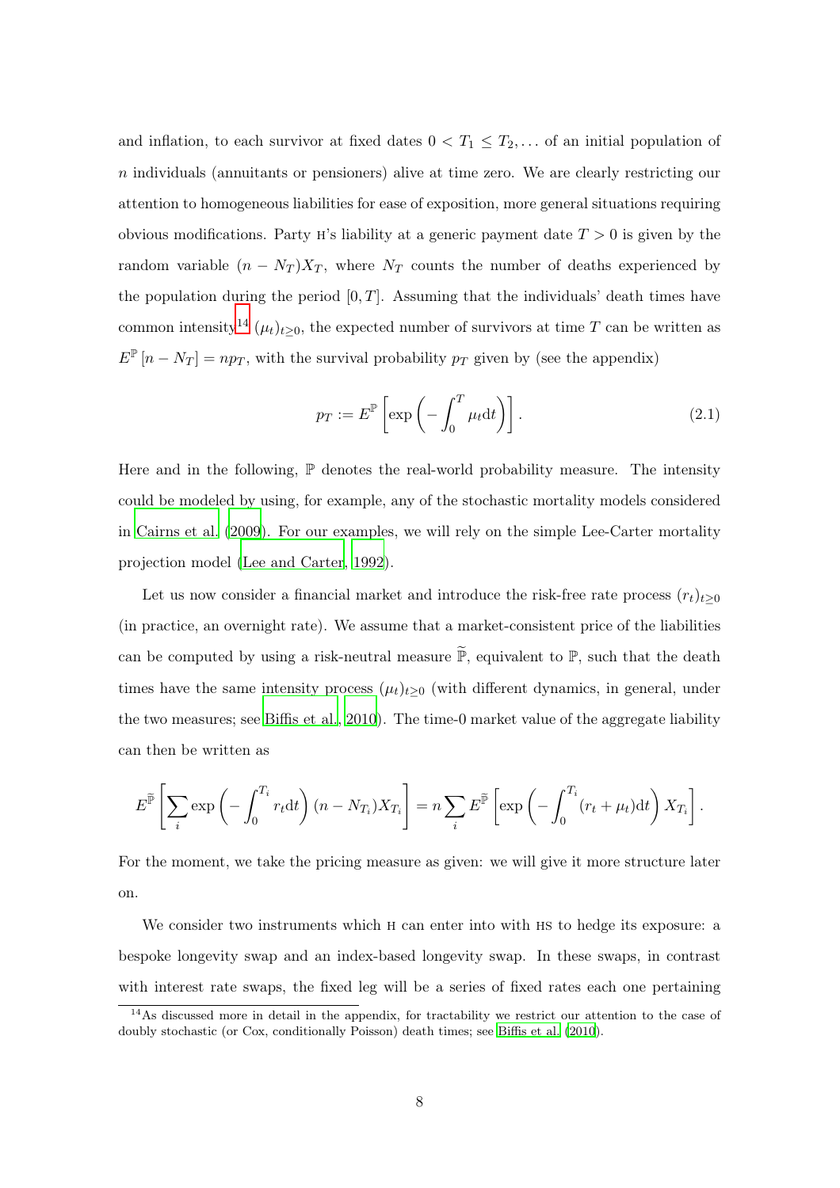and inflation, to each survivor at fixed dates $0 < T_1 \leq T_2, \ldots$ of an initial population of $n$ individuals (annuitants or pensioners) alive at time zero. We are clearly restricting our attention to homogeneous liabilities for ease of exposition, more general situations requiring obvious modifications. Party H's liability at a generic payment date $T > 0$ is given by the random variable $(n - N_T)X_T$, where $N_T$ counts the number of deaths experienced by the population during the period $[0, T]$. Assuming that the individuals' death times have common intensity[14] $(\mu_t)_{t\geq 0}$, the expected number of survivors at time $T$ can be written as $E^{\mathbb{P}}[n - N_T] = np_T$, with the survival probability $p_T$ given by (see the appendix)

$$p_T := E^{\mathbb{P}}\left[\exp\left(-\int_0^T \mu_t \mathrm{d}t\right)\right]. \tag{2.1}$$

Here and in the following, $\mathbb{P}$ denotes the real-world probability measure. The intensity could be modeled by using, for example, any of the stochastic mortality models considered in Cairns et al. (2009). For our examples, we will rely on the simple Lee-Carter mortality projection model (Lee and Carter, 1992).

Let us now consider a financial market and introduce the risk-free rate process $(r_t)_{t\geq 0}$ (in practice, an overnight rate). We assume that a market-consistent price of the liabilities can be computed by using a risk-neutral measure $\widetilde{\mathbb{P}}$, equivalent to $\mathbb{P}$, such that the death times have the same intensity process $(\mu_t)_{t\geq 0}$ (with different dynamics, in general, under the two measures; see Biffis et al., 2010). The time-0 market value of the aggregate liability can then be written as

$$E^{\widetilde{\mathbb{P}}}\left[\sum_i \exp\left(-\int_0^{T_i} r_t \mathrm{d}t\right)(n - N_{T_i})X_{T_i}\right] = n\sum_i E^{\widetilde{\mathbb{P}}}\left[\exp\left(-\int_0^{T_i}(r_t + \mu_t)\mathrm{d}t\right)X_{T_i}\right].$$

For the moment, we take the pricing measure as given: we will give it more structure later on.

We consider two instruments which H can enter into with HS to hedge its exposure: a bespoke longevity swap and an index-based longevity swap. In these swaps, in contrast with interest rate swaps, the fixed leg will be a series of fixed rates each one pertaining

[14] As discussed more in detail in the appendix, for tractability we restrict our attention to the case of doubly stochastic (or Cox, conditionally Poisson) death times; see Biffis et al. (2010).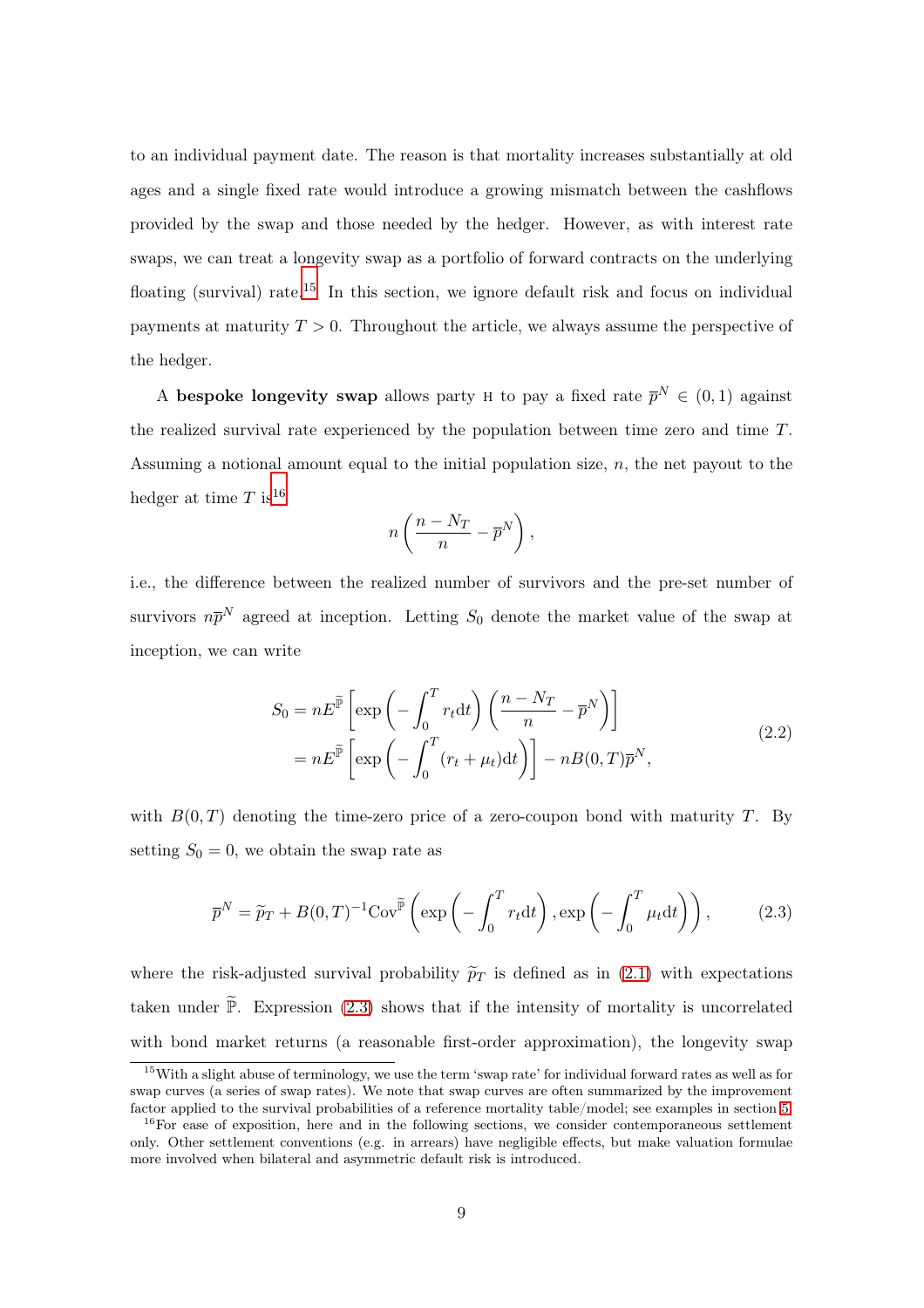to an individual payment date. The reason is that mortality increases substantially at old ages and a single fixed rate would introduce a growing mismatch between the cashflows provided by the swap and those needed by the hedger. However, as with interest rate swaps, we can treat a longevity swap as a portfolio of forward contracts on the underlying floating (survival) rate.[15] In this section, we ignore default risk and focus on individual payments at maturity $T > 0$. Throughout the article, we always assume the perspective of the hedger.

A **bespoke longevity swap** allows party H to pay a fixed rate $\overline{p}^N \in (0, 1)$ against the realized survival rate experienced by the population between time zero and time $T$. Assuming a notional amount equal to the initial population size, $n$, the net payout to the hedger at time $T$ is[16]

$$
n\left(\frac{n - N_T}{n} - \overline{p}^N\right),
$$

i.e., the difference between the realized number of survivors and the pre-set number of survivors $n\overline{p}^N$ agreed at inception. Letting $S_0$ denote the market value of the swap at inception, we can write

$$
\begin{aligned}
S_0 &= nE^{\widetilde{\mathbb{P}}}\left[\exp\left(-\int_0^T r_t \mathrm{d}t\right)\left(\frac{n - N_T}{n} - \overline{p}^N\right)\right] \\
&= nE^{\widetilde{\mathbb{P}}}\left[\exp\left(-\int_0^T (r_t + \mu_t)\mathrm{d}t\right)\right] - nB(0,T)\overline{p}^N,
\end{aligned}
\tag{2.2}
$$

with $B(0, T)$ denoting the time-zero price of a zero-coupon bond with maturity $T$. By setting $S_0 = 0$, we obtain the swap rate as

$$
\overline{p}^N = \widetilde{p}_T + B(0,T)^{-1}\mathrm{Cov}^{\widetilde{\mathbb{P}}}\left(\exp\left(-\int_0^T r_t \mathrm{d}t\right), \exp\left(-\int_0^T \mu_t \mathrm{d}t\right)\right),
\tag{2.3}
$$

where the risk-adjusted survival probability $\widetilde{p}_T$ is defined as in (2.1) with expectations taken under $\widetilde{\mathbb{P}}$. Expression (2.3) shows that if the intensity of mortality is uncorrelated with bond market returns (a reasonable first-order approximation), the longevity swap

[15] With a slight abuse of terminology, we use the term 'swap rate' for individual forward rates as well as for swap curves (a series of swap rates). We note that swap curves are often summarized by the improvement factor applied to the survival probabilities of a reference mortality table/model; see examples in section 5.

[16] For ease of exposition, here and in the following sections, we consider contemporaneous settlement only. Other settlement conventions (e.g. in arrears) have negligible effects, but make valuation formulae more involved when bilateral and asymmetric default risk is introduced.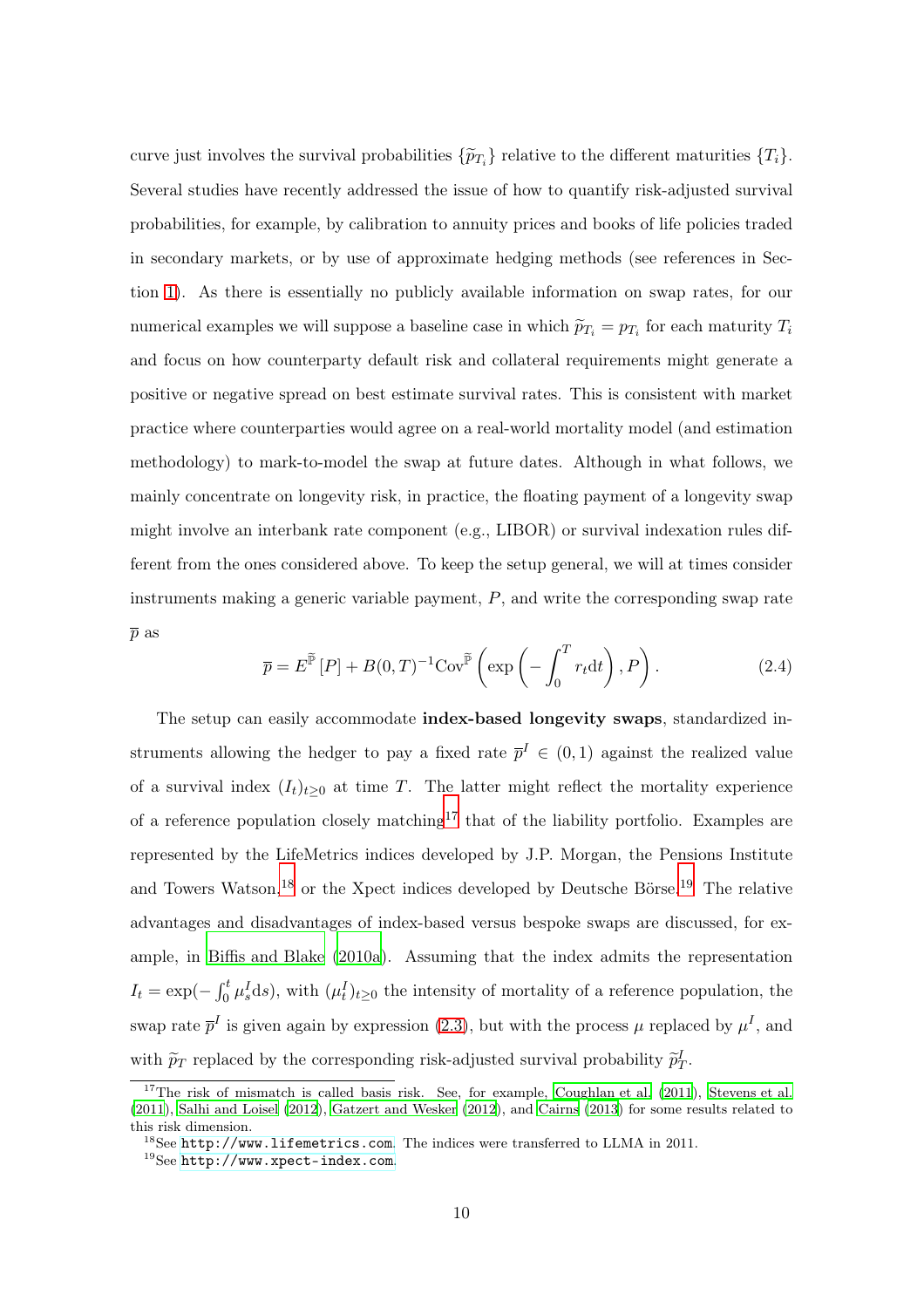curve just involves the survival probabilities $\{\widetilde{p}_{T_i}\}$ relative to the different maturities $\{T_i\}$. Several studies have recently addressed the issue of how to quantify risk-adjusted survival probabilities, for example, by calibration to annuity prices and books of life policies traded in secondary markets, or by use of approximate hedging methods (see references in Section 1). As there is essentially no publicly available information on swap rates, for our numerical examples we will suppose a baseline case in which $\widetilde{p}_{T_i} = p_{T_i}$ for each maturity $T_i$ and focus on how counterparty default risk and collateral requirements might generate a positive or negative spread on best estimate survival rates. This is consistent with market practice where counterparties would agree on a real-world mortality model (and estimation methodology) to mark-to-model the swap at future dates. Although in what follows, we mainly concentrate on longevity risk, in practice, the floating payment of a longevity swap might involve an interbank rate component (e.g., LIBOR) or survival indexation rules different from the ones considered above. To keep the setup general, we will at times consider instruments making a generic variable payment, $P$, and write the corresponding swap rate $\overline{p}$ as

$$\overline{p} = E^{\widetilde{\mathbb{P}}}[P] + B(0,T)^{-1}\text{Cov}^{\widetilde{\mathbb{P}}}\left(\exp\left(-\int_0^T r_t \text{d}t\right), P\right). \tag{2.4}$$

The setup can easily accommodate **index-based longevity swaps**, standardized instruments allowing the hedger to pay a fixed rate $\overline{p}^I \in (0,1)$ against the realized value of a survival index $(I_t)_{t\geq 0}$ at time $T$. The latter might reflect the mortality experience of a reference population closely matching[17] that of the liability portfolio. Examples are represented by the LifeMetrics indices developed by J.P. Morgan, the Pensions Institute and Towers Watson,[18] or the Xpect indices developed by Deutsche Börse.[19] The relative advantages and disadvantages of index-based versus bespoke swaps are discussed, for example, in Biffis and Blake (2010a). Assuming that the index admits the representation $I_t = \exp(-\int_0^t \mu_s^I \text{d}s)$, with $(\mu_t^I)_{t\geq 0}$ the intensity of mortality of a reference population, the swap rate $\overline{p}^I$ is given again by expression (2.3), but with the process $\mu$ replaced by $\mu^I$, and with $\widetilde{p}_T$ replaced by the corresponding risk-adjusted survival probability $\widetilde{p}_T^I$.

[17] The risk of mismatch is called basis risk. See, for example, Coughlan et al. (2011), Stevens et al. (2011), Salhi and Loisel (2012), Gatzert and Wesker (2012), and Cairns (2013) for some results related to this risk dimension.

[18] See http://www.lifemetrics.com. The indices were transferred to LLMA in 2011.

[19] See http://www.xpect-index.com.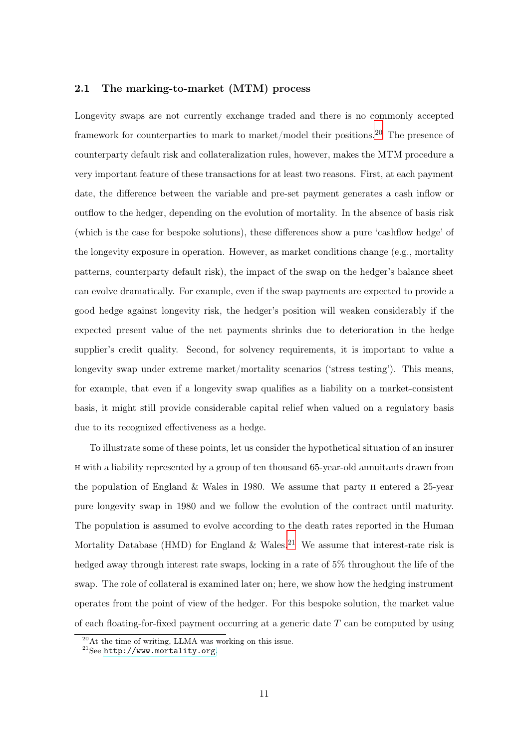### 2.1 The marking-to-market (MTM) process

Longevity swaps are not currently exchange traded and there is no commonly accepted framework for counterparties to mark to market/model their positions.[20] The presence of counterparty default risk and collateralization rules, however, makes the MTM procedure a very important feature of these transactions for at least two reasons. First, at each payment date, the difference between the variable and pre-set payment generates a cash inflow or outflow to the hedger, depending on the evolution of mortality. In the absence of basis risk (which is the case for bespoke solutions), these differences show a pure 'cashflow hedge' of the longevity exposure in operation. However, as market conditions change (e.g., mortality patterns, counterparty default risk), the impact of the swap on the hedger's balance sheet can evolve dramatically. For example, even if the swap payments are expected to provide a good hedge against longevity risk, the hedger's position will weaken considerably if the expected present value of the net payments shrinks due to deterioration in the hedge supplier's credit quality. Second, for solvency requirements, it is important to value a longevity swap under extreme market/mortality scenarios ('stress testing'). This means, for example, that even if a longevity swap qualifies as a liability on a market-consistent basis, it might still provide considerable capital relief when valued on a regulatory basis due to its recognized effectiveness as a hedge.

To illustrate some of these points, let us consider the hypothetical situation of an insurer H with a liability represented by a group of ten thousand 65-year-old annuitants drawn from the population of England & Wales in 1980. We assume that party H entered a 25-year pure longevity swap in 1980 and we follow the evolution of the contract until maturity. The population is assumed to evolve according to the death rates reported in the Human Mortality Database (HMD) for England & Wales.[21] We assume that interest-rate risk is hedged away through interest rate swaps, locking in a rate of 5% throughout the life of the swap. The role of collateral is examined later on; here, we show how the hedging instrument operates from the point of view of the hedger. For this bespoke solution, the market value of each floating-for-fixed payment occurring at a generic date $T$ can be computed by using

[20] At the time of writing, LLMA was working on this issue.

[21] See http://www.mortality.org.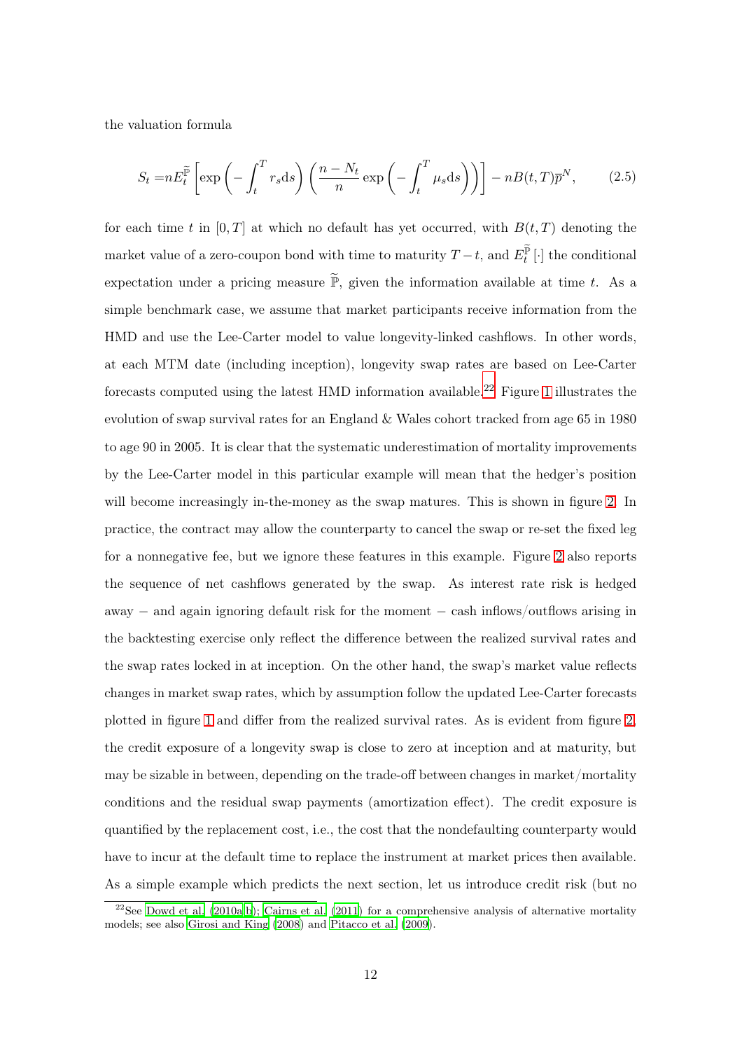the valuation formula

$$S_t = nE_t^{\widetilde{\mathbb{P}}}\left[\exp\left(-\int_t^T r_s \mathrm{d}s\right)\left(\frac{n-N_t}{n}\exp\left(-\int_t^T \mu_s \mathrm{d}s\right)\right)\right] - nB(t,T)\overline{p}^N, \tag{2.5}$$

for each time $t$ in $[0,T]$ at which no default has yet occurred, with $B(t,T)$ denoting the market value of a zero-coupon bond with time to maturity $T-t$, and $E_t^{\widetilde{\mathbb{P}}}[\cdot]$ the conditional expectation under a pricing measure $\widetilde{\mathbb{P}}$, given the information available at time $t$. As a simple benchmark case, we assume that market participants receive information from the HMD and use the Lee-Carter model to value longevity-linked cashflows. In other words, at each MTM date (including inception), longevity swap rates are based on Lee-Carter forecasts computed using the latest HMD information available.[22] Figure 1 illustrates the evolution of swap survival rates for an England & Wales cohort tracked from age 65 in 1980 to age 90 in 2005. It is clear that the systematic underestimation of mortality improvements by the Lee-Carter model in this particular example will mean that the hedger's position will become increasingly in-the-money as the swap matures. This is shown in figure 2. In practice, the contract may allow the counterparty to cancel the swap or re-set the fixed leg for a nonnegative fee, but we ignore these features in this example. Figure 2 also reports the sequence of net cashflows generated by the swap. As interest rate risk is hedged away – and again ignoring default risk for the moment – cash inflows/outflows arising in the backtesting exercise only reflect the difference between the realized survival rates and the swap rates locked in at inception. On the other hand, the swap's market value reflects changes in market swap rates, which by assumption follow the updated Lee-Carter forecasts plotted in figure 1 and differ from the realized survival rates. As is evident from figure 2, the credit exposure of a longevity swap is close to zero at inception and at maturity, but may be sizable in between, depending on the trade-off between changes in market/mortality conditions and the residual swap payments (amortization effect). The credit exposure is quantified by the replacement cost, i.e., the cost that the nondefaulting counterparty would have to incur at the default time to replace the instrument at market prices then available. As a simple example which predicts the next section, let us introduce credit risk (but no

[22] See Dowd et al. (2010a,b); Cairns et al. (2011) for a comprehensive analysis of alternative mortality models; see also Girosi and King (2008) and Pitacco et al. (2009).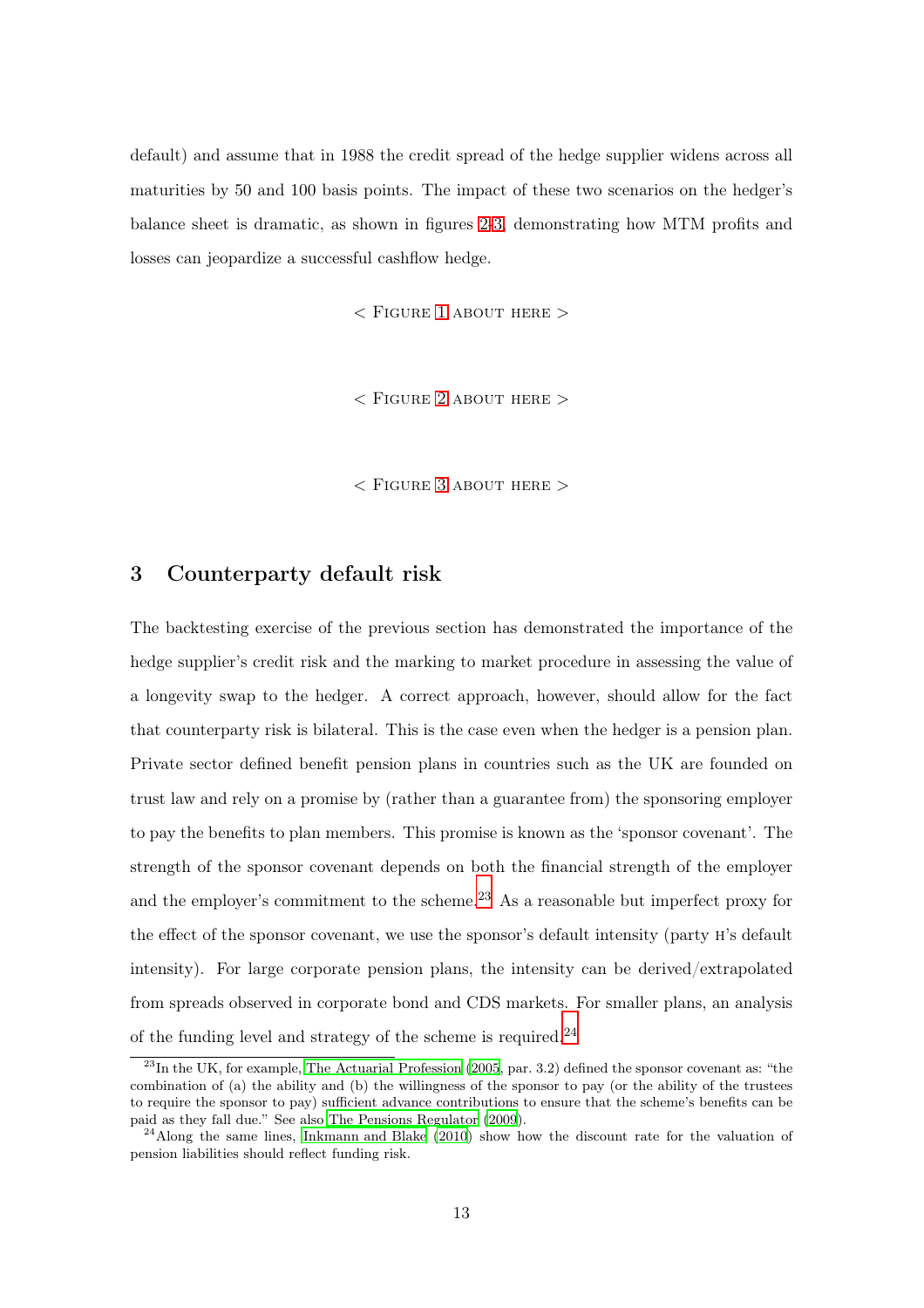default) and assume that in 1988 the credit spread of the hedge supplier widens across all maturities by 50 and 100 basis points. The impact of these two scenarios on the hedger's balance sheet is dramatic, as shown in figures 2,3, demonstrating how MTM profits and losses can jeopardize a successful cashflow hedge.

< Figure 1 about here >

< Figure 2 about here >

< Figure 3 about here >

## 3 Counterparty default risk

The backtesting exercise of the previous section has demonstrated the importance of the hedge supplier's credit risk and the marking to market procedure in assessing the value of a longevity swap to the hedger. A correct approach, however, should allow for the fact that counterparty risk is bilateral. This is the case even when the hedger is a pension plan. Private sector defined benefit pension plans in countries such as the UK are founded on trust law and rely on a promise by (rather than a guarantee from) the sponsoring employer to pay the benefits to plan members. This promise is known as the 'sponsor covenant'. The strength of the sponsor covenant depends on both the financial strength of the employer and the employer's commitment to the scheme.[23] As a reasonable but imperfect proxy for the effect of the sponsor covenant, we use the sponsor's default intensity (party H's default intensity). For large corporate pension plans, the intensity can be derived/extrapolated from spreads observed in corporate bond and CDS markets. For smaller plans, an analysis of the funding level and strategy of the scheme is required.[24]

[23] In the UK, for example, The Actuarial Profession (2005, par. 3.2) defined the sponsor covenant as: "the combination of (a) the ability and (b) the willingness of the sponsor to pay (or the ability of the trustees to require the sponsor to pay) sufficient advance contributions to ensure that the scheme's benefits can be paid as they fall due." See also The Pensions Regulator (2009).

[24] Along the same lines, Inkmann and Blake (2010) show how the discount rate for the valuation of pension liabilities should reflect funding risk.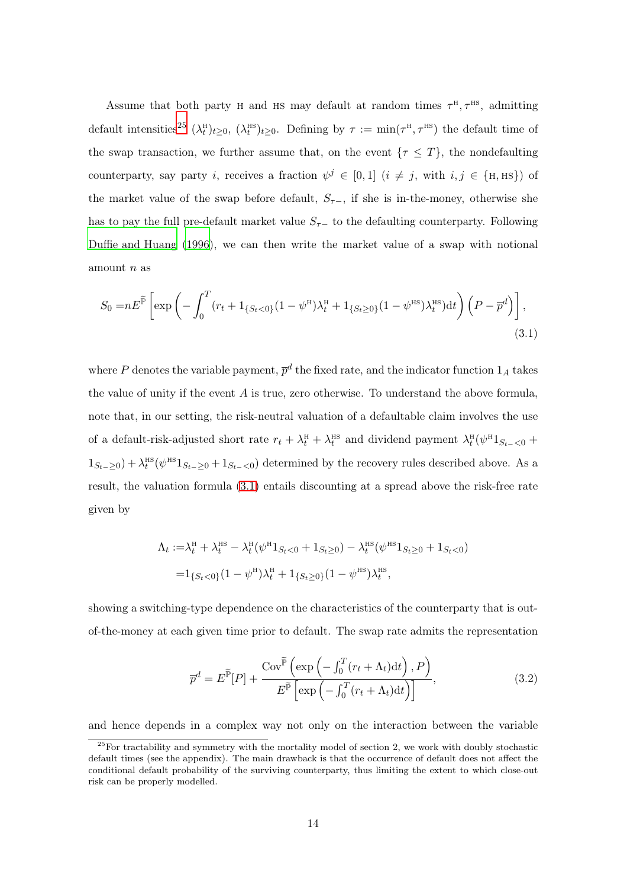Assume that both party H and HS may default at random times $\tau^{\text{H}}, \tau^{\text{HS}}$, admitting default intensities[25] $(\lambda_t^{\text{H}})_{t\geq 0}$, $(\lambda_t^{\text{HS}})_{t\geq 0}$. Defining by $\tau := \min(\tau^{\text{H}}, \tau^{\text{HS}})$ the default time of the swap transaction, we further assume that, on the event $\{\tau \leq T\}$, the nondefaulting counterparty, say party $i$, receives a fraction $\psi^j \in [0,1]$ ($i \neq j$, with $i,j \in \{\text{H}, \text{HS}\}$) of the market value of the swap before default, $S_{\tau-}$, if she is in-the-money, otherwise she has to pay the full pre-default market value $S_{\tau-}$ to the defaulting counterparty. Following Duffie and Huang (1996), we can then write the market value of a swap with notional amount $n$ as

$$
S_0 = nE^{\widetilde{\mathbb{P}}}\left[\exp\left(-\int_0^T (r_t + 1_{\{S_t<0\}}(1-\psi^{\text{H}})\lambda_t^{\text{H}} + 1_{\{S_t\geq 0\}}(1-\psi^{\text{HS}})\lambda_t^{\text{HS}})\mathrm{d}t\right)\left(P - \overline{p}^d\right)\right], \tag{3.1}
$$

where $P$ denotes the variable payment, $\overline{p}^d$ the fixed rate, and the indicator function $1_A$ takes the value of unity if the event $A$ is true, zero otherwise. To understand the above formula, note that, in our setting, the risk-neutral valuation of a defaultable claim involves the use of a default-risk-adjusted short rate $r_t + \lambda_t^{\text{H}} + \lambda_t^{\text{HS}}$ and dividend payment $\lambda_t^{\text{H}}(\psi^{\text{H}} 1_{S_{t-}<0} + 1_{S_{t-}\geq 0}) + \lambda_t^{\text{HS}}(\psi^{\text{HS}} 1_{S_{t-}\geq 0} + 1_{S_{t-}<0})$ determined by the recovery rules described above. As a result, the valuation formula (3.1) entails discounting at a spread above the risk-free rate given by

$$
\begin{aligned}
\Lambda_t :=& \lambda_t^{\text{H}} + \lambda_t^{\text{HS}} - \lambda_t^{\text{H}}(\psi^{\text{H}} 1_{S_t<0} + 1_{S_t\geq 0}) - \lambda_t^{\text{HS}}(\psi^{\text{HS}} 1_{S_t\geq 0} + 1_{S_t<0}) \\
=& 1_{\{S_t<0\}}(1-\psi^{\text{H}})\lambda_t^{\text{H}} + 1_{\{S_t\geq 0\}}(1-\psi^{\text{HS}})\lambda_t^{\text{HS}},
\end{aligned}
$$

showing a switching-type dependence on the characteristics of the counterparty that is out-of-the-money at each given time prior to default. The swap rate admits the representation

$$
\overline{p}^d = E^{\widetilde{\mathbb{P}}}[P] + \frac{\mathrm{Cov}^{\widetilde{\mathbb{P}}}\left(\exp\left(-\int_0^T (r_t + \Lambda_t)\mathrm{d}t\right), P\right)}{E^{\widetilde{\mathbb{P}}}\left[\exp\left(-\int_0^T (r_t + \Lambda_t)\mathrm{d}t\right)\right]}, \tag{3.2}
$$

and hence depends in a complex way not only on the interaction between the variable

[25] For tractability and symmetry with the mortality model of section 2, we work with doubly stochastic default times (see the appendix). The main drawback is that the occurrence of default does not affect the conditional default probability of the surviving counterparty, thus limiting the extent to which close-out risk can be properly modelled.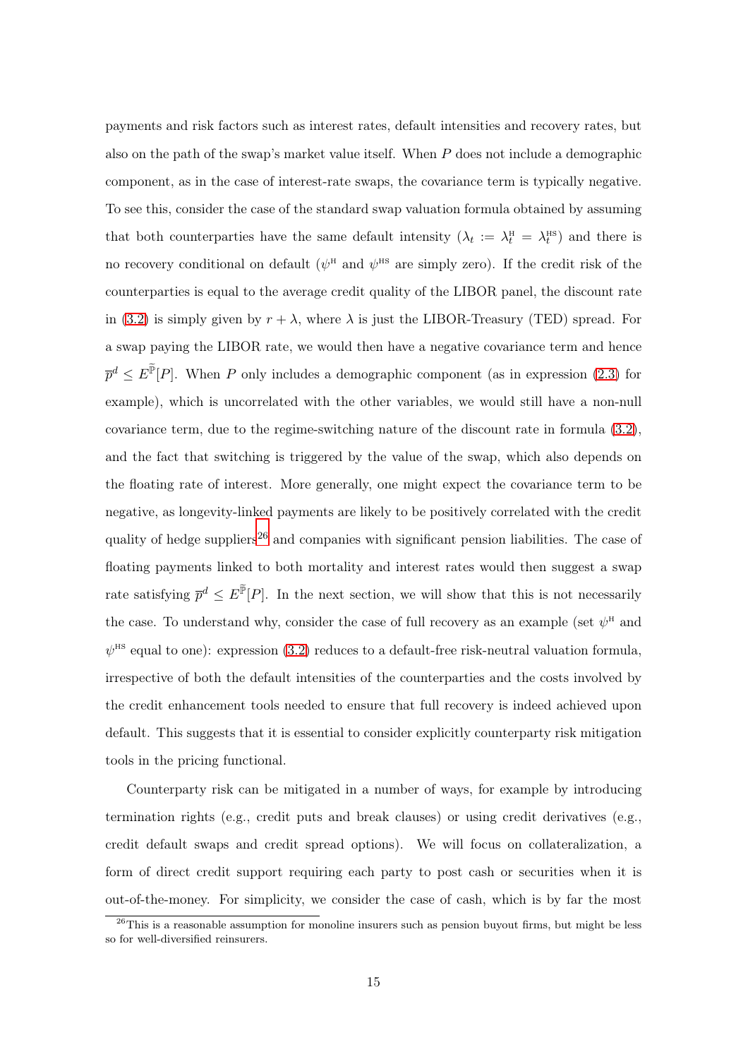payments and risk factors such as interest rates, default intensities and recovery rates, but also on the path of the swap's market value itself. When $P$ does not include a demographic component, as in the case of interest-rate swaps, the covariance term is typically negative. To see this, consider the case of the standard swap valuation formula obtained by assuming that both counterparties have the same default intensity ($\lambda_t := \lambda_t^{\text{H}} = \lambda_t^{\text{HS}}$) and there is no recovery conditional on default ($\psi^{\text{H}}$ and $\psi^{\text{HS}}$ are simply zero). If the credit risk of the counterparties is equal to the average credit quality of the LIBOR panel, the discount rate in (3.2) is simply given by $r + \lambda$, where $\lambda$ is just the LIBOR-Treasury (TED) spread. For a swap paying the LIBOR rate, we would then have a negative covariance term and hence $\overline{p}^d \leq E^{\widetilde{\mathbb{P}}}[P]$. When $P$ only includes a demographic component (as in expression (2.3) for example), which is uncorrelated with the other variables, we would still have a non-null covariance term, due to the regime-switching nature of the discount rate in formula (3.2), and the fact that switching is triggered by the value of the swap, which also depends on the floating rate of interest. More generally, one might expect the covariance term to be negative, as longevity-linked payments are likely to be positively correlated with the credit quality of hedge suppliers[26] and companies with significant pension liabilities. The case of floating payments linked to both mortality and interest rates would then suggest a swap rate satisfying $\overline{p}^d \leq E^{\widetilde{\mathbb{P}}}[P]$. In the next section, we will show that this is not necessarily the case. To understand why, consider the case of full recovery as an example (set $\psi^{\text{H}}$ and $\psi^{\text{HS}}$ equal to one): expression (3.2) reduces to a default-free risk-neutral valuation formula, irrespective of both the default intensities of the counterparties and the costs involved by the credit enhancement tools needed to ensure that full recovery is indeed achieved upon default. This suggests that it is essential to consider explicitly counterparty risk mitigation tools in the pricing functional.

Counterparty risk can be mitigated in a number of ways, for example by introducing termination rights (e.g., credit puts and break clauses) or using credit derivatives (e.g., credit default swaps and credit spread options). We will focus on collateralization, a form of direct credit support requiring each party to post cash or securities when it is out-of-the-money. For simplicity, we consider the case of cash, which is by far the most

[26] This is a reasonable assumption for monoline insurers such as pension buyout firms, but might be less so for well-diversified reinsurers.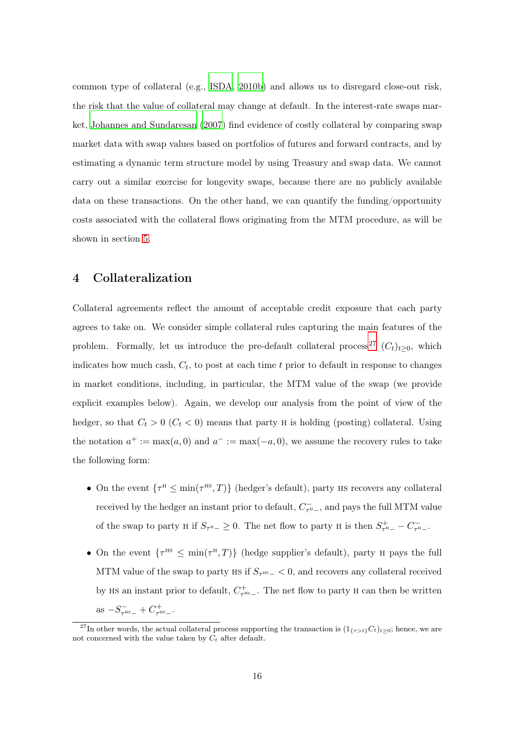common type of collateral (e.g., ISDA, 2010b) and allows us to disregard close-out risk, the risk that the value of collateral may change at default. In the interest-rate swaps market, Johannes and Sundaresan (2007) find evidence of costly collateral by comparing swap market data with swap values based on portfolios of futures and forward contracts, and by estimating a dynamic term structure model by using Treasury and swap data. We cannot carry out a similar exercise for longevity swaps, because there are no publicly available data on these transactions. On the other hand, we can quantify the funding/opportunity costs associated with the collateral flows originating from the MTM procedure, as will be shown in section 5.

## 4 Collateralization

Collateral agreements reflect the amount of acceptable credit exposure that each party agrees to take on. We consider simple collateral rules capturing the main features of the problem. Formally, let us introduce the pre-default collateral process[27] $(C_t)_{t\geq 0}$, which indicates how much cash, $C_t$, to post at each time $t$ prior to default in response to changes in market conditions, including, in particular, the MTM value of the swap (we provide explicit examples below). Again, we develop our analysis from the point of view of the hedger, so that $C_t > 0$ ($C_t < 0$) means that party H is holding (posting) collateral. Using the notation $a^+ := \max(a, 0)$ and $a^- := \max(-a, 0)$, we assume the recovery rules to take the following form:

- On the event $\{\tau^{\text{H}} \leq \min(\tau^{\text{HS}}, T)\}$ (hedger's default), party HS recovers any collateral received by the hedger an instant prior to default, $C^-_{\tau^{\text{H}}-}$, and pays the full MTM value of the swap to party H if $S_{\tau^{\text{H}}-} \geq 0$. The net flow to party H is then $S^+_{\tau^{\text{H}}-} - C^-_{\tau^{\text{H}}-}$.

- On the event $\{\tau^{\text{HS}} \leq \min(\tau^{\text{H}}, T)\}$ (hedge supplier's default), party H pays the full MTM value of the swap to party HS if $S_{\tau^{\text{HS}}-} < 0$, and recovers any collateral received by HS an instant prior to default, $C^+_{\tau^{\text{HS}}-}$. The net flow to party H can then be written as $-S^-_{\tau^{\text{HS}}-} + C^+_{\tau^{\text{HS}}-}$.

[27] In other words, the actual collateral process supporting the transaction is $(1_{\{\tau>t\}}C_t)_{t\geq 0}$; hence, we are not concerned with the value taken by $C_t$ after default.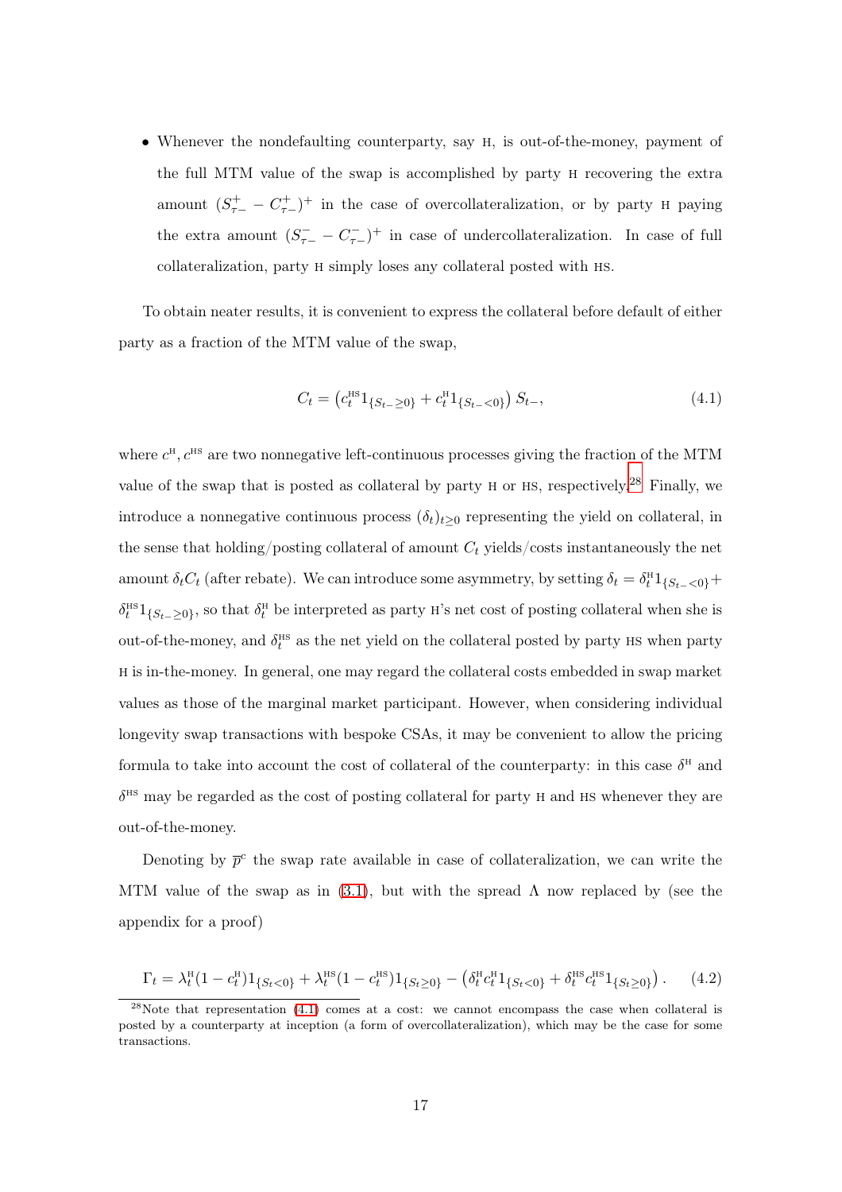- Whenever the nondefaulting counterparty, say H, is out-of-the-money, payment of the full MTM value of the swap is accomplished by party H recovering the extra amount $(S^+_{\tau-} - C^+_{\tau-})^+$ in the case of overcollateralization, or by party H paying the extra amount $(S^-_{\tau-} - C^-_{\tau-})^+$ in case of undercollateralization. In case of full collateralization, party H simply loses any collateral posted with HS.

To obtain neater results, it is convenient to express the collateral before default of either party as a fraction of the MTM value of the swap,

$$C_t = \left(c^{\text{HS}}_t 1_{\{S_{t-}\geq 0\}} + c^{\text{H}}_t 1_{\{S_{t-}<0\}}\right) S_{t-}, \tag{4.1}$$

where $c^{\text{H}}, c^{\text{HS}}$ are two nonnegative left-continuous processes giving the fraction of the MTM value of the swap that is posted as collateral by party H or HS, respectively.[28] Finally, we introduce a nonnegative continuous process $(\delta_t)_{t\geq 0}$ representing the yield on collateral, in the sense that holding/posting collateral of amount $C_t$ yields/costs instantaneously the net amount $\delta_t C_t$ (after rebate). We can introduce some asymmetry, by setting $\delta_t = \delta^{\text{H}}_t 1_{\{S_{t-}<0\}} + \delta^{\text{HS}}_t 1_{\{S_{t-}\geq 0\}}$, so that $\delta^{\text{H}}_t$ be interpreted as party H's net cost of posting collateral when she is out-of-the-money, and $\delta^{\text{HS}}_t$ as the net yield on the collateral posted by party HS when party H is in-the-money. In general, one may regard the collateral costs embedded in swap market values as those of the marginal market participant. However, when considering individual longevity swap transactions with bespoke CSAs, it may be convenient to allow the pricing formula to take into account the cost of collateral of the counterparty: in this case $\delta^{\text{H}}$ and $\delta^{\text{HS}}$ may be regarded as the cost of posting collateral for party H and HS whenever they are out-of-the-money.

Denoting by $\overline{p}^c$ the swap rate available in case of collateralization, we can write the MTM value of the swap as in (3.1), but with the spread $\Lambda$ now replaced by (see the appendix for a proof)

$$\Gamma_t = \lambda^{\text{H}}_t(1 - c^{\text{H}}_t)1_{\{S_t<0\}} + \lambda^{\text{HS}}_t(1 - c^{\text{HS}}_t)1_{\{S_t\geq 0\}} - \left(\delta^{\text{H}}_t c^{\text{H}}_t 1_{\{S_t<0\}} + \delta^{\text{HS}}_t c^{\text{HS}}_t 1_{\{S_t\geq 0\}}\right). \tag{4.2}$$

[28] Note that representation (4.1) comes at a cost: we cannot encompass the case when collateral is posted by a counterparty at inception (a form of overcollateralization), which may be the case for some transactions.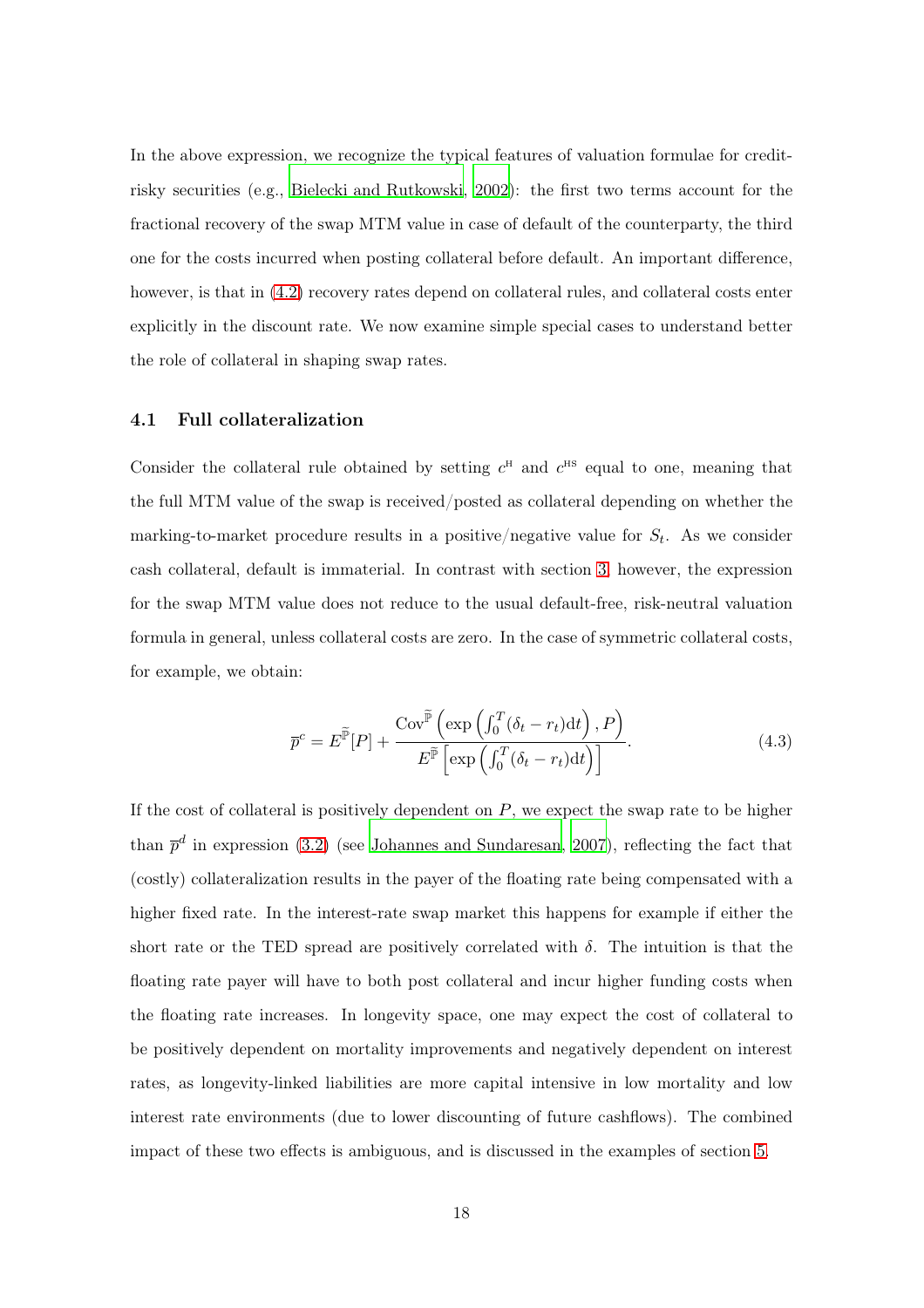In the above expression, we recognize the typical features of valuation formulae for credit-risky securities (e.g., Bielecki and Rutkowski, 2002): the first two terms account for the fractional recovery of the swap MTM value in case of default of the counterparty, the third one for the costs incurred when posting collateral before default. An important difference, however, is that in (4.2) recovery rates depend on collateral rules, and collateral costs enter explicitly in the discount rate. We now examine simple special cases to understand better the role of collateral in shaping swap rates.

### 4.1 Full collateralization

Consider the collateral rule obtained by setting $c^{\text{H}}$ and $c^{\text{HS}}$ equal to one, meaning that the full MTM value of the swap is received/posted as collateral depending on whether the marking-to-market procedure results in a positive/negative value for $S_t$. As we consider cash collateral, default is immaterial. In contrast with section 3, however, the expression for the swap MTM value does not reduce to the usual default-free, risk-neutral valuation formula in general, unless collateral costs are zero. In the case of symmetric collateral costs, for example, we obtain:

$$\overline{p}^c = E^{\widetilde{\mathbb{P}}}[P] + \frac{\text{Cov}^{\widetilde{\mathbb{P}}}\left(\exp\left(\int_0^T (\delta_t - r_t)\text{d}t\right), P\right)}{E^{\widetilde{\mathbb{P}}}\left[\exp\left(\int_0^T (\delta_t - r_t)\text{d}t\right)\right]}. \tag{4.3}$$

If the cost of collateral is positively dependent on $P$, we expect the swap rate to be higher than $\overline{p}^d$ in expression (3.2) (see Johannes and Sundaresan, 2007), reflecting the fact that (costly) collateralization results in the payer of the floating rate being compensated with a higher fixed rate. In the interest-rate swap market this happens for example if either the short rate or the TED spread are positively correlated with $\delta$. The intuition is that the floating rate payer will have to both post collateral and incur higher funding costs when the floating rate increases. In longevity space, one may expect the cost of collateral to be positively dependent on mortality improvements and negatively dependent on interest rates, as longevity-linked liabilities are more capital intensive in low mortality and low interest rate environments (due to lower discounting of future cashflows). The combined impact of these two effects is ambiguous, and is discussed in the examples of section 5.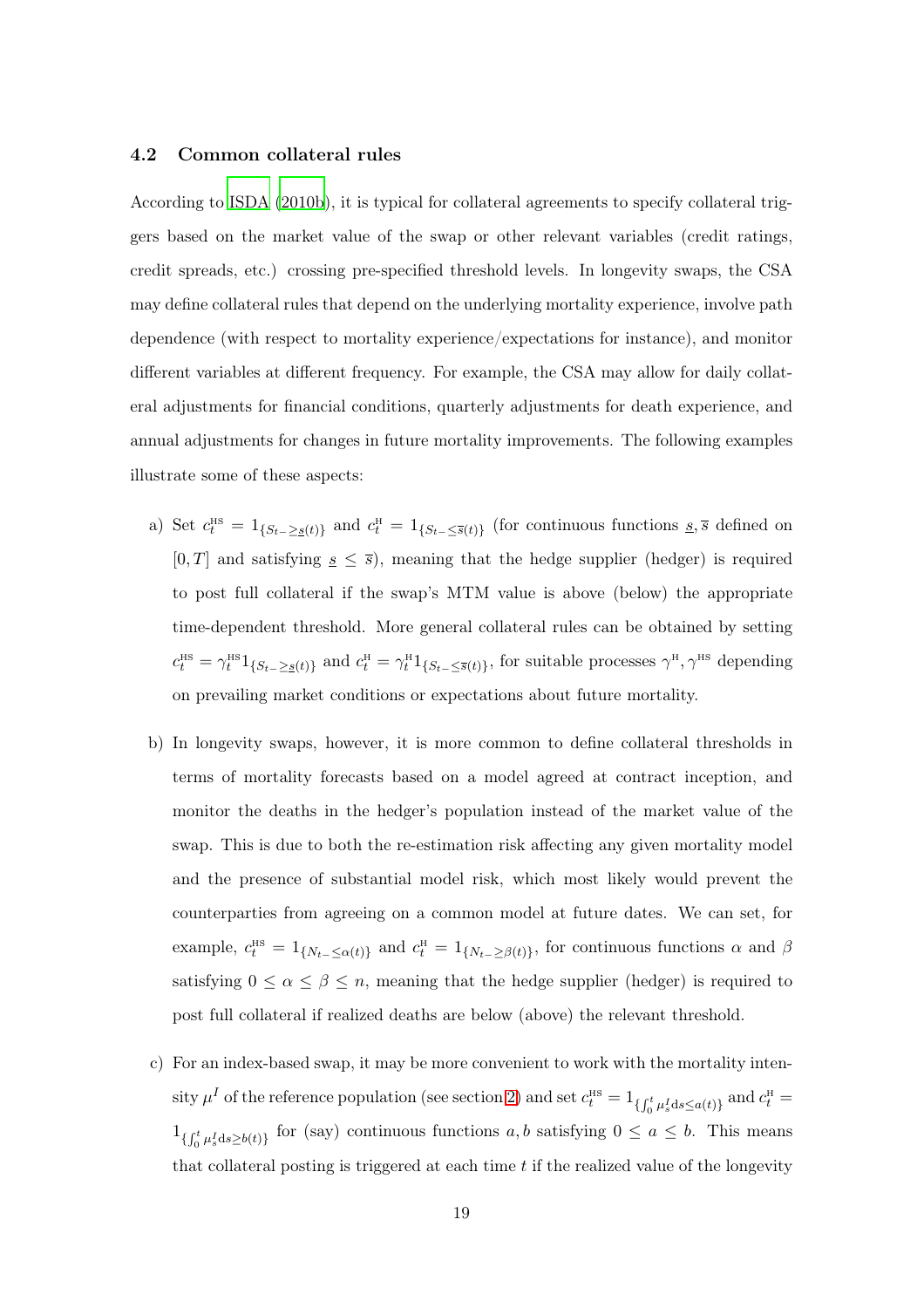### 4.2 Common collateral rules

According to ISDA (2010b), it is typical for collateral agreements to specify collateral triggers based on the market value of the swap or other relevant variables (credit ratings, credit spreads, etc.) crossing pre-specified threshold levels. In longevity swaps, the CSA may define collateral rules that depend on the underlying mortality experience, involve path dependence (with respect to mortality experience/expectations for instance), and monitor different variables at different frequency. For example, the CSA may allow for daily collateral adjustments for financial conditions, quarterly adjustments for death experience, and annual adjustments for changes in future mortality improvements. The following examples illustrate some of these aspects:

a) Set $c_t^{\text{HS}} = 1_{\{S_{t-} \geq \underline{s}(t)\}}$ and $c_t^{\text{H}} = 1_{\{S_{t-} \leq \overline{s}(t)\}}$ (for continuous functions $\underline{s}, \overline{s}$ defined on $[0, T]$ and satisfying $\underline{s} \leq \overline{s}$), meaning that the hedge supplier (hedger) is required to post full collateral if the swap's MTM value is above (below) the appropriate time-dependent threshold. More general collateral rules can be obtained by setting $c_t^{\text{HS}} = \gamma_t^{\text{HS}} 1_{\{S_{t-} \geq \underline{s}(t)\}}$ and $c_t^{\text{H}} = \gamma_t^{\text{H}} 1_{\{S_{t-} \leq \overline{s}(t)\}}$, for suitable processes $\gamma^{\text{H}}, \gamma^{\text{HS}}$ depending on prevailing market conditions or expectations about future mortality.

b) In longevity swaps, however, it is more common to define collateral thresholds in terms of mortality forecasts based on a model agreed at contract inception, and monitor the deaths in the hedger's population instead of the market value of the swap. This is due to both the re-estimation risk affecting any given mortality model and the presence of substantial model risk, which most likely would prevent the counterparties from agreeing on a common model at future dates. We can set, for example, $c_t^{\text{HS}} = 1_{\{N_{t-} \leq \alpha(t)\}}$ and $c_t^{\text{H}} = 1_{\{N_{t-} \geq \beta(t)\}}$, for continuous functions $\alpha$ and $\beta$ satisfying $0 \leq \alpha \leq \beta \leq n$, meaning that the hedge supplier (hedger) is required to post full collateral if realized deaths are below (above) the relevant threshold.

c) For an index-based swap, it may be more convenient to work with the mortality intensity $\mu^I$ of the reference population (see section 2) and set $c_t^{\text{HS}} = 1_{\{\int_0^t \mu_s^I \mathrm{d}s \leq a(t)\}}$ and $c_t^{\text{H}} = 1_{\{\int_0^t \mu_s^I \mathrm{d}s \geq b(t)\}}$ for (say) continuous functions $a, b$ satisfying $0 \leq a \leq b$. This means that collateral posting is triggered at each time $t$ if the realized value of the longevity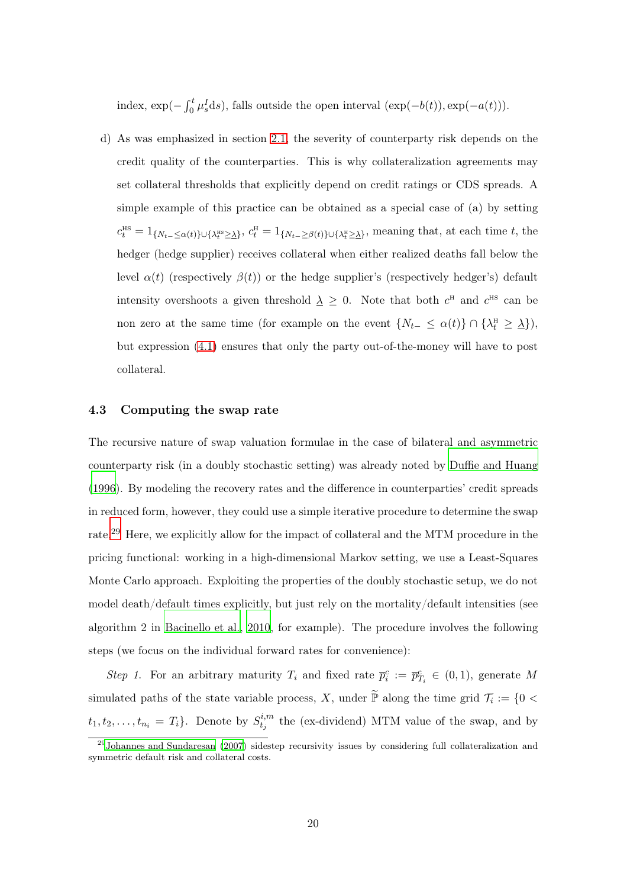index, $\exp(-\int_0^t \mu_s^I \mathrm{d}s)$, falls outside the open interval $(\exp(-b(t)), \exp(-a(t)))$.

d) As was emphasized in section 2.1, the severity of counterparty risk depends on the credit quality of the counterparties. This is why collateralization agreements may set collateral thresholds that explicitly depend on credit ratings or CDS spreads. A simple example of this practice can be obtained as a special case of (a) by setting $c_t^{\text{HS}} = 1_{\{N_{t-} \leq \alpha(t)\} \cup \{\lambda_t^{\text{HS}} \geq \underline{\lambda}\}}$, $c_t^{\text{H}} = 1_{\{N_{t-} \geq \beta(t)\} \cup \{\lambda_t^{\text{H}} \geq \underline{\lambda}\}}$, meaning that, at each time $t$, the hedger (hedge supplier) receives collateral when either realized deaths fall below the level $\alpha(t)$ (respectively $\beta(t)$) or the hedge supplier's (respectively hedger's) default intensity overshoots a given threshold $\underline{\lambda} \geq 0$. Note that both $c^{\text{H}}$ and $c^{\text{HS}}$ can be non zero at the same time (for example on the event $\{N_{t-} \leq \alpha(t)\} \cap \{\lambda_t^{\text{H}} \geq \underline{\lambda}\}$), but expression (4.1) ensures that only the party out-of-the-money will have to post collateral.

### 4.3 Computing the swap rate

The recursive nature of swap valuation formulae in the case of bilateral and asymmetric counterparty risk (in a doubly stochastic setting) was already noted by Duffie and Huang (1996). By modeling the recovery rates and the difference in counterparties' credit spreads in reduced form, however, they could use a simple iterative procedure to determine the swap rate.[29] Here, we explicitly allow for the impact of collateral and the MTM procedure in the pricing functional: working in a high-dimensional Markov setting, we use a Least-Squares Monte Carlo approach. Exploiting the properties of the doubly stochastic setup, we do not model death/default times explicitly, but just rely on the mortality/default intensities (see algorithm 2 in Bacinello et al., 2010, for example). The procedure involves the following steps (we focus on the individual forward rates for convenience):

*Step 1.* For an arbitrary maturity $T_i$ and fixed rate $\overline{p}_i^c := \overline{p}_{T_i}^c \in (0,1)$, generate $M$ simulated paths of the state variable process, $X$, under $\widetilde{\mathbb{P}}$ along the time grid $\mathcal{T}_i := \{0 < t_1, t_2, \ldots, t_{n_i} = T_i\}$. Denote by $S_{t_j}^{i,m}$ the (ex-dividend) MTM value of the swap, and by

[29] Johannes and Sundaresan (2007) sidestep recursivity issues by considering full collateralization and symmetric default risk and collateral costs.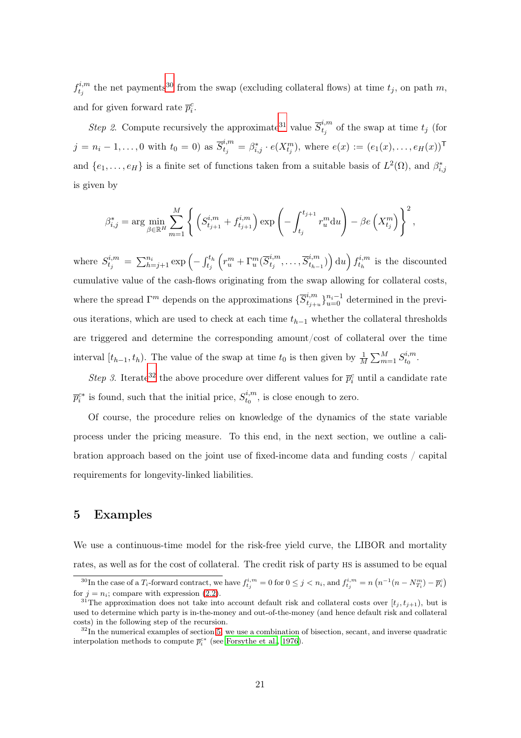$f_{t_j}^{i,m}$ the net payments[30] from the swap (excluding collateral flows) at time $t_j$, on path $m$, and for given forward rate $\overline{p}_i^c$.

*Step 2.* Compute recursively the approximate[31] value $\overline{S}_{t_j}^{i,m}$ of the swap at time $t_j$ (for $j = n_i - 1, \ldots, 0$ with $t_0 = 0$) as $\overline{S}_{t_j}^{i,m} = \beta_{i,j}^* \cdot e(X_{t_j}^m)$, where $e(x) := (e_1(x), \ldots, e_H(x))^\intercal$ and $\{e_1, \ldots, e_H\}$ is a finite set of functions taken from a suitable basis of $L^2(\Omega)$, and $\beta_{i,j}^*$ is given by

$$\beta_{i,j}^* = \arg\min_{\beta \in \mathbb{R}^H} \sum_{m=1}^{M} \left\{ \left( S_{t_{j+1}}^{i,m} + f_{t_{j+1}}^{i,m} \right) \exp\left( -\int_{t_j}^{t_{j+1}} r_u^m \mathrm{d}u \right) - \beta e\left( X_{t_j}^m \right) \right\}^2,$$

where $S_{t_j}^{i,m} = \sum_{h=j+1}^{n_i} \exp\left( -\int_{t_j}^{t_h} \left( r_u^m + \Gamma_u^m(\overline{S}_{t_j}^{i,m}, \ldots, \overline{S}_{t_{h-1}}^{i,m}) \right) \mathrm{d}u \right) f_{t_h}^{i,m}$ is the discounted cumulative value of the cash-flows originating from the swap allowing for collateral costs, where the spread $\Gamma^m$ depends on the approximations $\{\overline{S}_{t_{j+u}}^{i,m}\}_{u=0}^{n_i-1}$ determined in the previous iterations, which are used to check at each time $t_{h-1}$ whether the collateral thresholds are triggered and determine the corresponding amount/cost of collateral over the time interval $[t_{h-1}, t_h)$. The value of the swap at time $t_0$ is then given by $\frac{1}{M}\sum_{m=1}^{M} S_{t_0}^{i,m}$.

*Step 3.* Iterate[32] the above procedure over different values for $\overline{p}_i^c$ until a candidate rate $\overline{p}_i^{c*}$ is found, such that the initial price, $S_{t_0}^{i,m}$, is close enough to zero.

Of course, the procedure relies on knowledge of the dynamics of the state variable process under the pricing measure. To this end, in the next section, we outline a calibration approach based on the joint use of fixed-income data and funding costs / capital requirements for longevity-linked liabilities.

# 5 Examples

We use a continuous-time model for the risk-free yield curve, the LIBOR and mortality rates, as well as for the cost of collateral. The credit risk of party HS is assumed to be equal

---

[30] In the case of a $T_i$-forward contract, we have $f_{t_j}^{i,m} = 0$ for $0 \le j < n_i$, and $f_{t_j}^{i,m} = n\left(n^{-1}(n - N_{T_i}^m) - \overline{p}_i^c\right)$ for $j = n_i$; compare with expression (2.2).

[31] The approximation does not take into account default risk and collateral costs over $[t_j, t_{j+1})$, but is used to determine which party is in-the-money and out-of-the-money (and hence default risk and collateral costs) in the following step of the recursion.

[32] In the numerical examples of section 5, we use a combination of bisection, secant, and inverse quadratic interpolation methods to compute $\overline{p}_i^{c*}$ (see Forsythe et al., 1976).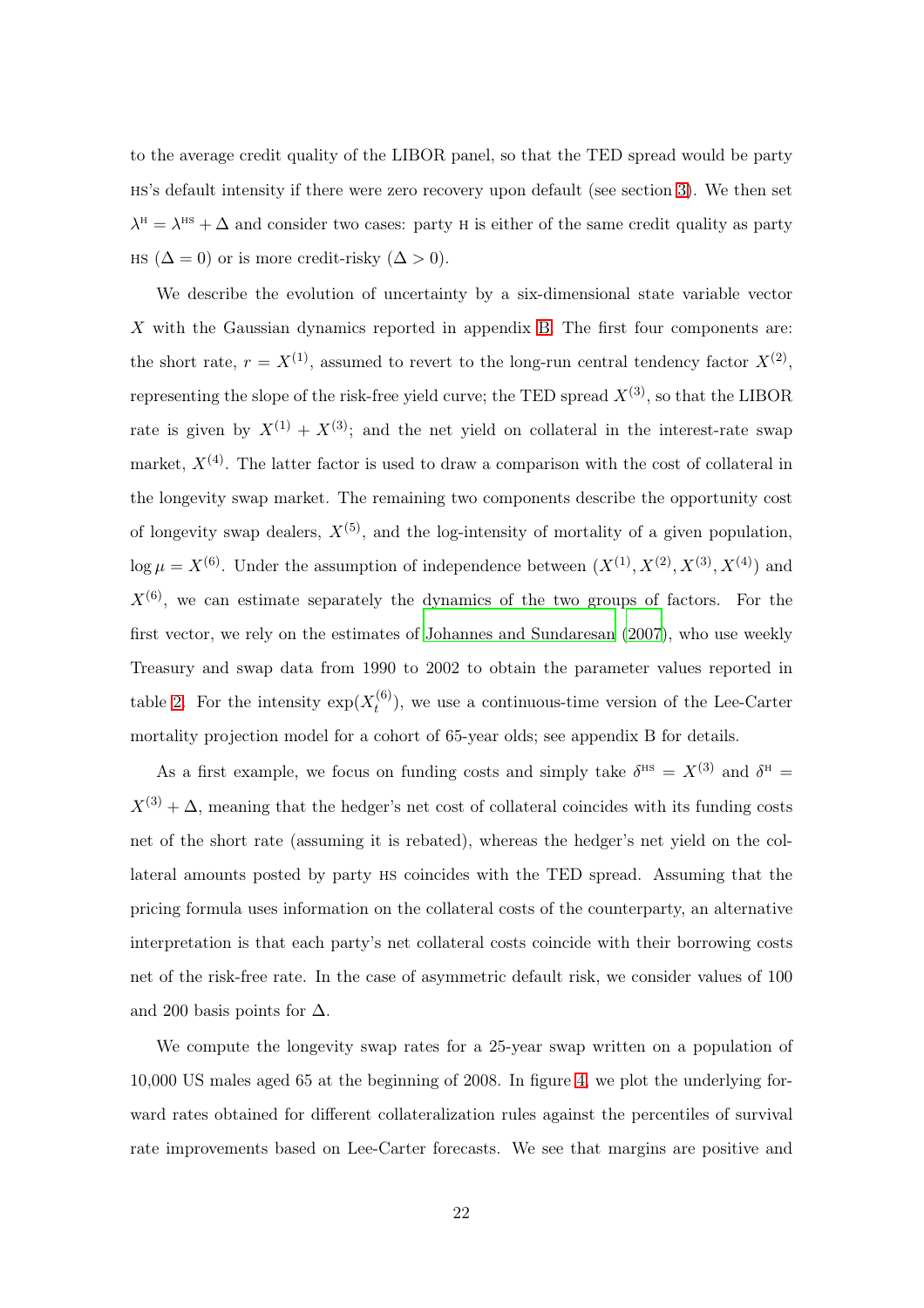to the average credit quality of the LIBOR panel, so that the TED spread would be party HS's default intensity if there were zero recovery upon default (see section 3). We then set $\lambda^{\text{H}} = \lambda^{\text{HS}} + \Delta$ and consider two cases: party H is either of the same credit quality as party HS ($\Delta = 0$) or is more credit-risky ($\Delta > 0$).

We describe the evolution of uncertainty by a six-dimensional state variable vector $X$ with the Gaussian dynamics reported in appendix B. The first four components are: the short rate, $r = X^{(1)}$, assumed to revert to the long-run central tendency factor $X^{(2)}$, representing the slope of the risk-free yield curve; the TED spread $X^{(3)}$, so that the LIBOR rate is given by $X^{(1)} + X^{(3)}$; and the net yield on collateral in the interest-rate swap market, $X^{(4)}$. The latter factor is used to draw a comparison with the cost of collateral in the longevity swap market. The remaining two components describe the opportunity cost of longevity swap dealers, $X^{(5)}$, and the log-intensity of mortality of a given population, $\log \mu = X^{(6)}$. Under the assumption of independence between $(X^{(1)}, X^{(2)}, X^{(3)}, X^{(4)})$ and $X^{(6)}$, we can estimate separately the dynamics of the two groups of factors. For the first vector, we rely on the estimates of Johannes and Sundaresan (2007), who use weekly Treasury and swap data from 1990 to 2002 to obtain the parameter values reported in table 2. For the intensity $\exp(X_t^{(6)})$, we use a continuous-time version of the Lee-Carter mortality projection model for a cohort of 65-year olds; see appendix B for details.

As a first example, we focus on funding costs and simply take $\delta^{\text{HS}} = X^{(3)}$ and $\delta^{\text{H}} = X^{(3)} + \Delta$, meaning that the hedger's net cost of collateral coincides with its funding costs net of the short rate (assuming it is rebated), whereas the hedger's net yield on the collateral amounts posted by party HS coincides with the TED spread. Assuming that the pricing formula uses information on the collateral costs of the counterparty, an alternative interpretation is that each party's net collateral costs coincide with their borrowing costs net of the risk-free rate. In the case of asymmetric default risk, we consider values of 100 and 200 basis points for $\Delta$.

We compute the longevity swap rates for a 25-year swap written on a population of 10,000 US males aged 65 at the beginning of 2008. In figure 4, we plot the underlying forward rates obtained for different collateralization rules against the percentiles of survival rate improvements based on Lee-Carter forecasts. We see that margins are positive and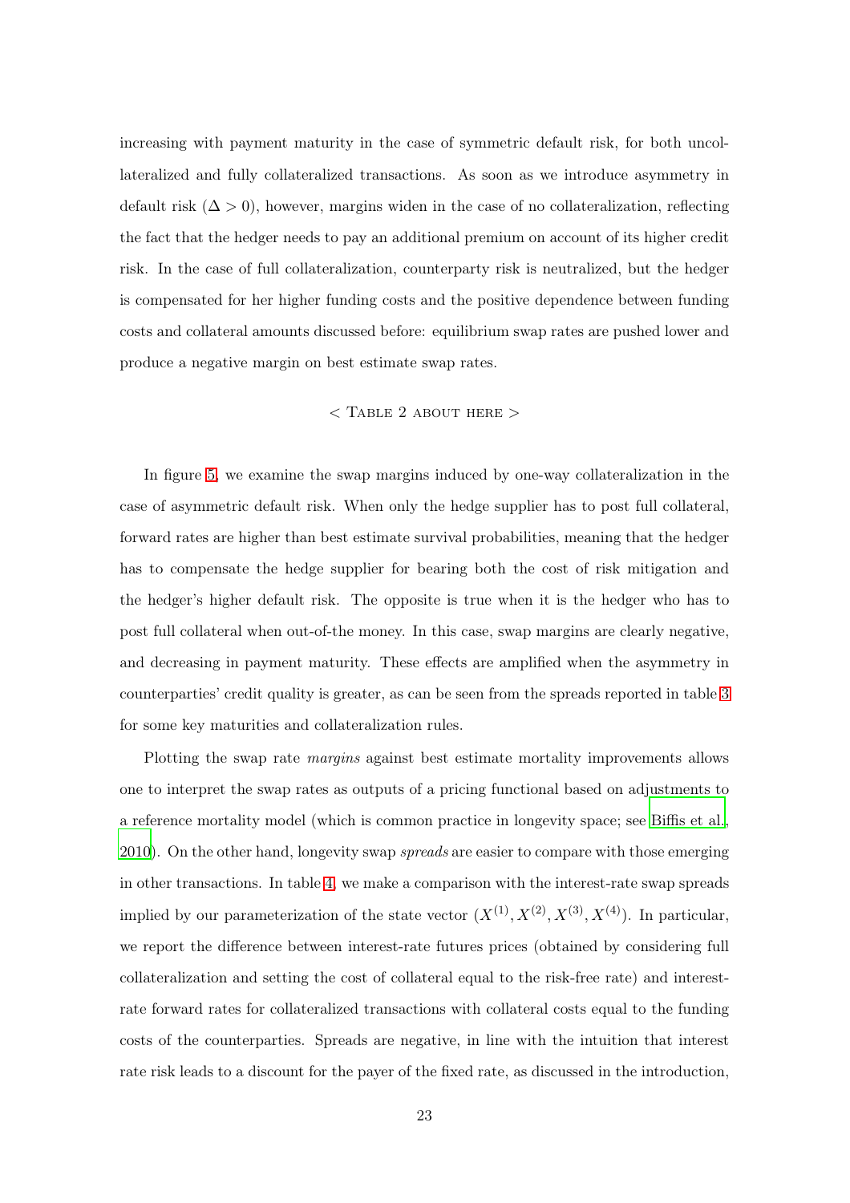increasing with payment maturity in the case of symmetric default risk, for both uncollateralized and fully collateralized transactions. As soon as we introduce asymmetry in default risk ($\Delta > 0$), however, margins widen in the case of no collateralization, reflecting the fact that the hedger needs to pay an additional premium on account of its higher credit risk. In the case of full collateralization, counterparty risk is neutralized, but the hedger is compensated for her higher funding costs and the positive dependence between funding costs and collateral amounts discussed before: equilibrium swap rates are pushed lower and produce a negative margin on best estimate swap rates.

< Table 2 about here >

In figure 5, we examine the swap margins induced by one-way collateralization in the case of asymmetric default risk. When only the hedge supplier has to post full collateral, forward rates are higher than best estimate survival probabilities, meaning that the hedger has to compensate the hedge supplier for bearing both the cost of risk mitigation and the hedger's higher default risk. The opposite is true when it is the hedger who has to post full collateral when out-of-the money. In this case, swap margins are clearly negative, and decreasing in payment maturity. These effects are amplified when the asymmetry in counterparties' credit quality is greater, as can be seen from the spreads reported in table 3 for some key maturities and collateralization rules.

Plotting the swap rate *margins* against best estimate mortality improvements allows one to interpret the swap rates as outputs of a pricing functional based on adjustments to a reference mortality model (which is common practice in longevity space; see Biffis et al., 2010). On the other hand, longevity swap *spreads* are easier to compare with those emerging in other transactions. In table 4, we make a comparison with the interest-rate swap spreads implied by our parameterization of the state vector $(X^{(1)}, X^{(2)}, X^{(3)}, X^{(4)})$. In particular, we report the difference between interest-rate futures prices (obtained by considering full collateralization and setting the cost of collateral equal to the risk-free rate) and interest-rate forward rates for collateralized transactions with collateral costs equal to the funding costs of the counterparties. Spreads are negative, in line with the intuition that interest rate risk leads to a discount for the payer of the fixed rate, as discussed in the introduction,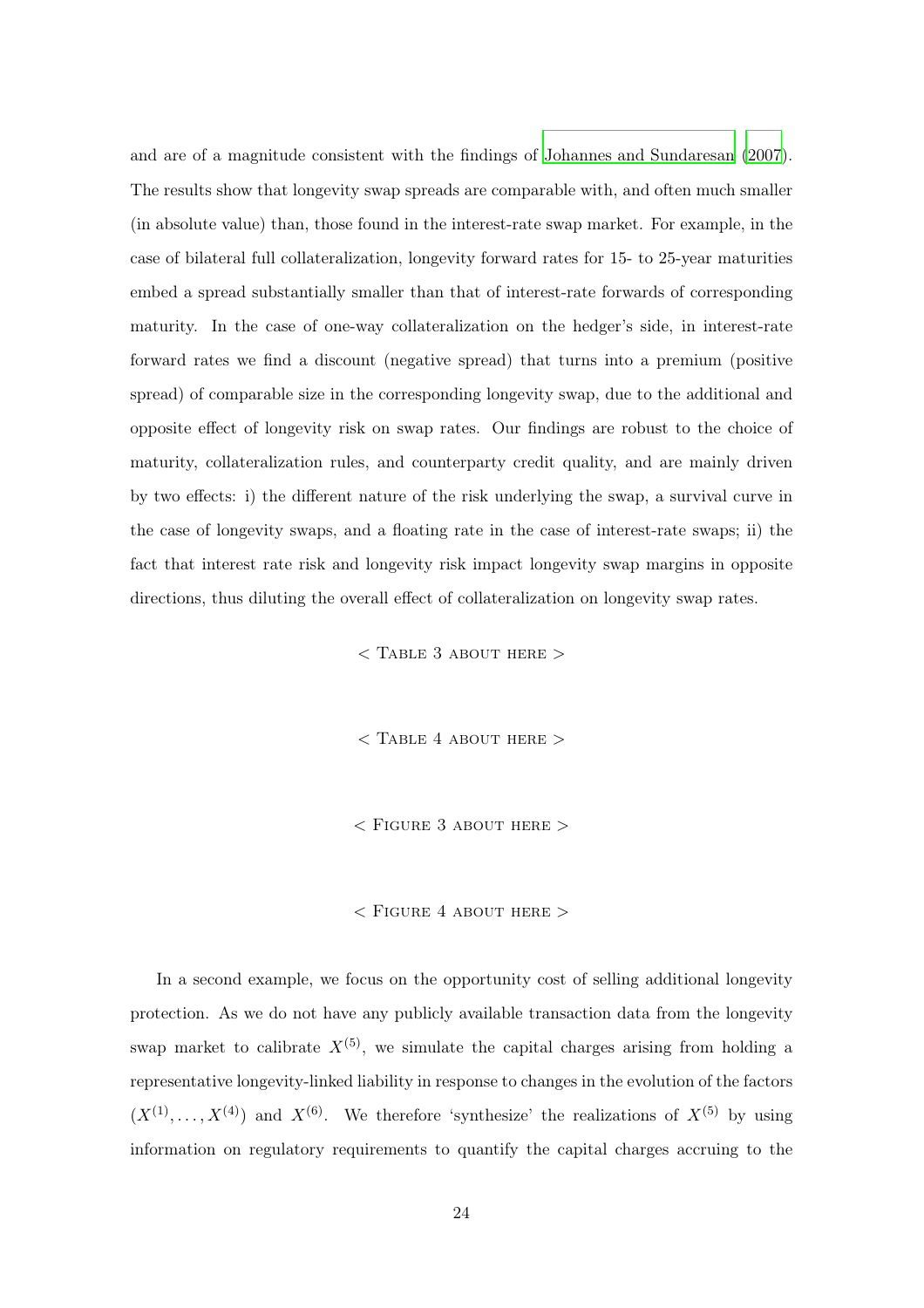and are of a magnitude consistent with the findings of Johannes and Sundaresan (2007). The results show that longevity swap spreads are comparable with, and often much smaller (in absolute value) than, those found in the interest-rate swap market. For example, in the case of bilateral full collateralization, longevity forward rates for 15- to 25-year maturities embed a spread substantially smaller than that of interest-rate forwards of corresponding maturity. In the case of one-way collateralization on the hedger's side, in interest-rate forward rates we find a discount (negative spread) that turns into a premium (positive spread) of comparable size in the corresponding longevity swap, due to the additional and opposite effect of longevity risk on swap rates. Our findings are robust to the choice of maturity, collateralization rules, and counterparty credit quality, and are mainly driven by two effects: i) the different nature of the risk underlying the swap, a survival curve in the case of longevity swaps, and a floating rate in the case of interest-rate swaps; ii) the fact that interest rate risk and longevity risk impact longevity swap margins in opposite directions, thus diluting the overall effect of collateralization on longevity swap rates.

< Table 3 about here >

< Table 4 about here >

< Figure 3 about here >

< Figure 4 about here >

In a second example, we focus on the opportunity cost of selling additional longevity protection. As we do not have any publicly available transaction data from the longevity swap market to calibrate $X^{(5)}$, we simulate the capital charges arising from holding a representative longevity-linked liability in response to changes in the evolution of the factors $(X^{(1)}, \ldots, X^{(4)})$ and $X^{(6)}$. We therefore 'synthesize' the realizations of $X^{(5)}$ by using information on regulatory requirements to quantify the capital charges accruing to the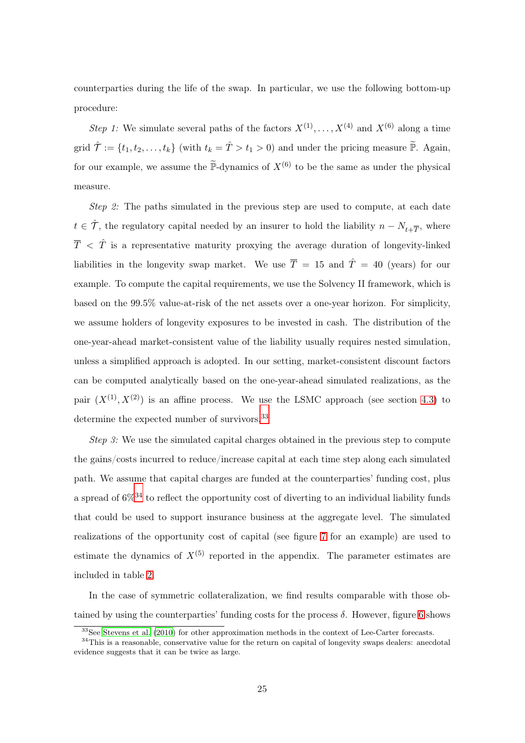counterparties during the life of the swap. In particular, we use the following bottom-up procedure:

*Step 1:* We simulate several paths of the factors $X^{(1)}, \ldots, X^{(4)}$ and $X^{(6)}$ along a time grid $\hat{\mathcal{T}} := \{t_1, t_2, \ldots, t_k\}$ (with $t_k = \hat{T} > t_1 > 0$) and under the pricing measure $\widetilde{\mathbb{P}}$. Again, for our example, we assume the $\widetilde{\mathbb{P}}$-dynamics of $X^{(6)}$ to be the same as under the physical measure.

*Step 2:* The paths simulated in the previous step are used to compute, at each date $t \in \hat{\mathcal{T}}$, the regulatory capital needed by an insurer to hold the liability $n - N_{t+\overline{T}}$, where $\overline{T} < \hat{T}$ is a representative maturity proxying the average duration of longevity-linked liabilities in the longevity swap market. We use $\overline{T} = 15$ and $\hat{T} = 40$ (years) for our example. To compute the capital requirements, we use the Solvency II framework, which is based on the 99.5% value-at-risk of the net assets over a one-year horizon. For simplicity, we assume holders of longevity exposures to be invested in cash. The distribution of the one-year-ahead market-consistent value of the liability usually requires nested simulation, unless a simplified approach is adopted. In our setting, market-consistent discount factors can be computed analytically based on the one-year-ahead simulated realizations, as the pair $(X^{(1)}, X^{(2)})$ is an affine process. We use the LSMC approach (see section 4.3) to determine the expected number of survivors.[33]

*Step 3:* We use the simulated capital charges obtained in the previous step to compute the gains/costs incurred to reduce/increase capital at each time step along each simulated path. We assume that capital charges are funded at the counterparties' funding cost, plus a spread of 6%[34] to reflect the opportunity cost of diverting to an individual liability funds that could be used to support insurance business at the aggregate level. The simulated realizations of the opportunity cost of capital (see figure 7 for an example) are used to estimate the dynamics of $X^{(5)}$ reported in the appendix. The parameter estimates are included in table 2.

In the case of symmetric collateralization, we find results comparable with those obtained by using the counterparties' funding costs for the process $\delta$. However, figure 6 shows

[33] See Stevens et al. (2010) for other approximation methods in the context of Lee-Carter forecasts.

[34] This is a reasonable, conservative value for the return on capital of longevity swaps dealers: anecdotal evidence suggests that it can be twice as large.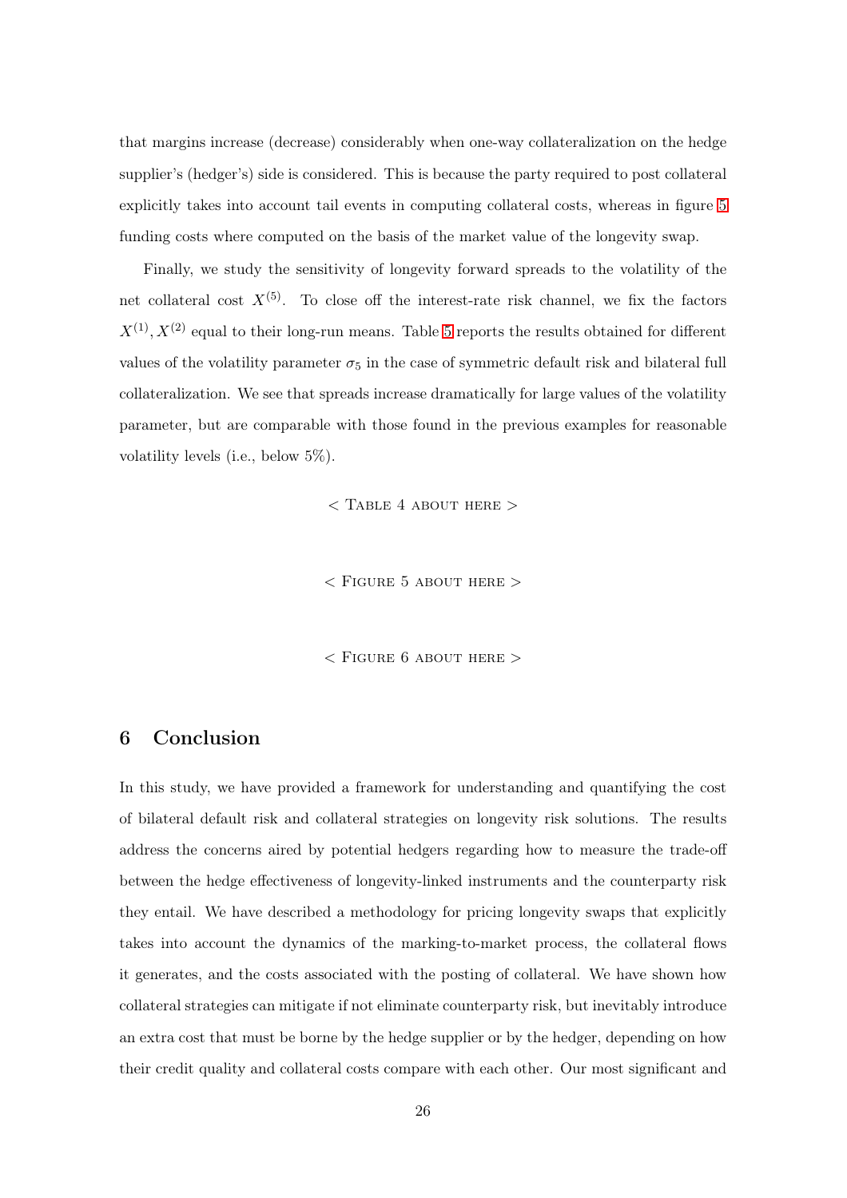that margins increase (decrease) considerably when one-way collateralization on the hedge supplier's (hedger's) side is considered. This is because the party required to post collateral explicitly takes into account tail events in computing collateral costs, whereas in figure 5 funding costs where computed on the basis of the market value of the longevity swap.

Finally, we study the sensitivity of longevity forward spreads to the volatility of the net collateral cost $X^{(5)}$. To close off the interest-rate risk channel, we fix the factors $X^{(1)}, X^{(2)}$ equal to their long-run means. Table 5 reports the results obtained for different values of the volatility parameter $\sigma_5$ in the case of symmetric default risk and bilateral full collateralization. We see that spreads increase dramatically for large values of the volatility parameter, but are comparable with those found in the previous examples for reasonable volatility levels (i.e., below 5%).

< Table 4 about here >

< Figure 5 about here >

< Figure 6 about here >

# 6 Conclusion

In this study, we have provided a framework for understanding and quantifying the cost of bilateral default risk and collateral strategies on longevity risk solutions. The results address the concerns aired by potential hedgers regarding how to measure the trade-off between the hedge effectiveness of longevity-linked instruments and the counterparty risk they entail. We have described a methodology for pricing longevity swaps that explicitly takes into account the dynamics of the marking-to-market process, the collateral flows it generates, and the costs associated with the posting of collateral. We have shown how collateral strategies can mitigate if not eliminate counterparty risk, but inevitably introduce an extra cost that must be borne by the hedge supplier or by the hedger, depending on how their credit quality and collateral costs compare with each other. Our most significant and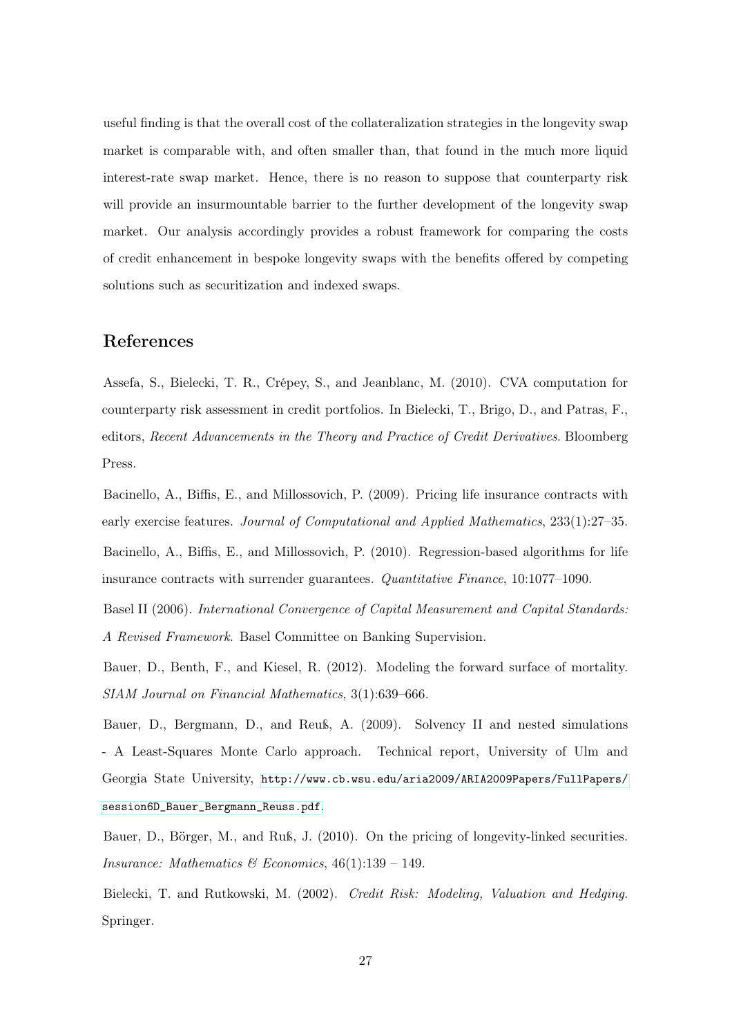useful finding is that the overall cost of the collateralization strategies in the longevity swap market is comparable with, and often smaller than, that found in the much more liquid interest-rate swap market. Hence, there is no reason to suppose that counterparty risk will provide an insurmountable barrier to the further development of the longevity swap market. Our analysis accordingly provides a robust framework for comparing the costs of credit enhancement in bespoke longevity swaps with the benefits offered by competing solutions such as securitization and indexed swaps.

## References

Assefa, S., Bielecki, T. R., Crépey, S., and Jeanblanc, M. (2010). CVA computation for counterparty risk assessment in credit portfolios. In Bielecki, T., Brigo, D., and Patras, F., editors, *Recent Advancements in the Theory and Practice of Credit Derivatives*. Bloomberg Press.

Bacinello, A., Biffis, E., and Millossovich, P. (2009). Pricing life insurance contracts with early exercise features. *Journal of Computational and Applied Mathematics*, 233(1):27–35.

Bacinello, A., Biffis, E., and Millossovich, P. (2010). Regression-based algorithms for life insurance contracts with surrender guarantees. *Quantitative Finance*, 10:1077–1090.

Basel II (2006). *International Convergence of Capital Measurement and Capital Standards: A Revised Framework*. Basel Committee on Banking Supervision.

Bauer, D., Benth, F., and Kiesel, R. (2012). Modeling the forward surface of mortality. *SIAM Journal on Financial Mathematics*, 3(1):639–666.

Bauer, D., Bergmann, D., and Reuß, A. (2009). Solvency II and nested simulations - A Least-Squares Monte Carlo approach. Technical report, University of Ulm and Georgia State University, http://www.cb.wsu.edu/aria2009/ARIA2009Papers/FullPapers/session6D_Bauer_Bergmann_Reuss.pdf.

Bauer, D., Börger, M., and Ruß, J. (2010). On the pricing of longevity-linked securities. *Insurance: Mathematics & Economics*, 46(1):139 – 149.

Bielecki, T. and Rutkowski, M. (2002). *Credit Risk: Modeling, Valuation and Hedging*. Springer.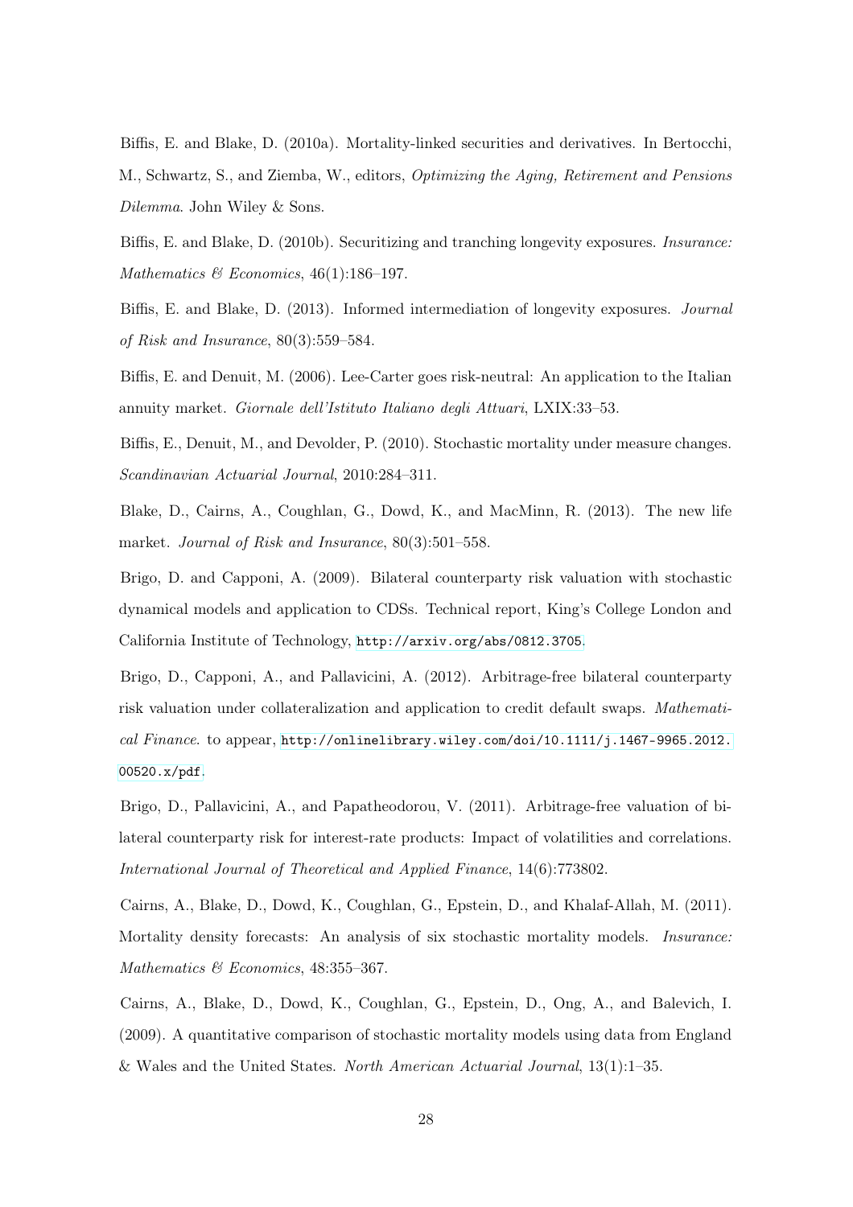Biffis, E. and Blake, D. (2010a). Mortality-linked securities and derivatives. In Bertocchi, M., Schwartz, S., and Ziemba, W., editors, *Optimizing the Aging, Retirement and Pensions Dilemma*. John Wiley & Sons.

Biffis, E. and Blake, D. (2010b). Securitizing and tranching longevity exposures. *Insurance: Mathematics & Economics*, 46(1):186–197.

Biffis, E. and Blake, D. (2013). Informed intermediation of longevity exposures. *Journal of Risk and Insurance*, 80(3):559–584.

Biffis, E. and Denuit, M. (2006). Lee-Carter goes risk-neutral: An application to the Italian annuity market. *Giornale dell'Istituto Italiano degli Attuari*, LXIX:33–53.

Biffis, E., Denuit, M., and Devolder, P. (2010). Stochastic mortality under measure changes. *Scandinavian Actuarial Journal*, 2010:284–311.

Blake, D., Cairns, A., Coughlan, G., Dowd, K., and MacMinn, R. (2013). The new life market. *Journal of Risk and Insurance*, 80(3):501–558.

Brigo, D. and Capponi, A. (2009). Bilateral counterparty risk valuation with stochastic dynamical models and application to CDSs. Technical report, King's College London and California Institute of Technology, http://arxiv.org/abs/0812.3705.

Brigo, D., Capponi, A., and Pallavicini, A. (2012). Arbitrage-free bilateral counterparty risk valuation under collateralization and application to credit default swaps. *Mathematical Finance*. to appear, http://onlinelibrary.wiley.com/doi/10.1111/j.1467-9965.2012.00520.x/pdf.

Brigo, D., Pallavicini, A., and Papatheodorou, V. (2011). Arbitrage-free valuation of bilateral counterparty risk for interest-rate products: Impact of volatilities and correlations. *International Journal of Theoretical and Applied Finance*, 14(6):773802.

Cairns, A., Blake, D., Dowd, K., Coughlan, G., Epstein, D., and Khalaf-Allah, M. (2011). Mortality density forecasts: An analysis of six stochastic mortality models. *Insurance: Mathematics & Economics*, 48:355–367.

Cairns, A., Blake, D., Dowd, K., Coughlan, G., Epstein, D., Ong, A., and Balevich, I. (2009). A quantitative comparison of stochastic mortality models using data from England & Wales and the United States. *North American Actuarial Journal*, 13(1):1–35.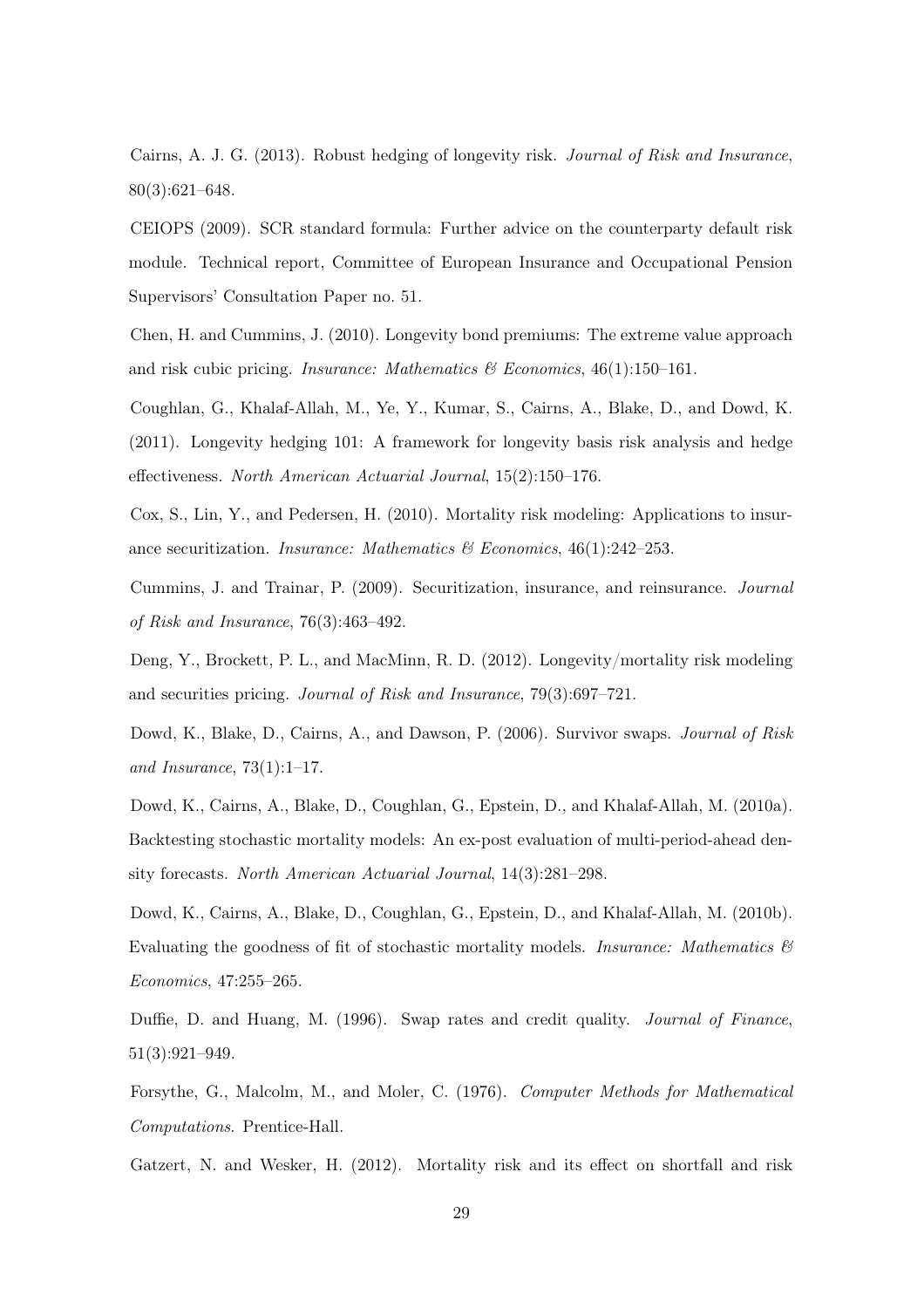Cairns, A. J. G. (2013). Robust hedging of longevity risk. *Journal of Risk and Insurance*, 80(3):621–648.

CEIOPS (2009). SCR standard formula: Further advice on the counterparty default risk module. Technical report, Committee of European Insurance and Occupational Pension Supervisors' Consultation Paper no. 51.

Chen, H. and Cummins, J. (2010). Longevity bond premiums: The extreme value approach and risk cubic pricing. *Insurance: Mathematics & Economics*, 46(1):150–161.

Coughlan, G., Khalaf-Allah, M., Ye, Y., Kumar, S., Cairns, A., Blake, D., and Dowd, K. (2011). Longevity hedging 101: A framework for longevity basis risk analysis and hedge effectiveness. *North American Actuarial Journal*, 15(2):150–176.

Cox, S., Lin, Y., and Pedersen, H. (2010). Mortality risk modeling: Applications to insurance securitization. *Insurance: Mathematics & Economics*, 46(1):242–253.

Cummins, J. and Trainar, P. (2009). Securitization, insurance, and reinsurance. *Journal of Risk and Insurance*, 76(3):463–492.

Deng, Y., Brockett, P. L., and MacMinn, R. D. (2012). Longevity/mortality risk modeling and securities pricing. *Journal of Risk and Insurance*, 79(3):697–721.

Dowd, K., Blake, D., Cairns, A., and Dawson, P. (2006). Survivor swaps. *Journal of Risk and Insurance*, 73(1):1–17.

Dowd, K., Cairns, A., Blake, D., Coughlan, G., Epstein, D., and Khalaf-Allah, M. (2010a). Backtesting stochastic mortality models: An ex-post evaluation of multi-period-ahead density forecasts. *North American Actuarial Journal*, 14(3):281–298.

Dowd, K., Cairns, A., Blake, D., Coughlan, G., Epstein, D., and Khalaf-Allah, M. (2010b). Evaluating the goodness of fit of stochastic mortality models. *Insurance: Mathematics & Economics*, 47:255–265.

Duffie, D. and Huang, M. (1996). Swap rates and credit quality. *Journal of Finance*, 51(3):921–949.

Forsythe, G., Malcolm, M., and Moler, C. (1976). *Computer Methods for Mathematical Computations*. Prentice-Hall.

Gatzert, N. and Wesker, H. (2012). Mortality risk and its effect on shortfall and risk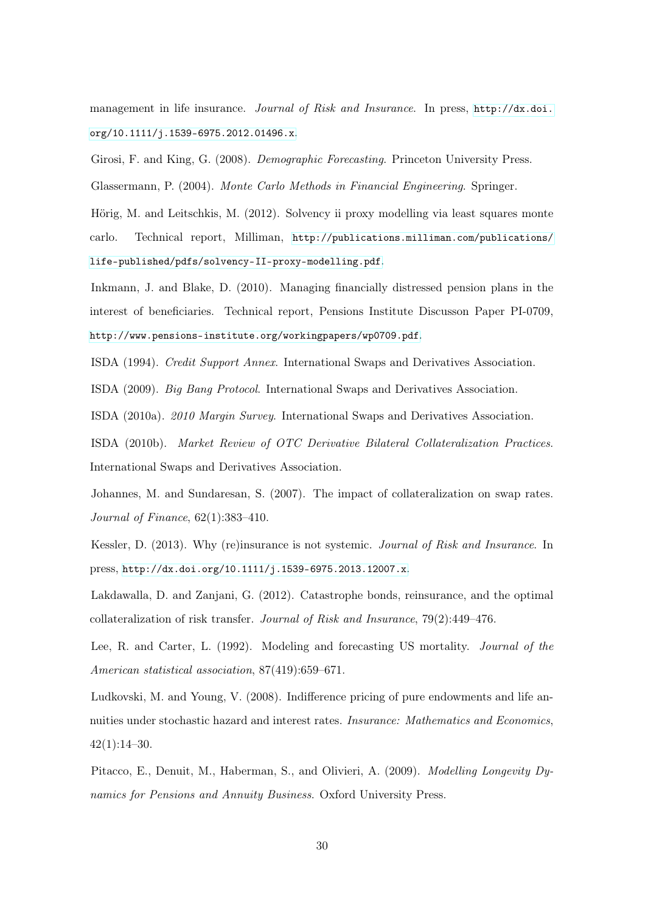management in life insurance. *Journal of Risk and Insurance*. In press, http://dx.doi.org/10.1111/j.1539-6975.2012.01496.x.

Girosi, F. and King, G. (2008). *Demographic Forecasting*. Princeton University Press.

Glassermann, P. (2004). *Monte Carlo Methods in Financial Engineering*. Springer.

Hörig, M. and Leitschkis, M. (2012). Solvency ii proxy modelling via least squares monte carlo. Technical report, Milliman, http://publications.milliman.com/publications/life-published/pdfs/solvency-II-proxy-modelling.pdf.

Inkmann, J. and Blake, D. (2010). Managing financially distressed pension plans in the interest of beneficiaries. Technical report, Pensions Institute Discusson Paper PI-0709, http://www.pensions-institute.org/workingpapers/wp0709.pdf.

ISDA (1994). *Credit Support Annex*. International Swaps and Derivatives Association.

ISDA (2009). *Big Bang Protocol*. International Swaps and Derivatives Association.

ISDA (2010a). *2010 Margin Survey*. International Swaps and Derivatives Association.

ISDA (2010b). *Market Review of OTC Derivative Bilateral Collateralization Practices*. International Swaps and Derivatives Association.

Johannes, M. and Sundaresan, S. (2007). The impact of collateralization on swap rates. *Journal of Finance*, 62(1):383–410.

Kessler, D. (2013). Why (re)insurance is not systemic. *Journal of Risk and Insurance*. In press, http://dx.doi.org/10.1111/j.1539-6975.2013.12007.x.

Lakdawalla, D. and Zanjani, G. (2012). Catastrophe bonds, reinsurance, and the optimal collateralization of risk transfer. *Journal of Risk and Insurance*, 79(2):449–476.

Lee, R. and Carter, L. (1992). Modeling and forecasting US mortality. *Journal of the American statistical association*, 87(419):659–671.

Ludkovski, M. and Young, V. (2008). Indifference pricing of pure endowments and life annuities under stochastic hazard and interest rates. *Insurance: Mathematics and Economics*, 42(1):14–30.

Pitacco, E., Denuit, M., Haberman, S., and Olivieri, A. (2009). *Modelling Longevity Dynamics for Pensions and Annuity Business*. Oxford University Press.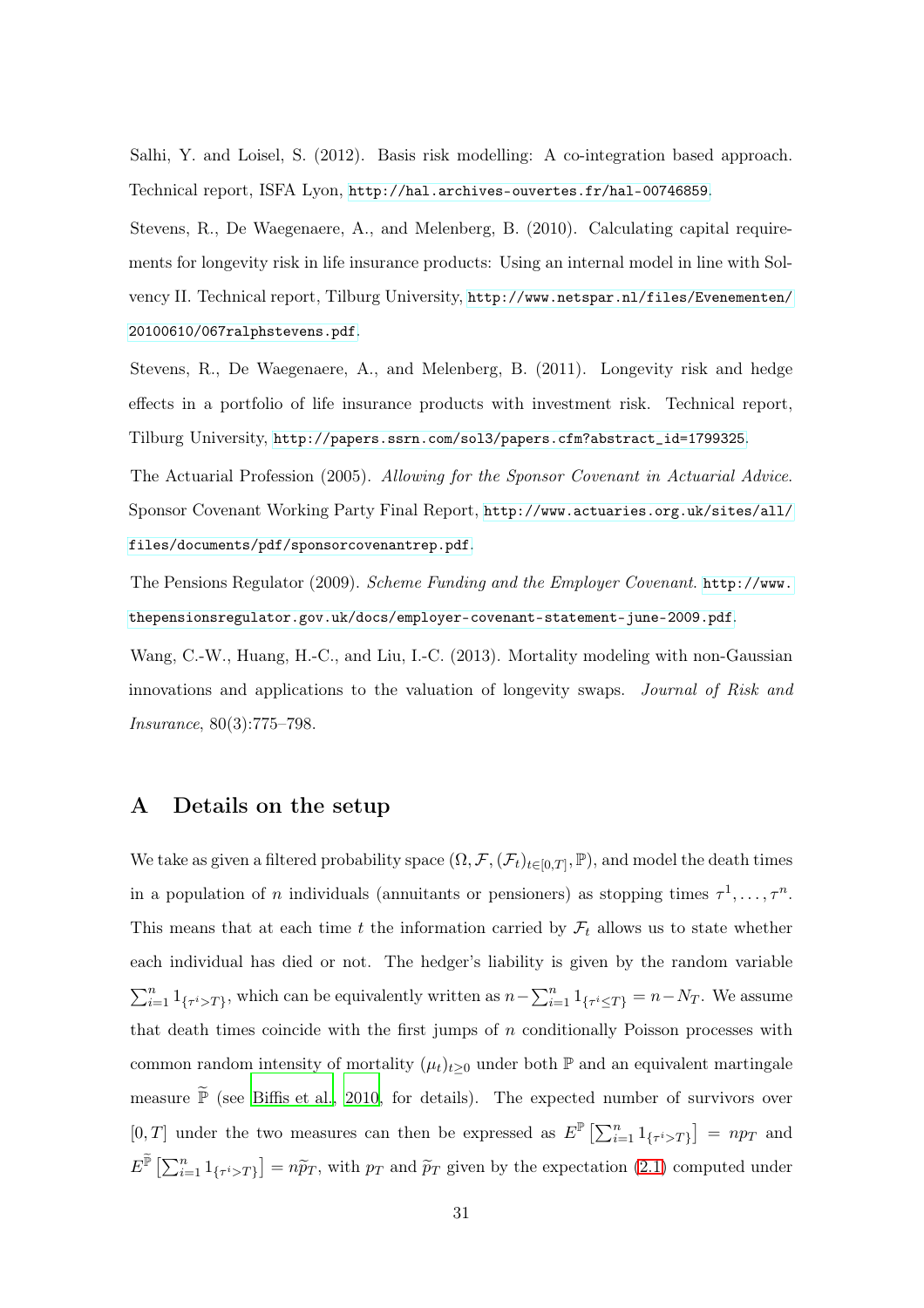Salhi, Y. and Loisel, S. (2012). Basis risk modelling: A co-integration based approach. Technical report, ISFA Lyon, http://hal.archives-ouvertes.fr/hal-00746859.

Stevens, R., De Waegenaere, A., and Melenberg, B. (2010). Calculating capital requirements for longevity risk in life insurance products: Using an internal model in line with Solvency II. Technical report, Tilburg University, http://www.netspar.nl/files/Evenementen/20100610/067ralphstevens.pdf.

Stevens, R., De Waegenaere, A., and Melenberg, B. (2011). Longevity risk and hedge effects in a portfolio of life insurance products with investment risk. Technical report, Tilburg University, http://papers.ssrn.com/sol3/papers.cfm?abstract_id=1799325.

The Actuarial Profession (2005). *Allowing for the Sponsor Covenant in Actuarial Advice.* Sponsor Covenant Working Party Final Report, http://www.actuaries.org.uk/sites/all/files/documents/pdf/sponsorcovenantrep.pdf.

The Pensions Regulator (2009). *Scheme Funding and the Employer Covenant.* http://www.thepensionsregulator.gov.uk/docs/employer-covenant-statement-june-2009.pdf.

Wang, C.-W., Huang, H.-C., and Liu, I.-C. (2013). Mortality modeling with non-Gaussian innovations and applications to the valuation of longevity swaps. *Journal of Risk and Insurance*, 80(3):775–798.

# A Details on the setup

We take as given a filtered probability space $(\Omega, \mathcal{F}, (\mathcal{F}_t)_{t\in[0,T]}, \mathbb{P})$, and model the death times in a population of $n$ individuals (annuitants or pensioners) as stopping times $\tau^1, \dots, \tau^n$. This means that at each time $t$ the information carried by $\mathcal{F}_t$ allows us to state whether each individual has died or not. The hedger's liability is given by the random variable $\sum_{i=1}^n 1_{\{\tau^i > T\}}$, which can be equivalently written as $n - \sum_{i=1}^n 1_{\{\tau^i \leq T\}} = n - N_T$. We assume that death times coincide with the first jumps of $n$ conditionally Poisson processes with common random intensity of mortality $(\mu_t)_{t\geq 0}$ under both $\mathbb{P}$ and an equivalent martingale measure $\widetilde{\mathbb{P}}$ (see Biffis et al., 2010, for details). The expected number of survivors over $[0, T]$ under the two measures can then be expressed as $E^{\mathbb{P}}\left[\sum_{i=1}^n 1_{\{\tau^i > T\}}\right] = np_T$ and $E^{\widetilde{\mathbb{P}}}\left[\sum_{i=1}^n 1_{\{\tau^i > T\}}\right] = n\widetilde{p}_T$, with $p_T$ and $\widetilde{p}_T$ given by the expectation (2.1) computed under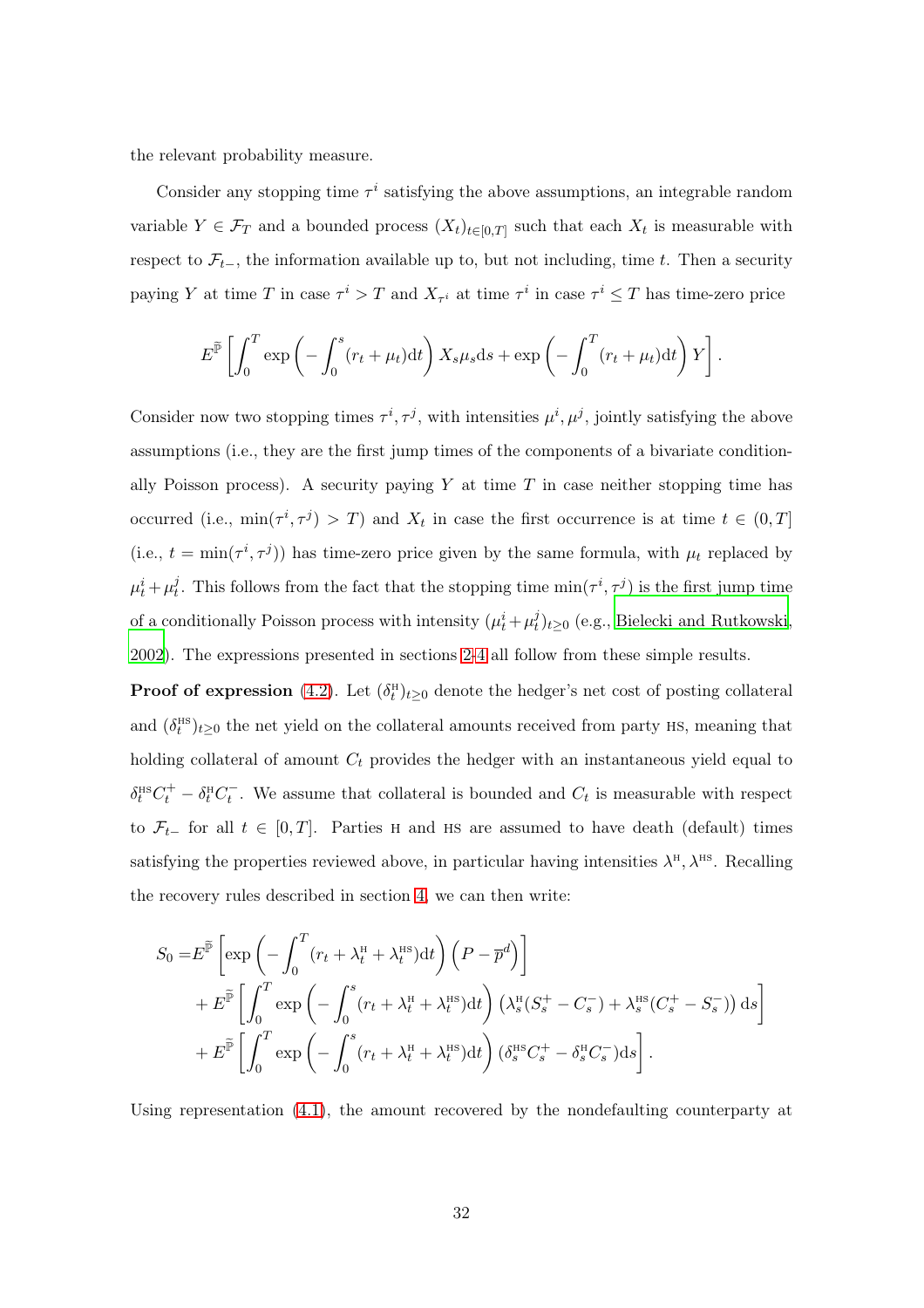the relevant probability measure.

Consider any stopping time $\tau^i$ satisfying the above assumptions, an integrable random variable $Y \in \mathcal{F}_T$ and a bounded process $(X_t)_{t\in[0,T]}$ such that each $X_t$ is measurable with respect to $\mathcal{F}_{t-}$, the information available up to, but not including, time $t$. Then a security paying $Y$ at time $T$ in case $\tau^i > T$ and $X_{\tau^i}$ at time $\tau^i$ in case $\tau^i \leq T$ has time-zero price

$$E^{\tilde{\mathbb{P}}}\left[\int_0^T \exp\left(-\int_0^s (r_t + \mu_t)\mathrm{d}t\right) X_s \mu_s \mathrm{d}s + \exp\left(-\int_0^T (r_t + \mu_t)\mathrm{d}t\right) Y\right].$$

Consider now two stopping times $\tau^i, \tau^j$, with intensities $\mu^i, \mu^j$, jointly satisfying the above assumptions (i.e., they are the first jump times of the components of a bivariate conditionally Poisson process). A security paying $Y$ at time $T$ in case neither stopping time has occurred (i.e., $\min(\tau^i, \tau^j) > T$) and $X_t$ in case the first occurrence is at time $t \in (0, T]$ (i.e., $t = \min(\tau^i, \tau^j)$) has time-zero price given by the same formula, with $\mu_t$ replaced by $\mu_t^i + \mu_t^j$. This follows from the fact that the stopping time $\min(\tau^i, \tau^j)$ is the first jump time of a conditionally Poisson process with intensity $(\mu_t^i + \mu_t^j)_{t\geq 0}$ (e.g., Bielecki and Rutkowski, 2002). The expressions presented in sections 2-4 all follow from these simple results.

**Proof of expression** (4.2). Let $(\delta_t^{\text{H}})_{t\geq 0}$ denote the hedger's net cost of posting collateral and $(\delta_t^{\text{HS}})_{t\geq 0}$ the net yield on the collateral amounts received from party HS, meaning that holding collateral of amount $C_t$ provides the hedger with an instantaneous yield equal to $\delta_t^{\text{HS}} C_t^+ - \delta_t^{\text{H}} C_t^-$. We assume that collateral is bounded and $C_t$ is measurable with respect to $\mathcal{F}_{t-}$ for all $t \in [0, T]$. Parties H and HS are assumed to have death (default) times satisfying the properties reviewed above, in particular having intensities $\lambda^{\text{H}}, \lambda^{\text{HS}}$. Recalling the recovery rules described in section 4, we can then write:

$$\begin{aligned}
S_0 =& E^{\tilde{\mathbb{P}}}\left[\exp\left(-\int_0^T (r_t + \lambda_t^{\text{H}} + \lambda_t^{\text{HS}})\mathrm{d}t\right)\left(P - \overline{p}^d\right)\right] \\
&+ E^{\tilde{\mathbb{P}}}\left[\int_0^T \exp\left(-\int_0^s (r_t + \lambda_t^{\text{H}} + \lambda_t^{\text{HS}})\mathrm{d}t\right)\left(\lambda_s^{\text{H}}(S_s^+ - C_s^-) + \lambda_s^{\text{HS}}(C_s^+ - S_s^-)\right)\mathrm{d}s\right] \\
&+ E^{\tilde{\mathbb{P}}}\left[\int_0^T \exp\left(-\int_0^s (r_t + \lambda_t^{\text{H}} + \lambda_t^{\text{HS}})\mathrm{d}t\right)(\delta_s^{\text{HS}} C_s^+ - \delta_s^{\text{H}} C_s^-)\mathrm{d}s\right].
\end{aligned}$$

Using representation (4.1), the amount recovered by the nondefaulting counterparty at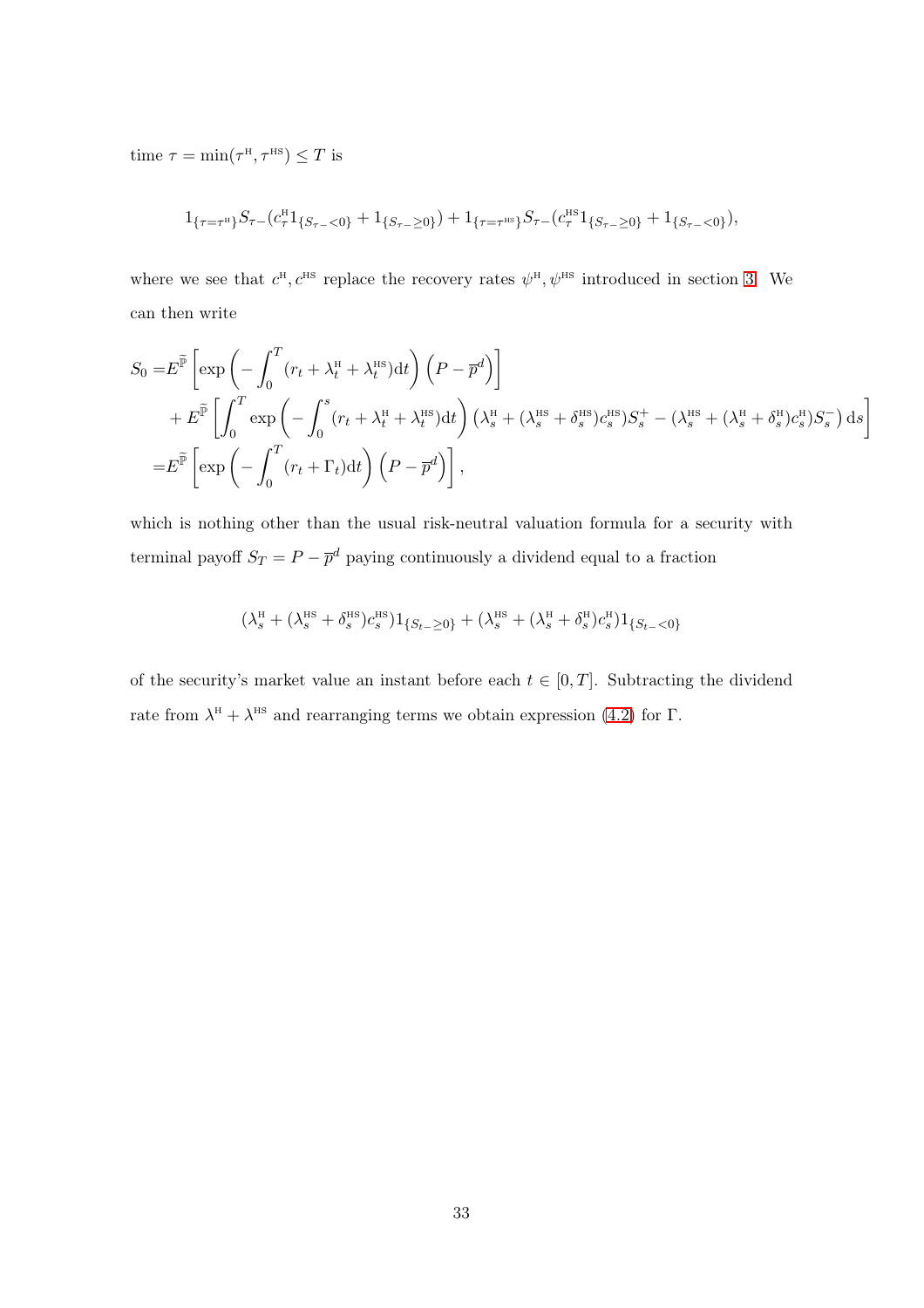time $\tau = \min(\tau^{\text{H}}, \tau^{\text{HS}}) \leq T$ is

$$1_{\{\tau=\tau^{\text{H}}\}} S_{\tau-}(c_\tau^{\text{H}} 1_{\{S_{\tau-}<0\}} + 1_{\{S_{\tau-}\geq 0\}}) + 1_{\{\tau=\tau^{\text{HS}}\}} S_{\tau-}(c_\tau^{\text{HS}} 1_{\{S_{\tau-}\geq 0\}} + 1_{\{S_{\tau-}<0\}}),$$

where we see that $c^{\text{H}}, c^{\text{HS}}$ replace the recovery rates $\psi^{\text{H}}, \psi^{\text{HS}}$ introduced in section 3. We can then write

$$\begin{aligned}
S_0 =& E^{\widetilde{\mathbb{P}}}\left[\exp\left(-\int_0^T (r_t + \lambda_t^{\text{H}} + \lambda_t^{\text{HS}})\mathrm{d}t\right)\left(P - \overline{p}^d\right)\right] \\
&+ E^{\widetilde{\mathbb{P}}}\left[\int_0^T \exp\left(-\int_0^s (r_t + \lambda_t^{\text{H}} + \lambda_t^{\text{HS}})\mathrm{d}t\right)\left(\lambda_s^{\text{H}} + (\lambda_s^{\text{HS}} + \delta_s^{\text{HS}})c_s^{\text{HS}}\right)S_s^+ - \left(\lambda_s^{\text{HS}} + (\lambda_s^{\text{H}} + \delta_s^{\text{H}})c_s^{\text{H}}\right)S_s^-\right)\mathrm{d}s\right] \\
=& E^{\widetilde{\mathbb{P}}}\left[\exp\left(-\int_0^T (r_t + \Gamma_t)\mathrm{d}t\right)\left(P - \overline{p}^d\right)\right],
\end{aligned}$$

which is nothing other than the usual risk-neutral valuation formula for a security with terminal payoff $S_T = P - \overline{p}^d$ paying continuously a dividend equal to a fraction

$$(\lambda_s^{\text{H}} + (\lambda_s^{\text{HS}} + \delta_s^{\text{HS}})c_s^{\text{HS}})1_{\{S_{t-}\geq 0\}} + (\lambda_s^{\text{HS}} + (\lambda_s^{\text{H}} + \delta_s^{\text{H}})c_s^{\text{H}})1_{\{S_{t-}<0\}}$$

of the security's market value an instant before each $t \in [0, T]$. Subtracting the dividend rate from $\lambda^{\text{H}} + \lambda^{\text{HS}}$ and rearranging terms we obtain expression (4.2) for $\Gamma$.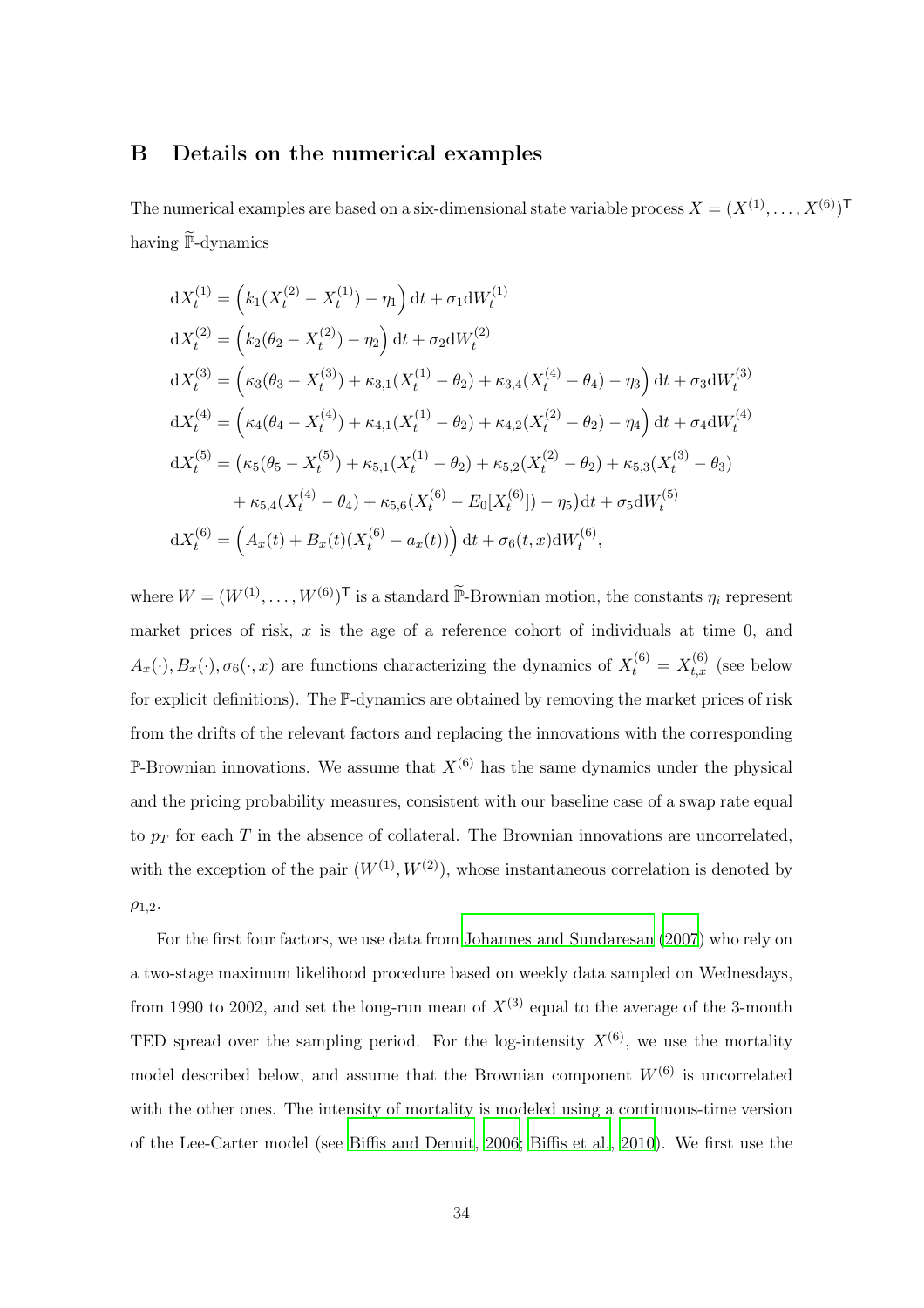## B Details on the numerical examples

The numerical examples are based on a six-dimensional state variable process $X = (X^{(1)}, \ldots, X^{(6)})^{\mathsf{T}}$ having $\widetilde{\mathbb{P}}$-dynamics

$$
\begin{aligned}
\mathrm{d}X_t^{(1)} &= \Big(k_1(X_t^{(2)} - X_t^{(1)}) - \eta_1\Big)\,\mathrm{d}t + \sigma_1 \mathrm{d}W_t^{(1)} \\
\mathrm{d}X_t^{(2)} &= \Big(k_2(\theta_2 - X_t^{(2)}) - \eta_2\Big)\,\mathrm{d}t + \sigma_2 \mathrm{d}W_t^{(2)} \\
\mathrm{d}X_t^{(3)} &= \Big(\kappa_3(\theta_3 - X_t^{(3)}) + \kappa_{3,1}(X_t^{(1)} - \theta_2) + \kappa_{3,4}(X_t^{(4)} - \theta_4) - \eta_3\Big)\,\mathrm{d}t + \sigma_3 \mathrm{d}W_t^{(3)} \\
\mathrm{d}X_t^{(4)} &= \Big(\kappa_4(\theta_4 - X_t^{(4)}) + \kappa_{4,1}(X_t^{(1)} - \theta_2) + \kappa_{4,2}(X_t^{(2)} - \theta_2) - \eta_4\Big)\,\mathrm{d}t + \sigma_4 \mathrm{d}W_t^{(4)} \\
\mathrm{d}X_t^{(5)} &= \big(\kappa_5(\theta_5 - X_t^{(5)}) + \kappa_{5,1}(X_t^{(1)} - \theta_2) + \kappa_{5,2}(X_t^{(2)} - \theta_2) + \kappa_{5,3}(X_t^{(3)} - \theta_3) \\
&\qquad + \kappa_{5,4}(X_t^{(4)} - \theta_4) + \kappa_{5,6}(X_t^{(6)} - E_0[X_t^{(6)}]) - \eta_5\big)\mathrm{d}t + \sigma_5 \mathrm{d}W_t^{(5)} \\
\mathrm{d}X_t^{(6)} &= \Big(A_x(t) + B_x(t)(X_t^{(6)} - a_x(t))\Big)\,\mathrm{d}t + \sigma_6(t,x)\mathrm{d}W_t^{(6)},
\end{aligned}
$$

where $W = (W^{(1)}, \ldots, W^{(6)})^{\mathsf{T}}$ is a standard $\widetilde{\mathbb{P}}$-Brownian motion, the constants $\eta_i$ represent market prices of risk, $x$ is the age of a reference cohort of individuals at time 0, and $A_x(\cdot), B_x(\cdot), \sigma_6(\cdot, x)$ are functions characterizing the dynamics of $X_t^{(6)} = X_{t,x}^{(6)}$ (see below for explicit definitions). The $\mathbb{P}$-dynamics are obtained by removing the market prices of risk from the drifts of the relevant factors and replacing the innovations with the corresponding $\mathbb{P}$-Brownian innovations. We assume that $X^{(6)}$ has the same dynamics under the physical and the pricing probability measures, consistent with our baseline case of a swap rate equal to $p_T$ for each $T$ in the absence of collateral. The Brownian innovations are uncorrelated, with the exception of the pair $(W^{(1)}, W^{(2)})$, whose instantaneous correlation is denoted by $\rho_{1,2}$.

For the first four factors, we use data from Johannes and Sundaresan (2007) who rely on a two-stage maximum likelihood procedure based on weekly data sampled on Wednesdays, from 1990 to 2002, and set the long-run mean of $X^{(3)}$ equal to the average of the 3-month TED spread over the sampling period. For the log-intensity $X^{(6)}$, we use the mortality model described below, and assume that the Brownian component $W^{(6)}$ is uncorrelated with the other ones. The intensity of mortality is modeled using a continuous-time version of the Lee-Carter model (see Biffis and Denuit, 2006; Biffis et al., 2010). We first use the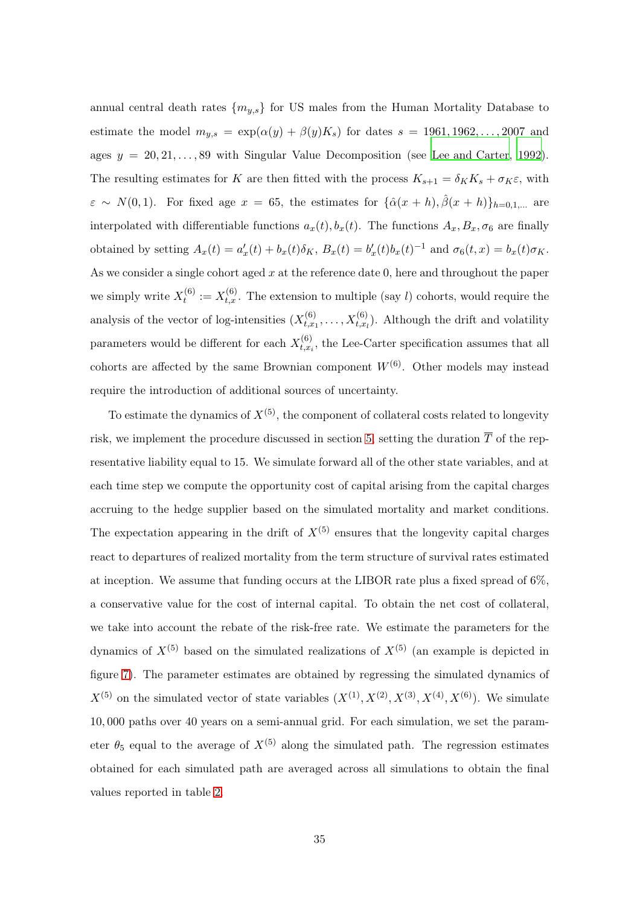annual central death rates $\{m_{y,s}\}$ for US males from the Human Mortality Database to estimate the model $m_{y,s} = \exp(\alpha(y) + \beta(y)K_s)$ for dates $s = 1961, 1962, \ldots, 2007$ and ages $y = 20, 21, \ldots, 89$ with Singular Value Decomposition (see Lee and Carter, 1992). The resulting estimates for $K$ are then fitted with the process $K_{s+1} = \delta_K K_s + \sigma_K \varepsilon$, with $\varepsilon \sim N(0,1)$. For fixed age $x = 65$, the estimates for $\{\hat{\alpha}(x+h), \hat{\beta}(x+h)\}_{h=0,1,\ldots}$ are interpolated with differentiable functions $a_x(t), b_x(t)$. The functions $A_x, B_x, \sigma_6$ are finally obtained by setting $A_x(t) = a'_x(t) + b_x(t)\delta_K$, $B_x(t) = b'_x(t)b_x(t)^{-1}$ and $\sigma_6(t,x) = b_x(t)\sigma_K$. As we consider a single cohort aged $x$ at the reference date 0, here and throughout the paper we simply write $X_t^{(6)} := X_{t,x}^{(6)}$. The extension to multiple (say $l$) cohorts, would require the analysis of the vector of log-intensities $(X_{t,x_1}^{(6)}, \ldots, X_{t,x_l}^{(6)})$. Although the drift and volatility parameters would be different for each $X_{t,x_i}^{(6)}$, the Lee-Carter specification assumes that all cohorts are affected by the same Brownian component $W^{(6)}$. Other models may instead require the introduction of additional sources of uncertainty.

To estimate the dynamics of $X^{(5)}$, the component of collateral costs related to longevity risk, we implement the procedure discussed in section 5, setting the duration $\overline{T}$ of the representative liability equal to 15. We simulate forward all of the other state variables, and at each time step we compute the opportunity cost of capital arising from the capital charges accruing to the hedge supplier based on the simulated mortality and market conditions. The expectation appearing in the drift of $X^{(5)}$ ensures that the longevity capital charges react to departures of realized mortality from the term structure of survival rates estimated at inception. We assume that funding occurs at the LIBOR rate plus a fixed spread of 6%, a conservative value for the cost of internal capital. To obtain the net cost of collateral, we take into account the rebate of the risk-free rate. We estimate the parameters for the dynamics of $X^{(5)}$ based on the simulated realizations of $X^{(5)}$ (an example is depicted in figure 7). The parameter estimates are obtained by regressing the simulated dynamics of $X^{(5)}$ on the simulated vector of state variables $(X^{(1)}, X^{(2)}, X^{(3)}, X^{(4)}, X^{(6)})$. We simulate 10,000 paths over 40 years on a semi-annual grid. For each simulation, we set the parameter $\theta_5$ equal to the average of $X^{(5)}$ along the simulated path. The regression estimates obtained for each simulated path are averaged across all simulations to obtain the final values reported in table 2.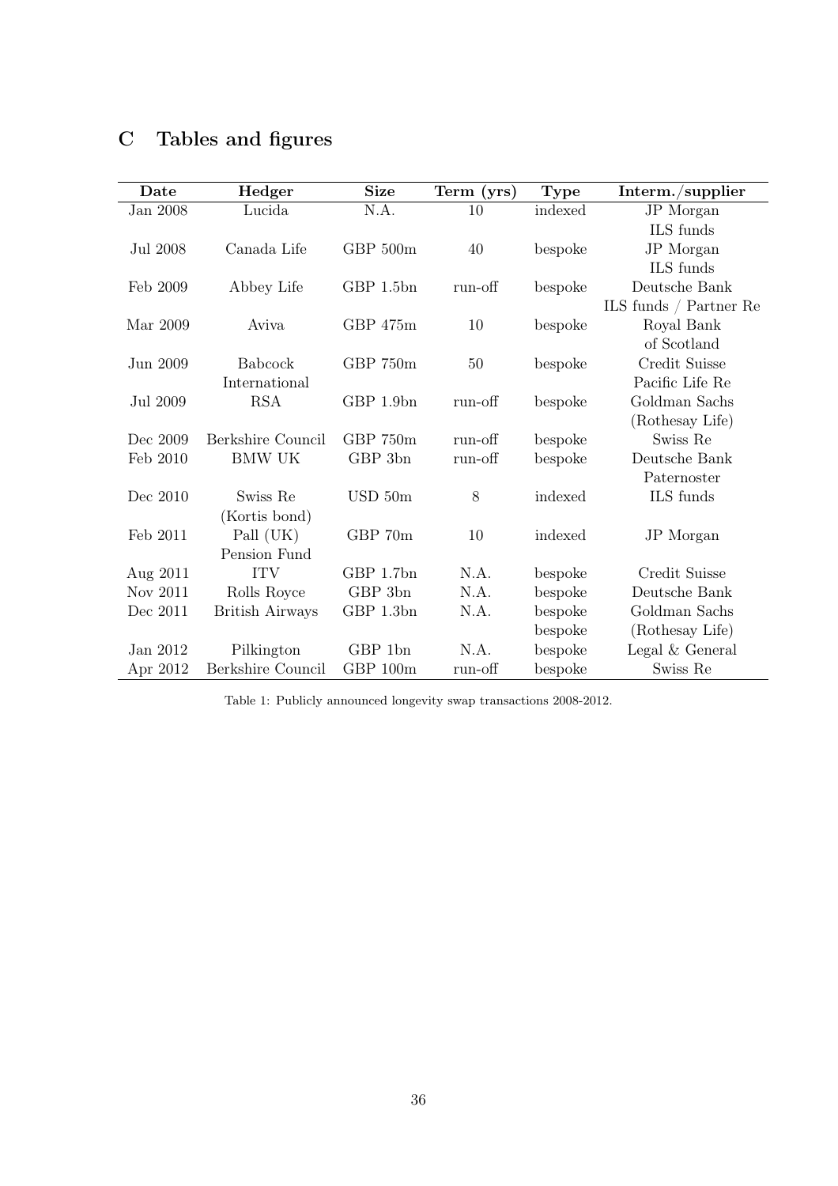## C Tables and figures

| Date | Hedger | Size | Term (yrs) | Type | Interm./supplier |
|---|---|---|---|---|---|
| Jan 2008 | Lucida | N.A. | 10 | indexed | JP Morgan ILS funds |
| Jul 2008 | Canada Life | GBP 500m | 40 | bespoke | JP Morgan ILS funds |
| Feb 2009 | Abbey Life | GBP 1.5bn | run-off | bespoke | Deutsche Bank ILS funds / Partner Re |
| Mar 2009 | Aviva | GBP 475m | 10 | bespoke | Royal Bank of Scotland |
| Jun 2009 | Babcock International | GBP 750m | 50 | bespoke | Credit Suisse Pacific Life Re |
| Jul 2009 | RSA | GBP 1.9bn | run-off | bespoke | Goldman Sachs (Rothesay Life) |
| Dec 2009 | Berkshire Council | GBP 750m | run-off | bespoke | Swiss Re |
| Feb 2010 | BMW UK | GBP 3bn | run-off | bespoke | Deutsche Bank Paternoster |
| Dec 2010 | Swiss Re (Kortis bond) | USD 50m | 8 | indexed | ILS funds |
| Feb 2011 | Pall (UK) Pension Fund | GBP 70m | 10 | indexed | JP Morgan |
| Aug 2011 | ITV | GBP 1.7bn | N.A. | bespoke | Credit Suisse |
| Nov 2011 | Rolls Royce | GBP 3bn | N.A. | bespoke | Deutsche Bank |
| Dec 2011 | British Airways | GBP 1.3bn | N.A. | bespoke bespoke | Goldman Sachs (Rothesay Life) |
| Jan 2012 | Pilkington | GBP 1bn | N.A. | bespoke | Legal & General |
| Apr 2012 | Berkshire Council | GBP 100m | run-off | bespoke | Swiss Re |

Table 1: Publicly announced longevity swap transactions 2008-2012.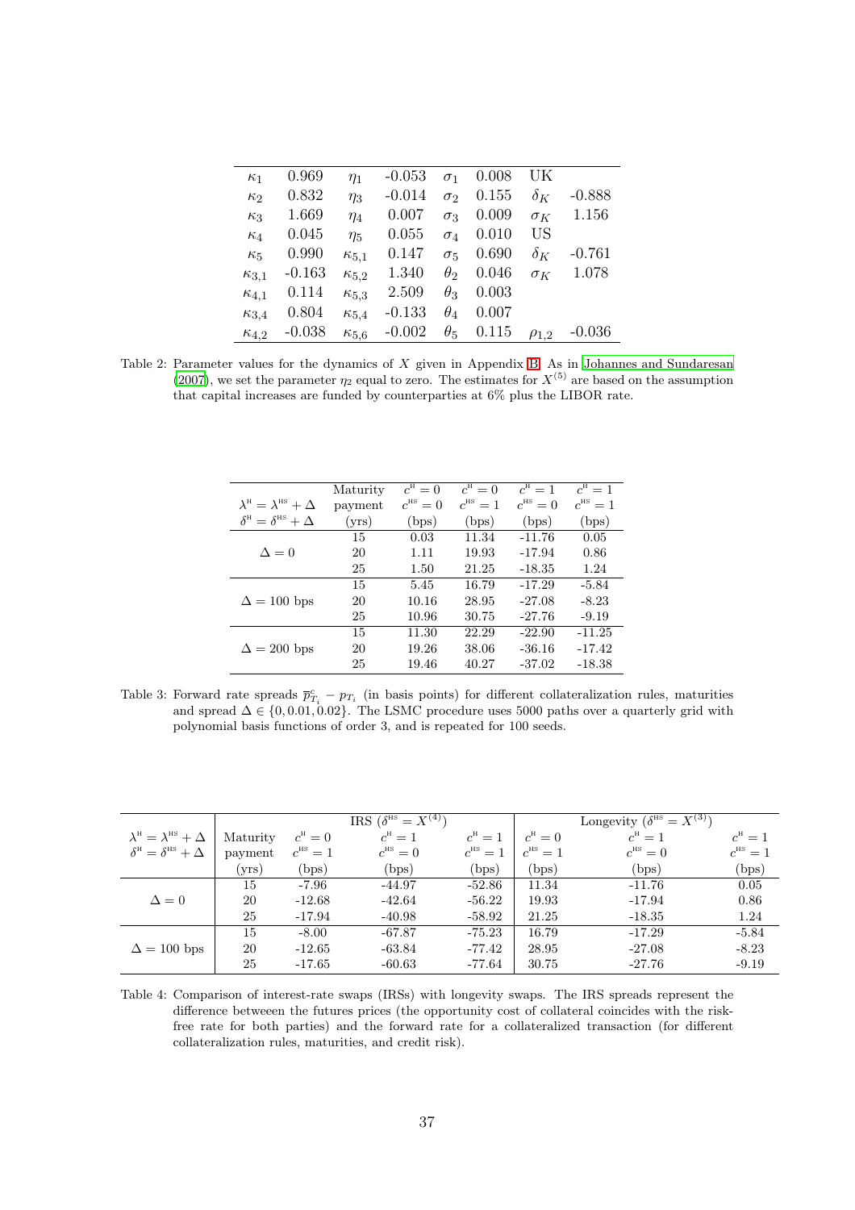| | | | | | | | |
|---|---|---|---|---|---|---|---|
| $\kappa_1$ | 0.969 | $\eta_1$ | -0.053 | $\sigma_1$ | 0.008 | UK | |
| $\kappa_2$ | 0.832 | $\eta_3$ | -0.014 | $\sigma_2$ | 0.155 | $\delta_K$ | -0.888 |
| $\kappa_3$ | 1.669 | $\eta_4$ | 0.007 | $\sigma_3$ | 0.009 | $\sigma_K$ | 1.156 |
| $\kappa_4$ | 0.045 | $\eta_5$ | 0.055 | $\sigma_4$ | 0.010 | US | |
| $\kappa_5$ | 0.990 | $\kappa_{5,1}$ | 0.147 | $\sigma_5$ | 0.690 | $\delta_K$ | -0.761 |
| $\kappa_{3,1}$ | -0.163 | $\kappa_{5,2}$ | 1.340 | $\theta_2$ | 0.046 | $\sigma_K$ | 1.078 |
| $\kappa_{4,1}$ | 0.114 | $\kappa_{5,3}$ | 2.509 | $\theta_3$ | 0.003 | | |
| $\kappa_{3,4}$ | 0.804 | $\kappa_{5,4}$ | -0.133 | $\theta_4$ | 0.007 | | |
| $\kappa_{4,2}$ | -0.038 | $\kappa_{5,6}$ | -0.002 | $\theta_5$ | 0.115 | $\rho_{1,2}$ | -0.036 |

Table 2: Parameter values for the dynamics of $X$ given in Appendix B. As in Johannes and Sundaresan (2007), we set the parameter $\eta_2$ equal to zero. The estimates for $X^{(5)}$ are based on the assumption that capital increases are funded by counterparties at 6% plus the LIBOR rate.

| $\lambda^{\text{H}} = \lambda^{\text{HS}} + \Delta$<br>$\delta^{\text{H}} = \delta^{\text{HS}} + \Delta$ | Maturity payment (yrs) | $c^{\text{H}} = 0$<br>$c^{\text{HS}} = 0$<br>(bps) | $c^{\text{H}} = 0$<br>$c^{\text{HS}} = 1$<br>(bps) | $c^{\text{H}} = 1$<br>$c^{\text{HS}} = 0$<br>(bps) | $c^{\text{H}} = 1$<br>$c^{\text{HS}} = 1$<br>(bps) |
|---|---|---|---|---|---|
| $\Delta = 0$ | 15 | 0.03 | 11.34 | -11.76 | 0.05 |
| | 20 | 1.11 | 19.93 | -17.94 | 0.86 |
| | 25 | 1.50 | 21.25 | -18.35 | 1.24 |
| $\Delta = 100$ bps | 15 | 5.45 | 16.79 | -17.29 | -5.84 |
| | 20 | 10.16 | 28.95 | -27.08 | -8.23 |
| | 25 | 10.96 | 30.75 | -27.76 | -9.19 |
| $\Delta = 200$ bps | 15 | 11.30 | 22.29 | -22.90 | -11.25 |
| | 20 | 19.26 | 38.06 | -36.16 | -17.42 |
| | 25 | 19.46 | 40.27 | -37.02 | -18.38 |

Table 3: Forward rate spreads $\overline{p}^{c}_{T_i} - p_{T_i}$ (in basis points) for different collateralization rules, maturities and spread $\Delta \in \{0, 0.01, 0.02\}$. The LSMC procedure uses 5000 paths over a quarterly grid with polynomial basis functions of order 3, and is repeated for 100 seeds.

| | | IRS ($\delta^{\text{HS}} = X^{(4)}$) | | | Longevity ($\delta^{\text{HS}} = X^{(3)}$) | | |
|---|---|---|---|---|---|---|---|
| $\lambda^{\text{H}} = \lambda^{\text{HS}} + \Delta$<br>$\delta^{\text{H}} = \delta^{\text{HS}} + \Delta$ | Maturity payment (yrs) | $c^{\text{H}} = 0$<br>$c^{\text{HS}} = 1$<br>(bps) | $c^{\text{H}} = 1$<br>$c^{\text{HS}} = 0$<br>(bps) | $c^{\text{H}} = 1$<br>$c^{\text{HS}} = 1$<br>(bps) | $c^{\text{H}} = 0$<br>$c^{\text{HS}} = 1$<br>(bps) | $c^{\text{H}} = 1$<br>$c^{\text{HS}} = 0$<br>(bps) | $c^{\text{H}} = 1$<br>$c^{\text{HS}} = 1$<br>(bps) |
| $\Delta = 0$ | 15 | -7.96 | -44.97 | -52.86 | 11.34 | -11.76 | 0.05 |
| | 20 | -12.68 | -42.64 | -56.22 | 19.93 | -17.94 | 0.86 |
| | 25 | -17.94 | -40.98 | -58.92 | 21.25 | -18.35 | 1.24 |
| $\Delta = 100$ bps | 15 | -8.00 | -67.87 | -75.23 | 16.79 | -17.29 | -5.84 |
| | 20 | -12.65 | -63.84 | -77.42 | 28.95 | -27.08 | -8.23 |
| | 25 | -17.65 | -60.63 | -77.64 | 30.75 | -27.76 | -9.19 |

Table 4: Comparison of interest-rate swaps (IRSs) with longevity swaps. The IRS spreads represent the differnce betweeen the futures prices (the opportunity cost of collateral coincides with the risk-free rate for both parties) and the forward rate for a collateralized transaction (for different collateralization rules, maturities, and credit risk).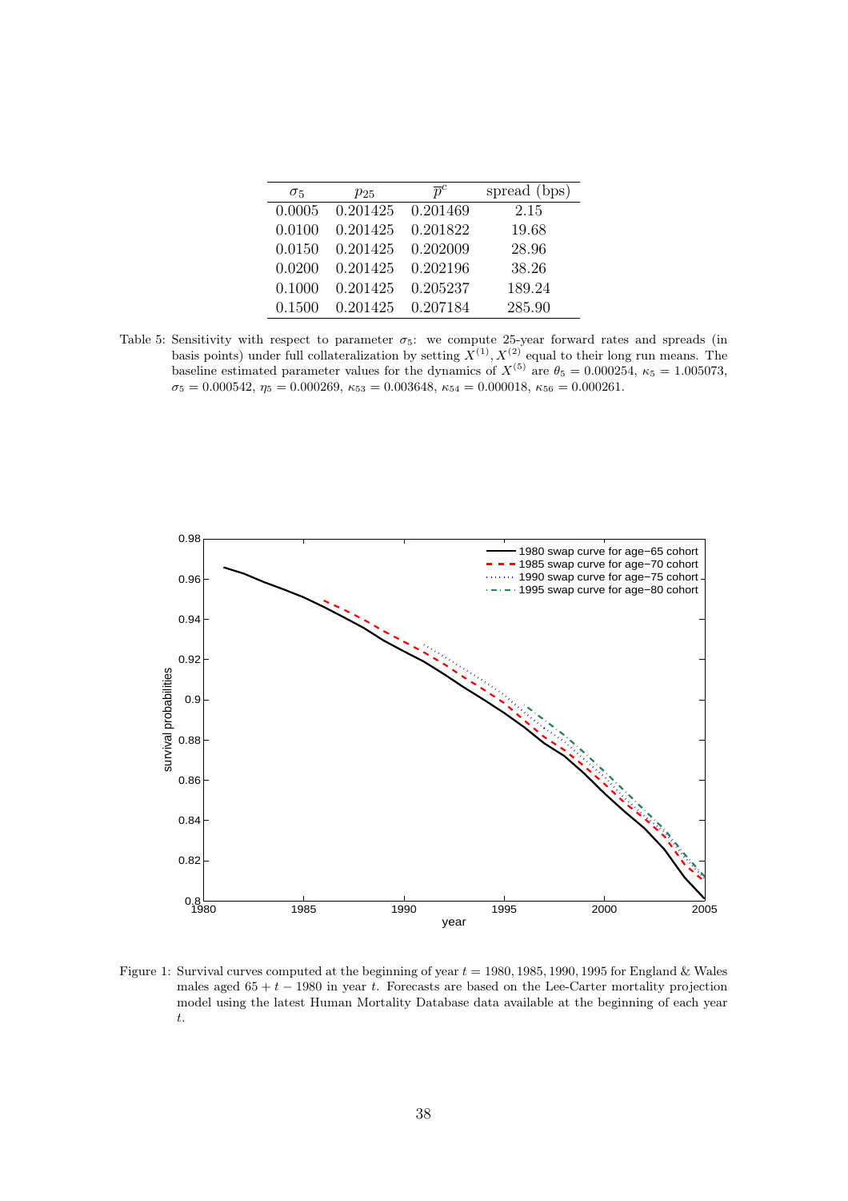| $\sigma_5$ | $p_{25}$ | $\overline{p}^c$ | spread (bps) |
|---|---|---|---|
| 0.0005 | 0.201425 | 0.201469 | 2.15 |
| 0.0100 | 0.201425 | 0.201822 | 19.68 |
| 0.0150 | 0.201425 | 0.202009 | 28.96 |
| 0.0200 | 0.201425 | 0.202196 | 38.26 |
| 0.1000 | 0.201425 | 0.205237 | 189.24 |
| 0.1500 | 0.201425 | 0.207184 | 285.90 |

Table 5: Sensitivity with respect to parameter $\sigma_5$: we compute 25-year forward rates and spreads (in basis points) under full collateralization by setting $X^{(1)}, X^{(2)}$ equal to their long run means. The baseline estimated parameter values for the dynamics of $X^{(5)}$ are $\theta_5 = 0.000254$, $\kappa_5 = 1.005073$, $\sigma_5 = 0.000542$, $\eta_5 = 0.000269$, $\kappa_{53} = 0.003648$, $\kappa_{54} = 0.000018$, $\kappa_{56} = 0.000261$.

Figure 1: Survival curves computed at the beginning of year $t = 1980, 1985, 1990, 1995$ for England & Wales males aged $65 + t - 1980$ in year $t$. Forecasts are based on the Lee-Carter mortality projection model using the latest Human Mortality Database data available at the beginning of each year $t$.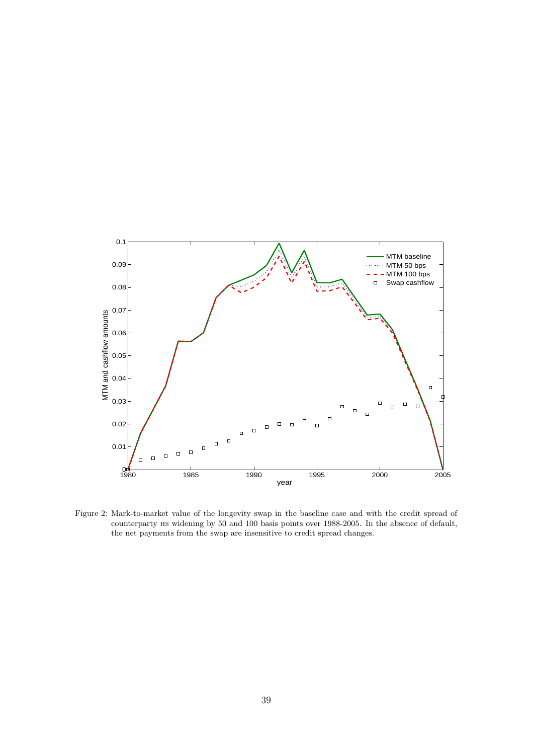Figure 2: Mark-to-market value of the longevity swap in the baseline case and with the credit spread of counterparty HS widening by 50 and 100 basis points over 1988-2005. In the absence of default, the net payments from the swap are insensitive to credit spread changes.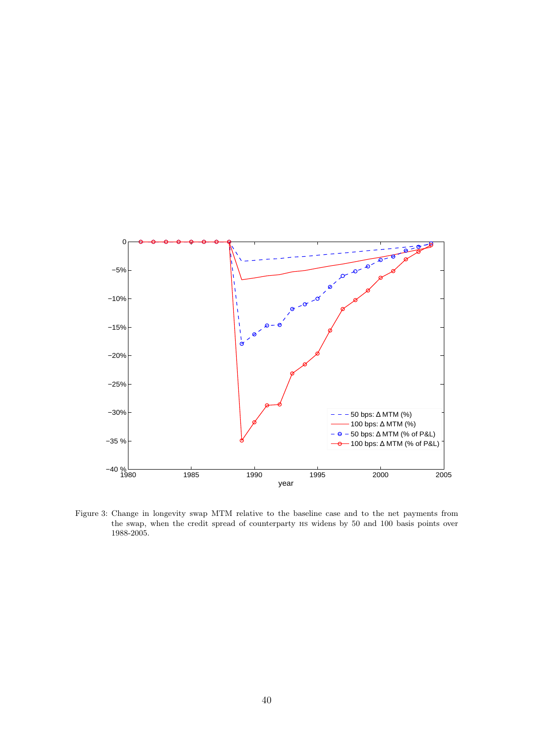Figure 3: Change in longevity swap MTM relative to the baseline case and to the net payments from the swap, when the credit spread of counterparty HS widens by 50 and 100 basis points over 1988-2005.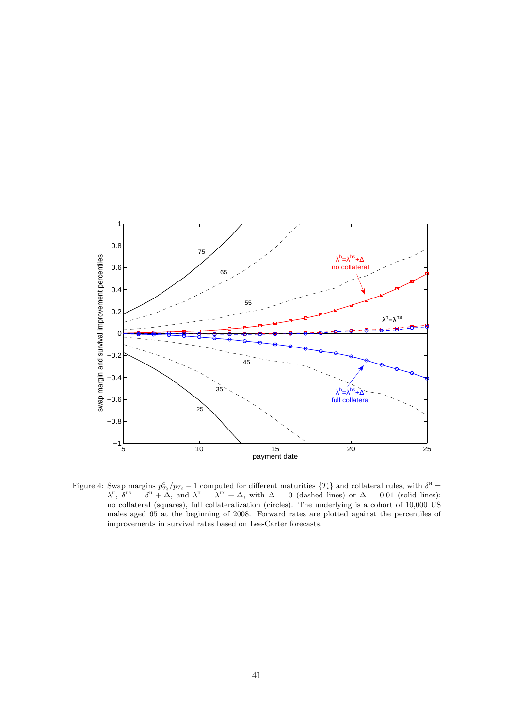Figure 4: Swap margins $\bar{p}^c_{T_i}/p_{T_i} - 1$ computed for different maturities $\{T_i\}$ and collateral rules, with $\delta^{\text{H}} = \lambda^{\text{H}}$, $\delta^{\text{HS}} = \delta^{\text{H}} + \Delta$, and $\lambda^{\text{H}} = \lambda^{\text{HS}} + \Delta$, with $\Delta = 0$ (dashed lines) or $\Delta = 0.01$ (solid lines): no collateral (squares), full collateralization (circles). The underlying is a cohort of 10,000 US males aged 65 at the beginning of 2008. Forward rates are plotted against the percentiles of improvements in survival rates based on Lee-Carter forecasts.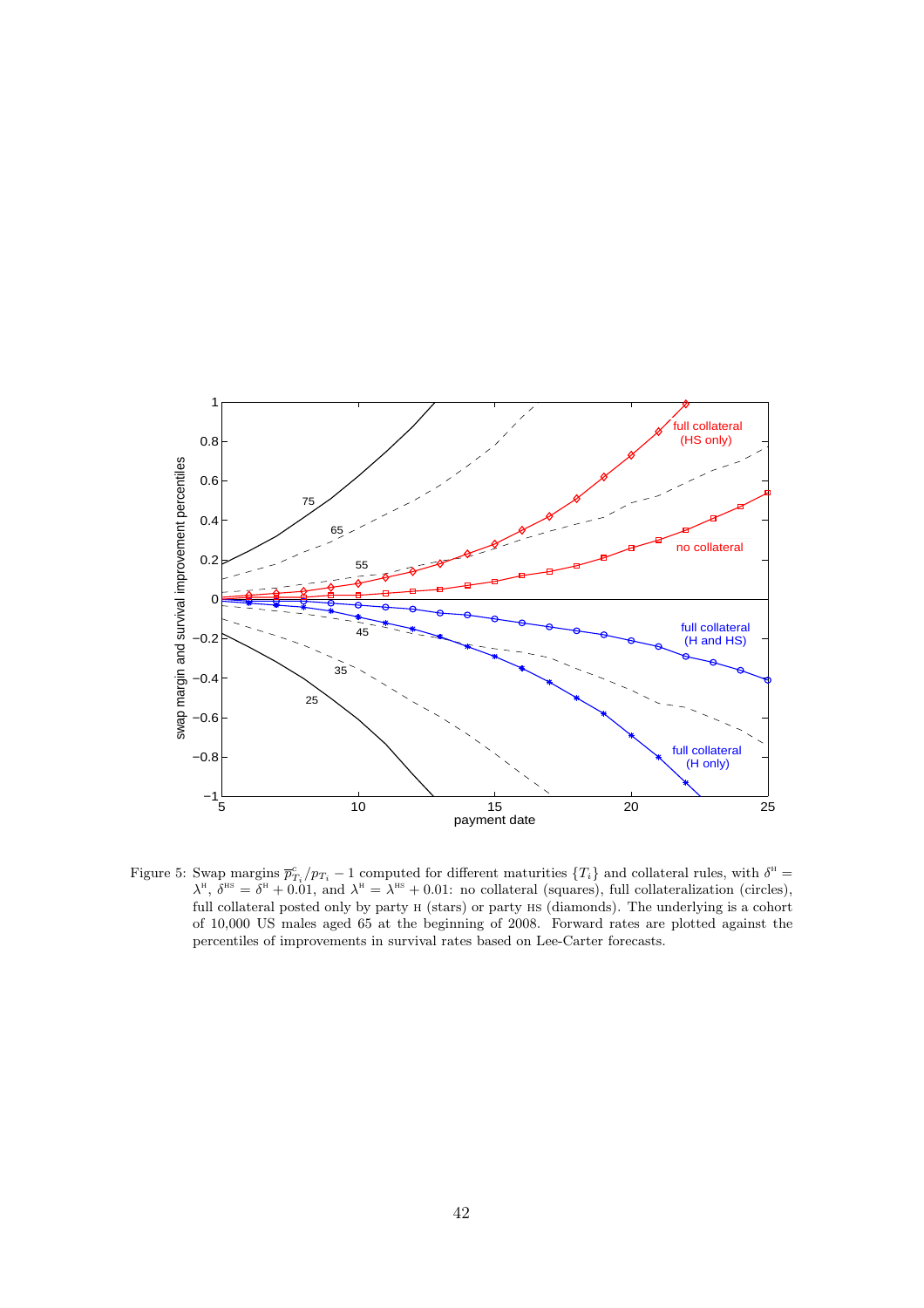Figure 5: Swap margins $\overline{p}^{c}_{T_i}/p_{T_i} - 1$ computed for different maturities $\{T_i\}$ and collateral rules, with $\delta^{\text{H}} = \lambda^{\text{H}}$, $\delta^{\text{HS}} = \delta^{\text{H}} + 0.01$, and $\lambda^{\text{H}} = \lambda^{\text{HS}} + 0.01$: no collateral (squares), full collateralization (circles), full collateral posted only by party H (stars) or party HS (diamonds). The underlying is a cohort of 10,000 US males aged 65 at the beginning of 2008. Forward rates are plotted against the percentiles of improvements in survival rates based on Lee-Carter forecasts.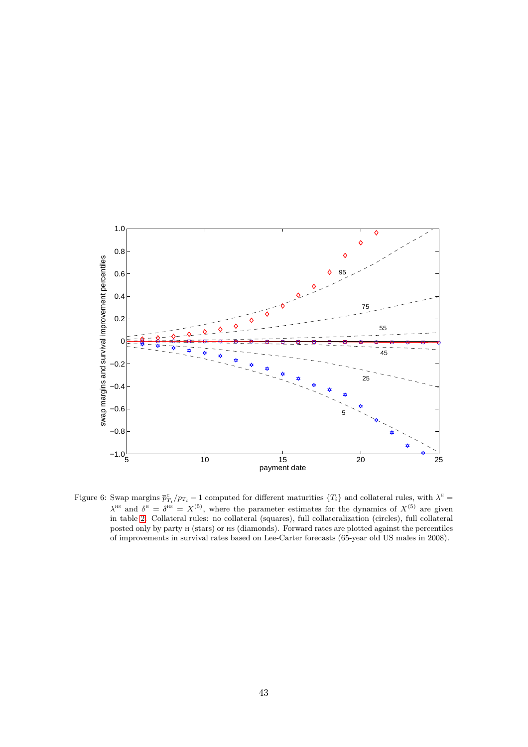Figure 6: Swap margins $\overline{p}^{c}_{T_i}/p_{T_i} - 1$ computed for different maturities $\{T_i\}$ and collateral rules, with $\lambda^{\text{H}} = \lambda^{\text{HS}}$ and $\delta^{\text{H}} = \delta^{\text{HS}} = X^{(5)}$, where the parameter estimates for the dynamics of $X^{(5)}$ are given in table 2. Collateral rules: no collateral (squares), full collateralization (circles), full collateral posted only by party H (stars) or HS (diamonds). Forward rates are plotted against the percentiles of improvements in survival rates based on Lee-Carter forecasts (65-year old US males in 2008).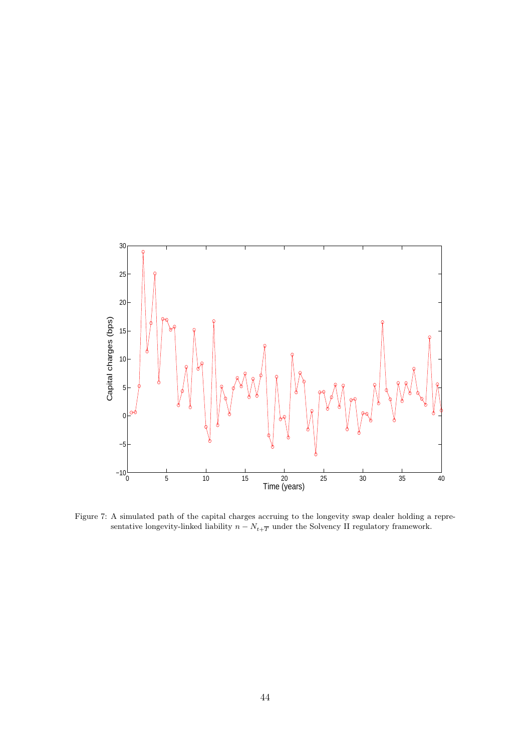Capital charges (bps)

30
25
20
15
10
5
0
−5
−10

0 5 10 15 20 25 30 35 40

Time (years)

Figure 7: A simulated path of the capital charges accruing to the longevity swap dealer holding a representative longevity-linked liability $n - N_{t+\overline{T}}$ under the Solvency II regulatory framework.